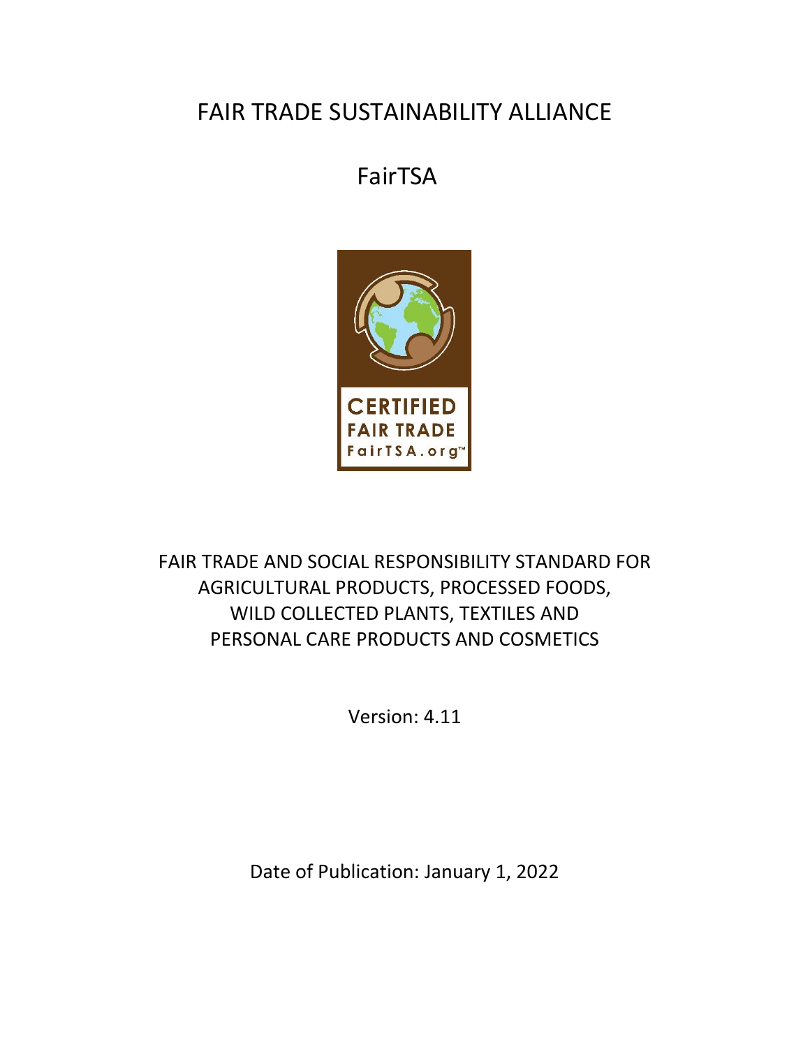# FAIR TRADE SUSTAINABILITY ALLIANCE

## FairTSA

CERTIFIED
FAIR TRADE
FairTSA.org™

FAIR TRADE AND SOCIAL RESPONSIBILITY STANDARD FOR AGRICULTURAL PRODUCTS, PROCESSED FOODS, WILD COLLECTED PLANTS, TEXTILES AND PERSONAL CARE PRODUCTS AND COSMETICS

Version: 4.11

Date of Publication: January 1, 2022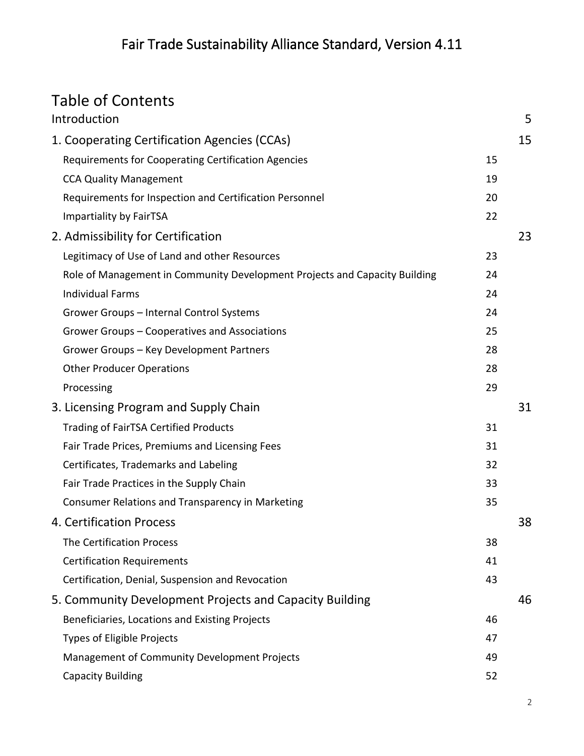# Fair Trade Sustainability Alliance Standard, Version 4.11

## Table of Contents

| Section | | Page |
|---|---|---|
| Introduction | | 5 |
| 1. Cooperating Certification Agencies (CCAs) | | 15 |
| Requirements for Cooperating Certification Agencies | 15 | |
| CCA Quality Management | 19 | |
| Requirements for Inspection and Certification Personnel | 20 | |
| Impartiality by FairTSA | 22 | |
| 2. Admissibility for Certification | | 23 |
| Legitimacy of Use of Land and other Resources | 23 | |
| Role of Management in Community Development Projects and Capacity Building | 24 | |
| Individual Farms | 24 | |
| Grower Groups – Internal Control Systems | 24 | |
| Grower Groups – Cooperatives and Associations | 25 | |
| Grower Groups – Key Development Partners | 28 | |
| Other Producer Operations | 28 | |
| Processing | 29 | |
| 3. Licensing Program and Supply Chain | | 31 |
| Trading of FairTSA Certified Products | 31 | |
| Fair Trade Prices, Premiums and Licensing Fees | 31 | |
| Certificates, Trademarks and Labeling | 32 | |
| Fair Trade Practices in the Supply Chain | 33 | |
| Consumer Relations and Transparency in Marketing | 35 | |
| 4. Certification Process | | 38 |
| The Certification Process | 38 | |
| Certification Requirements | 41 | |
| Certification, Denial, Suspension and Revocation | 43 | |
| 5. Community Development Projects and Capacity Building | | 46 |
| Beneficiaries, Locations and Existing Projects | 46 | |
| Types of Eligible Projects | 47 | |
| Management of Community Development Projects | 49 | |
| Capacity Building | 52 | |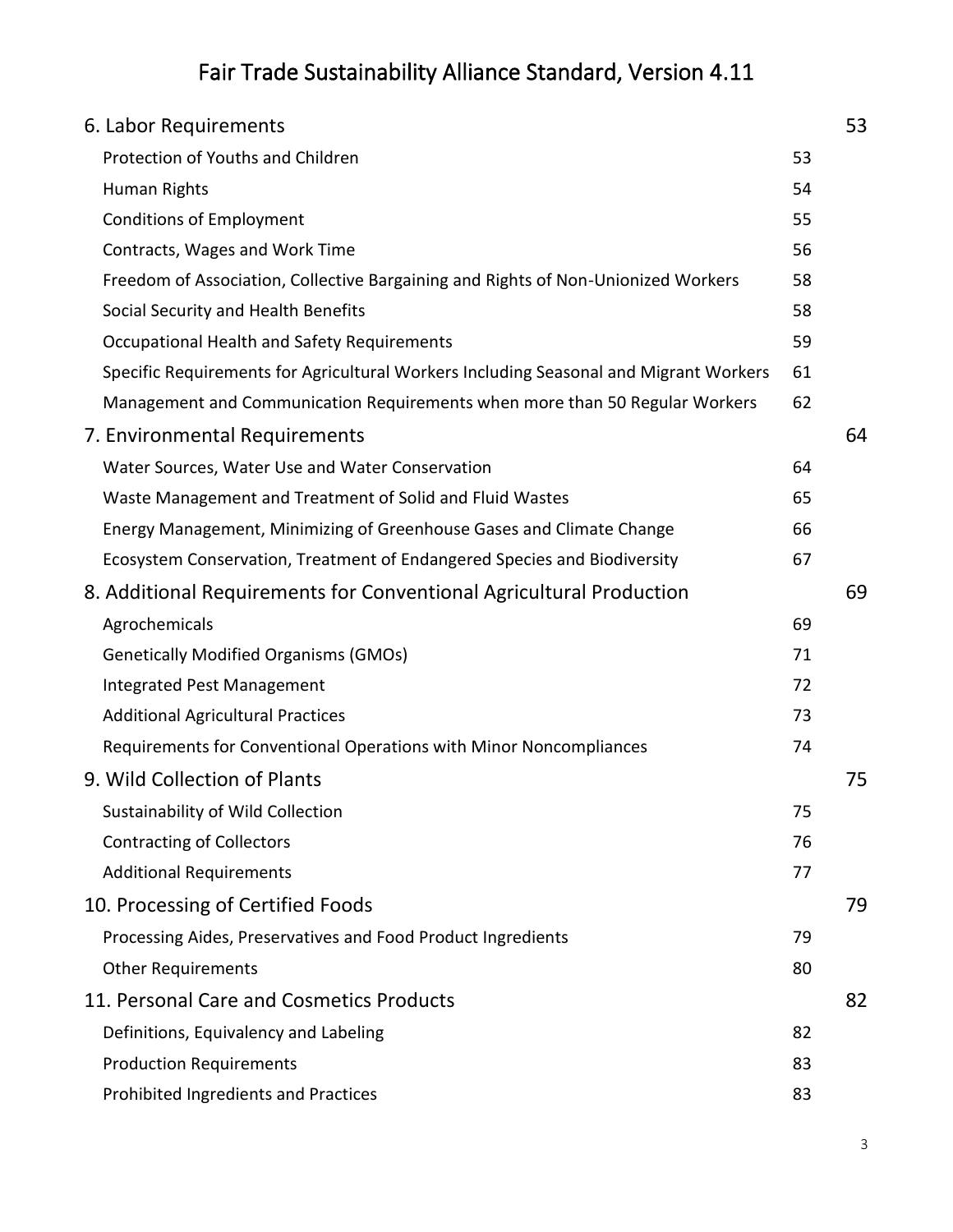# Fair Trade Sustainability Alliance Standard, Version 4.11

| | | |
|---|---|---|
| 6. Labor Requirements | | 53 |
| Protection of Youths and Children | 53 | |
| Human Rights | 54 | |
| Conditions of Employment | 55 | |
| Contracts, Wages and Work Time | 56 | |
| Freedom of Association, Collective Bargaining and Rights of Non-Unionized Workers | 58 | |
| Social Security and Health Benefits | 58 | |
| Occupational Health and Safety Requirements | 59 | |
| Specific Requirements for Agricultural Workers Including Seasonal and Migrant Workers | 61 | |
| Management and Communication Requirements when more than 50 Regular Workers | 62 | |
| 7. Environmental Requirements | | 64 |
| Water Sources, Water Use and Water Conservation | 64 | |
| Waste Management and Treatment of Solid and Fluid Wastes | 65 | |
| Energy Management, Minimizing of Greenhouse Gases and Climate Change | 66 | |
| Ecosystem Conservation, Treatment of Endangered Species and Biodiversity | 67 | |
| 8. Additional Requirements for Conventional Agricultural Production | | 69 |
| Agrochemicals | 69 | |
| Genetically Modified Organisms (GMOs) | 71 | |
| Integrated Pest Management | 72 | |
| Additional Agricultural Practices | 73 | |
| Requirements for Conventional Operations with Minor Noncompliances | 74 | |
| 9. Wild Collection of Plants | | 75 |
| Sustainability of Wild Collection | 75 | |
| Contracting of Collectors | 76 | |
| Additional Requirements | 77 | |
| 10. Processing of Certified Foods | | 79 |
| Processing Aides, Preservatives and Food Product Ingredients | 79 | |
| Other Requirements | 80 | |
| 11. Personal Care and Cosmetics Products | | 82 |
| Definitions, Equivalency and Labeling | 82 | |
| Production Requirements | 83 | |
| Prohibited Ingredients and Practices | 83 | |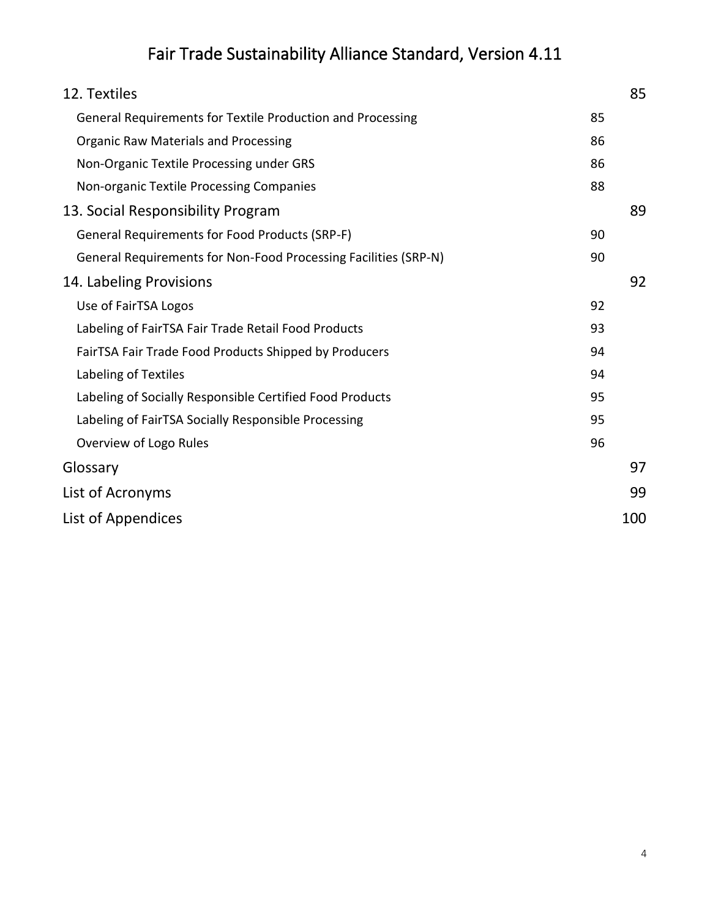| | | |
|---|---|---|
| 12. Textiles | | 85 |
| General Requirements for Textile Production and Processing | 85 | |
| Organic Raw Materials and Processing | 86 | |
| Non-Organic Textile Processing under GRS | 86 | |
| Non-organic Textile Processing Companies | 88 | |
| 13. Social Responsibility Program | | 89 |
| General Requirements for Food Products (SRP-F) | 90 | |
| General Requirements for Non-Food Processing Facilities (SRP-N) | 90 | |
| 14. Labeling Provisions | | 92 |
| Use of FairTSA Logos | 92 | |
| Labeling of FairTSA Fair Trade Retail Food Products | 93 | |
| FairTSA Fair Trade Food Products Shipped by Producers | 94 | |
| Labeling of Textiles | 94 | |
| Labeling of Socially Responsible Certified Food Products | 95 | |
| Labeling of FairTSA Socially Responsible Processing | 95 | |
| Overview of Logo Rules | 96 | |
| Glossary | | 97 |
| List of Acronyms | | 99 |
| List of Appendices | | 100 |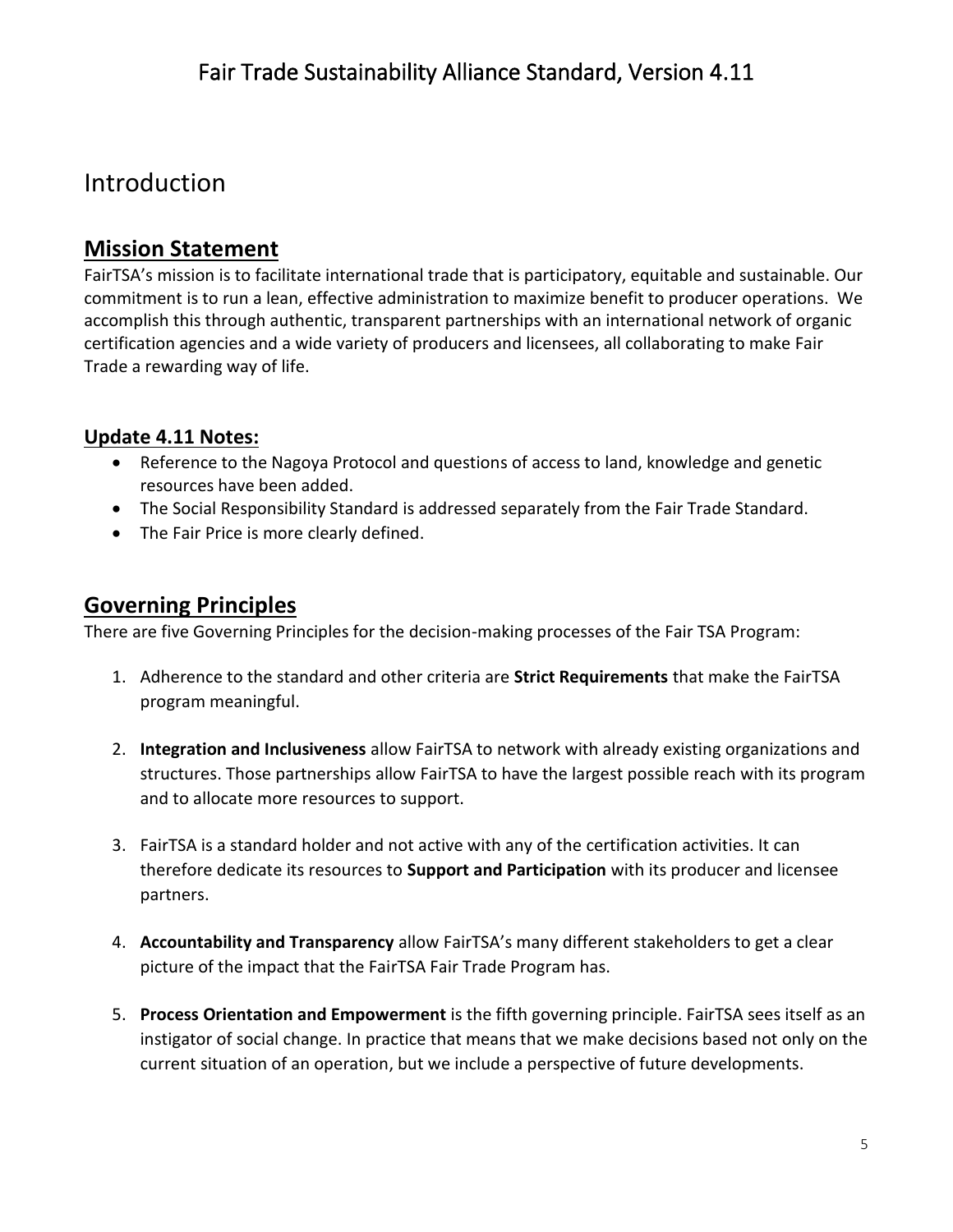# Introduction

## Mission Statement

FairTSA's mission is to facilitate international trade that is participatory, equitable and sustainable. Our commitment is to run a lean, effective administration to maximize benefit to producer operations. We accomplish this through authentic, transparent partnerships with an international network of organic certification agencies and a wide variety of producers and licensees, all collaborating to make Fair Trade a rewarding way of life.

### Update 4.11 Notes:

- Reference to the Nagoya Protocol and questions of access to land, knowledge and genetic resources have been added.
- The Social Responsibility Standard is addressed separately from the Fair Trade Standard.
- The Fair Price is more clearly defined.

## Governing Principles

There are five Governing Principles for the decision-making processes of the Fair TSA Program:

1. Adherence to the standard and other criteria are **Strict Requirements** that make the FairTSA program meaningful.

2. **Integration and Inclusiveness** allow FairTSA to network with already existing organizations and structures. Those partnerships allow FairTSA to have the largest possible reach with its program and to allocate more resources to support.

3. FairTSA is a standard holder and not active with any of the certification activities. It can therefore dedicate its resources to **Support and Participation** with its producer and licensee partners.

4. **Accountability and Transparency** allow FairTSA's many different stakeholders to get a clear picture of the impact that the FairTSA Fair Trade Program has.

5. **Process Orientation and Empowerment** is the fifth governing principle. FairTSA sees itself as an instigator of social change. In practice that means that we make decisions based not only on the current situation of an operation, but we include a perspective of future developments.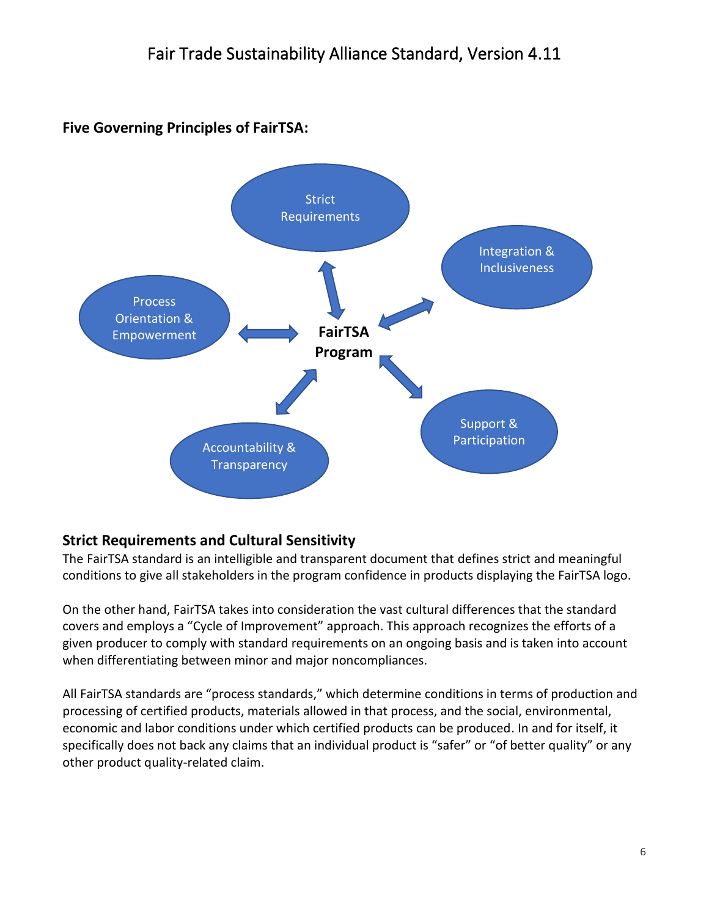### Five Governing Principles of FairTSA:

FairTSA Program

Strict Requirements

Integration & Inclusiveness

Support & Participation

Accountability & Transparency

Process Orientation & Empowerment

### Strict Requirements and Cultural Sensitivity

The FairTSA standard is an intelligible and transparent document that defines strict and meaningful conditions to give all stakeholders in the program confidence in products displaying the FairTSA logo.

On the other hand, FairTSA takes into consideration the vast cultural differences that the standard covers and employs a "Cycle of Improvement" approach. This approach recognizes the efforts of a given producer to comply with standard requirements on an ongoing basis and is taken into account when differentiating between minor and major noncompliances.

All FairTSA standards are "process standards," which determine conditions in terms of production and processing of certified products, materials allowed in that process, and the social, environmental, economic and labor conditions under which certified products can be produced. In and for itself, it specifically does not back any claims that an individual product is "safer" or "of better quality" or any other product quality-related claim.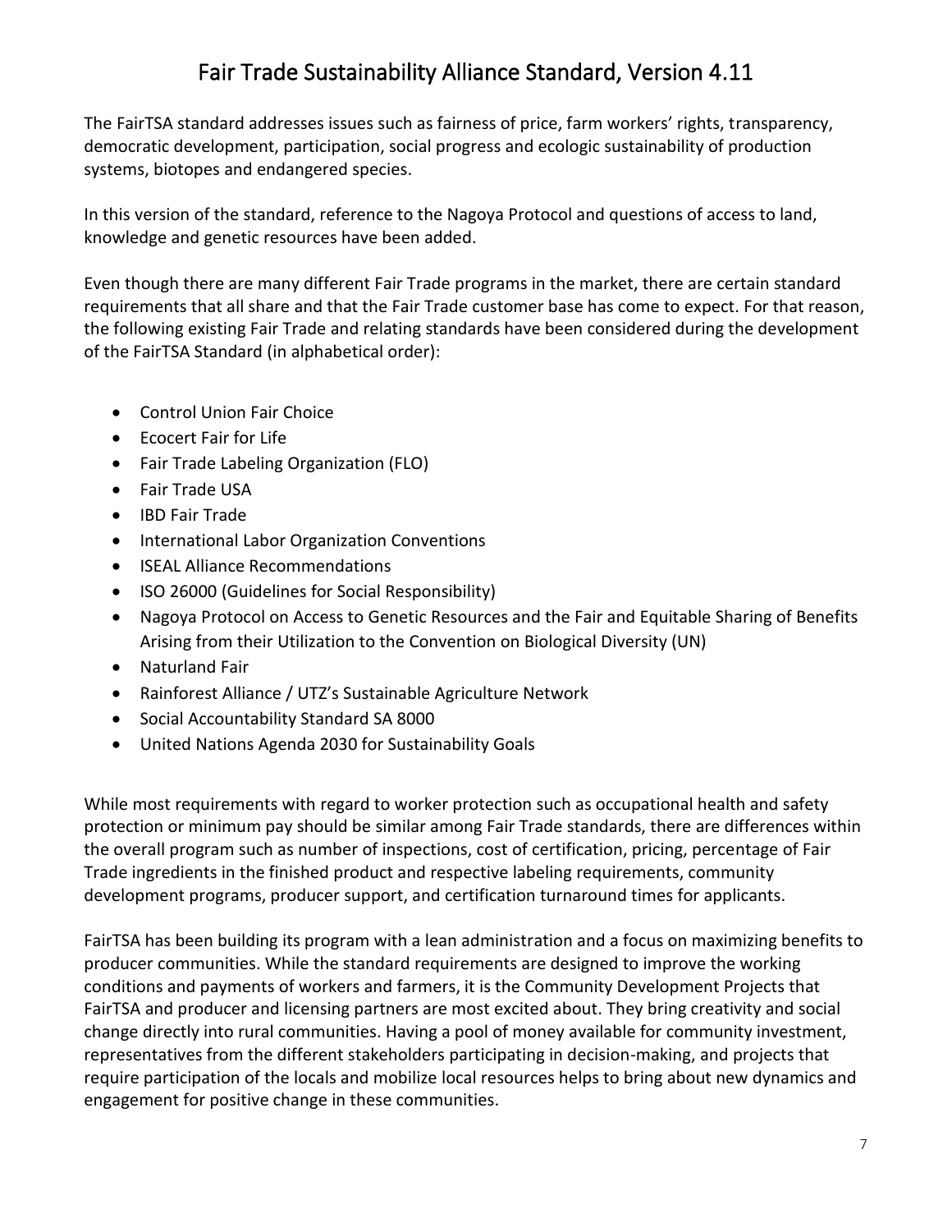# Fair Trade Sustainability Alliance Standard, Version 4.11

The FairTSA standard addresses issues such as fairness of price, farm workers' rights, transparency, democratic development, participation, social progress and ecologic sustainability of production systems, biotopes and endangered species.

In this version of the standard, reference to the Nagoya Protocol and questions of access to land, knowledge and genetic resources have been added.

Even though there are many different Fair Trade programs in the market, there are certain standard requirements that all share and that the Fair Trade customer base has come to expect. For that reason, the following existing Fair Trade and relating standards have been considered during the development of the FairTSA Standard (in alphabetical order):

- Control Union Fair Choice
- Ecocert Fair for Life
- Fair Trade Labeling Organization (FLO)
- Fair Trade USA
- IBD Fair Trade
- International Labor Organization Conventions
- ISEAL Alliance Recommendations
- ISO 26000 (Guidelines for Social Responsibility)
- Nagoya Protocol on Access to Genetic Resources and the Fair and Equitable Sharing of Benefits Arising from their Utilization to the Convention on Biological Diversity (UN)
- Naturland Fair
- Rainforest Alliance / UTZ's Sustainable Agriculture Network
- Social Accountability Standard SA 8000
- United Nations Agenda 2030 for Sustainability Goals

While most requirements with regard to worker protection such as occupational health and safety protection or minimum pay should be similar among Fair Trade standards, there are differences within the overall program such as number of inspections, cost of certification, pricing, percentage of Fair Trade ingredients in the finished product and respective labeling requirements, community development programs, producer support, and certification turnaround times for applicants.

FairTSA has been building its program with a lean administration and a focus on maximizing benefits to producer communities. While the standard requirements are designed to improve the working conditions and payments of workers and farmers, it is the Community Development Projects that FairTSA and producer and licensing partners are most excited about. They bring creativity and social change directly into rural communities. Having a pool of money available for community investment, representatives from the different stakeholders participating in decision-making, and projects that require participation of the locals and mobilize local resources helps to bring about new dynamics and engagement for positive change in these communities.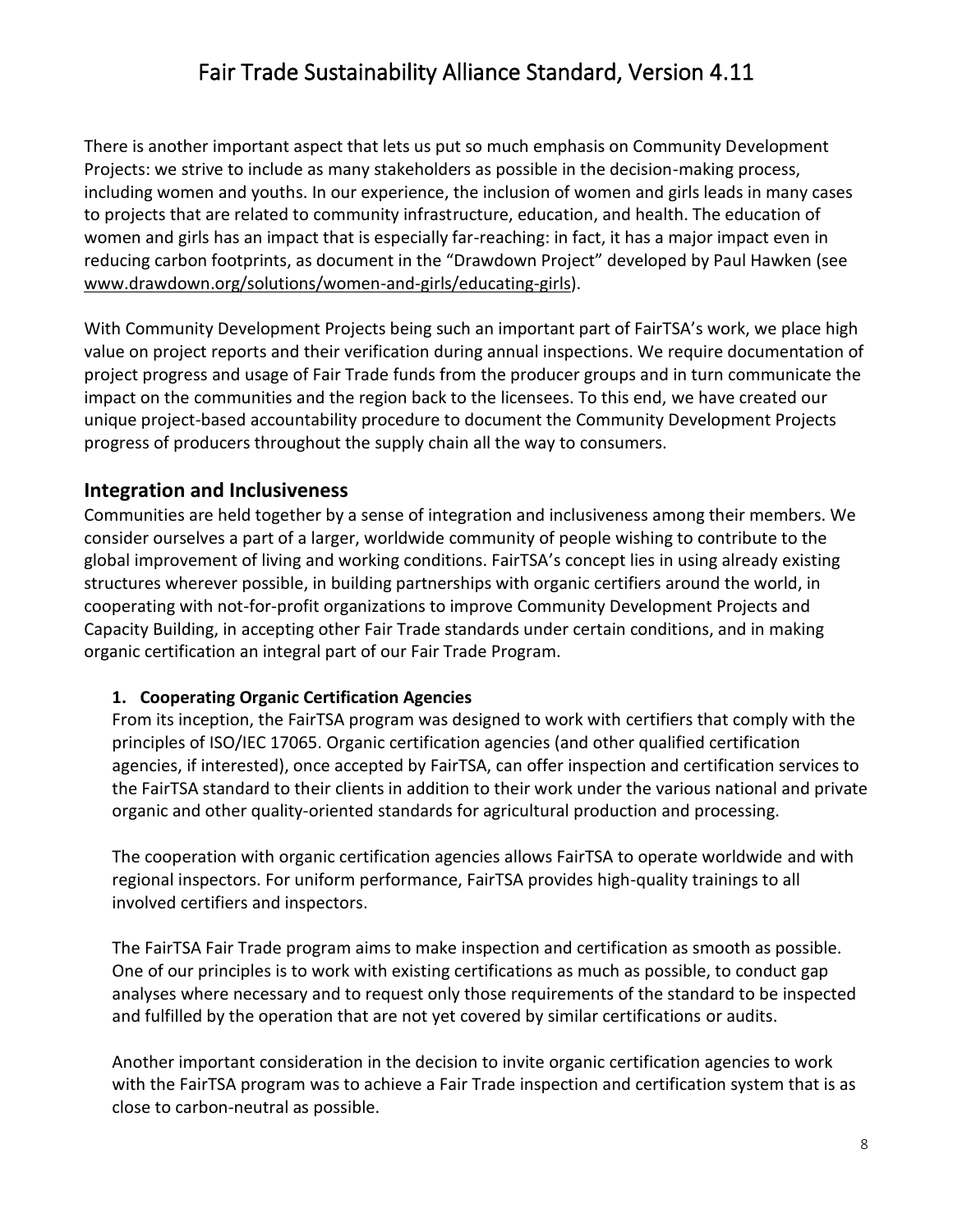There is another important aspect that lets us put so much emphasis on Community Development Projects: we strive to include as many stakeholders as possible in the decision-making process, including women and youths. In our experience, the inclusion of women and girls leads in many cases to projects that are related to community infrastructure, education, and health. The education of women and girls has an impact that is especially far-reaching: in fact, it has a major impact even in reducing carbon footprints, as document in the "Drawdown Project" developed by Paul Hawken (see www.drawdown.org/solutions/women-and-girls/educating-girls).

With Community Development Projects being such an important part of FairTSA's work, we place high value on project reports and their verification during annual inspections. We require documentation of project progress and usage of Fair Trade funds from the producer groups and in turn communicate the impact on the communities and the region back to the licensees. To this end, we have created our unique project-based accountability procedure to document the Community Development Projects progress of producers throughout the supply chain all the way to consumers.

## Integration and Inclusiveness

Communities are held together by a sense of integration and inclusiveness among their members. We consider ourselves a part of a larger, worldwide community of people wishing to contribute to the global improvement of living and working conditions. FairTSA's concept lies in using already existing structures wherever possible, in building partnerships with organic certifiers around the world, in cooperating with not-for-profit organizations to improve Community Development Projects and Capacity Building, in accepting other Fair Trade standards under certain conditions, and in making organic certification an integral part of our Fair Trade Program.

### 1. Cooperating Organic Certification Agencies

From its inception, the FairTSA program was designed to work with certifiers that comply with the principles of ISO/IEC 17065. Organic certification agencies (and other qualified certification agencies, if interested), once accepted by FairTSA, can offer inspection and certification services to the FairTSA standard to their clients in addition to their work under the various national and private organic and other quality-oriented standards for agricultural production and processing.

The cooperation with organic certification agencies allows FairTSA to operate worldwide and with regional inspectors. For uniform performance, FairTSA provides high-quality trainings to all involved certifiers and inspectors.

The FairTSA Fair Trade program aims to make inspection and certification as smooth as possible. One of our principles is to work with existing certifications as much as possible, to conduct gap analyses where necessary and to request only those requirements of the standard to be inspected and fulfilled by the operation that are not yet covered by similar certifications or audits.

Another important consideration in the decision to invite organic certification agencies to work with the FairTSA program was to achieve a Fair Trade inspection and certification system that is as close to carbon-neutral as possible.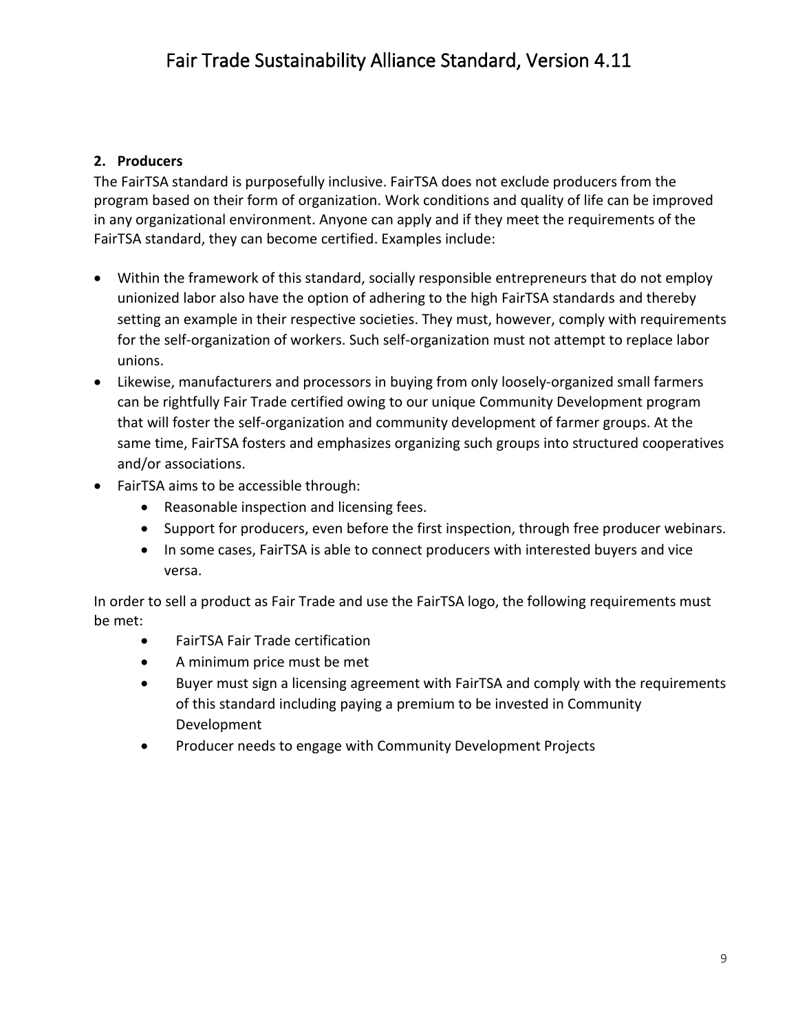## 2. Producers

The FairTSA standard is purposefully inclusive. FairTSA does not exclude producers from the program based on their form of organization. Work conditions and quality of life can be improved in any organizational environment. Anyone can apply and if they meet the requirements of the FairTSA standard, they can become certified. Examples include:

- Within the framework of this standard, socially responsible entrepreneurs that do not employ unionized labor also have the option of adhering to the high FairTSA standards and thereby setting an example in their respective societies. They must, however, comply with requirements for the self-organization of workers. Such self-organization must not attempt to replace labor unions.
- Likewise, manufacturers and processors in buying from only loosely-organized small farmers can be rightfully Fair Trade certified owing to our unique Community Development program that will foster the self-organization and community development of farmer groups. At the same time, FairTSA fosters and emphasizes organizing such groups into structured cooperatives and/or associations.
- FairTSA aims to be accessible through:
  - Reasonable inspection and licensing fees.
  - Support for producers, even before the first inspection, through free producer webinars.
  - In some cases, FairTSA is able to connect producers with interested buyers and vice versa.

In order to sell a product as Fair Trade and use the FairTSA logo, the following requirements must be met:

- FairTSA Fair Trade certification
- A minimum price must be met
- Buyer must sign a licensing agreement with FairTSA and comply with the requirements of this standard including paying a premium to be invested in Community Development
- Producer needs to engage with Community Development Projects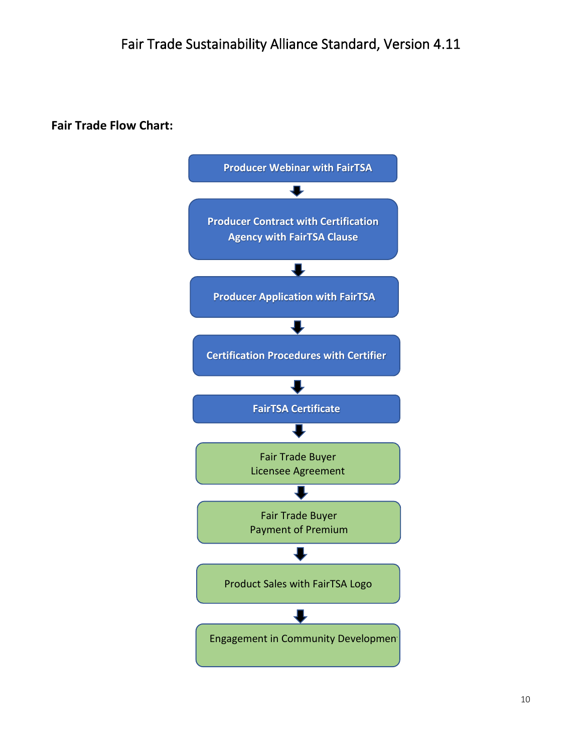**Fair Trade Flow Chart:**

Producer Webinar with FairTSA

↓

Producer Contract with Certification Agency with FairTSA Clause

↓

Producer Application with FairTSA

↓

Certification Procedures with Certifier

↓

FairTSA Certificate

↓

Fair Trade Buyer Licensee Agreement

↓

Fair Trade Buyer Payment of Premium

↓

Product Sales with FairTSA Logo

↓

Engagement in Community Developmen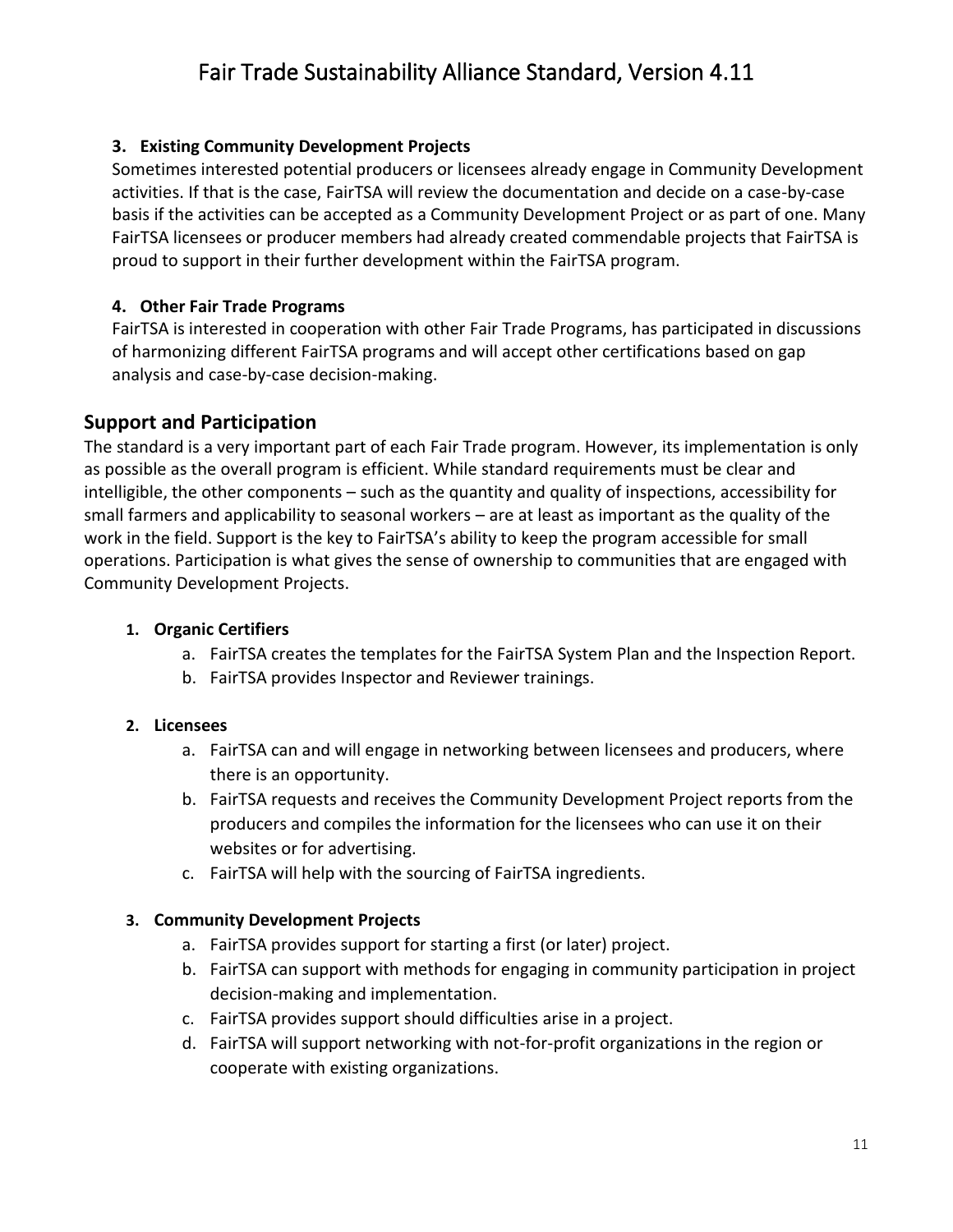**3. Existing Community Development Projects**

Sometimes interested potential producers or licensees already engage in Community Development activities. If that is the case, FairTSA will review the documentation and decide on a case-by-case basis if the activities can be accepted as a Community Development Project or as part of one. Many FairTSA licensees or producer members had already created commendable projects that FairTSA is proud to support in their further development within the FairTSA program.

**4. Other Fair Trade Programs**

FairTSA is interested in cooperation with other Fair Trade Programs, has participated in discussions of harmonizing different FairTSA programs and will accept other certifications based on gap analysis and case-by-case decision-making.

## Support and Participation

The standard is a very important part of each Fair Trade program. However, its implementation is only as possible as the overall program is efficient. While standard requirements must be clear and intelligible, the other components – such as the quantity and quality of inspections, accessibility for small farmers and applicability to seasonal workers – are at least as important as the quality of the work in the field. Support is the key to FairTSA's ability to keep the program accessible for small operations. Participation is what gives the sense of ownership to communities that are engaged with Community Development Projects.

1. **Organic Certifiers**
   a. FairTSA creates the templates for the FairTSA System Plan and the Inspection Report.
   b. FairTSA provides Inspector and Reviewer trainings.

2. **Licensees**
   a. FairTSA can and will engage in networking between licensees and producers, where there is an opportunity.
   b. FairTSA requests and receives the Community Development Project reports from the producers and compiles the information for the licensees who can use it on their websites or for advertising.
   c. FairTSA will help with the sourcing of FairTSA ingredients.

3. **Community Development Projects**
   a. FairTSA provides support for starting a first (or later) project.
   b. FairTSA can support with methods for engaging in community participation in project decision-making and implementation.
   c. FairTSA provides support should difficulties arise in a project.
   d. FairTSA will support networking with not-for-profit organizations in the region or cooperate with existing organizations.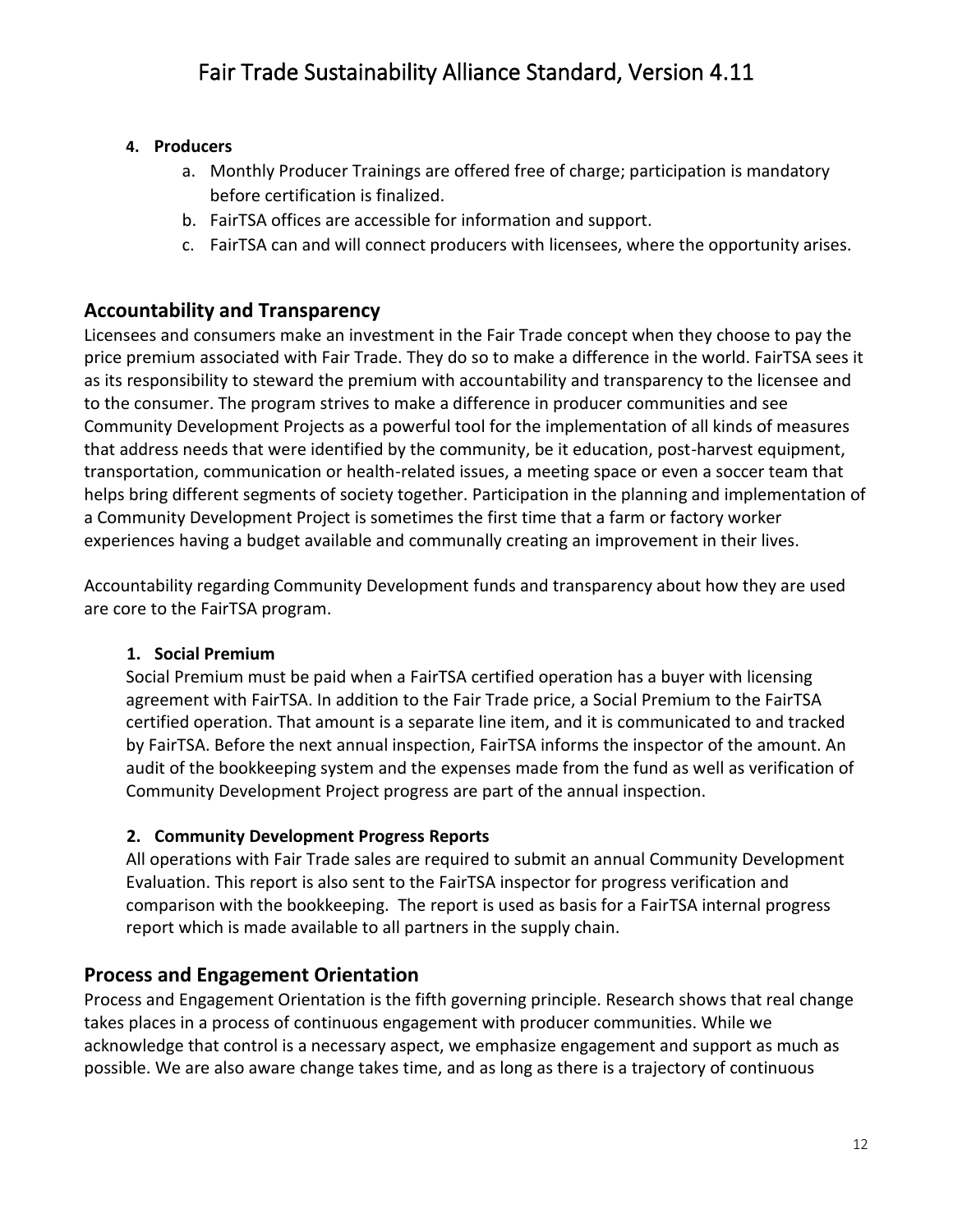4. **Producers**
    a. Monthly Producer Trainings are offered free of charge; participation is mandatory before certification is finalized.
    b. FairTSA offices are accessible for information and support.
    c. FairTSA can and will connect producers with licensees, where the opportunity arises.

## Accountability and Transparency

Licensees and consumers make an investment in the Fair Trade concept when they choose to pay the price premium associated with Fair Trade. They do so to make a difference in the world. FairTSA sees it as its responsibility to steward the premium with accountability and transparency to the licensee and to the consumer. The program strives to make a difference in producer communities and see Community Development Projects as a powerful tool for the implementation of all kinds of measures that address needs that were identified by the community, be it education, post-harvest equipment, transportation, communication or health-related issues, a meeting space or even a soccer team that helps bring different segments of society together. Participation in the planning and implementation of a Community Development Project is sometimes the first time that a farm or factory worker experiences having a budget available and communally creating an improvement in their lives.

Accountability regarding Community Development funds and transparency about how they are used are core to the FairTSA program.

1. **Social Premium**

   Social Premium must be paid when a FairTSA certified operation has a buyer with licensing agreement with FairTSA. In addition to the Fair Trade price, a Social Premium to the FairTSA certified operation. That amount is a separate line item, and it is communicated to and tracked by FairTSA. Before the next annual inspection, FairTSA informs the inspector of the amount. An audit of the bookkeeping system and the expenses made from the fund as well as verification of Community Development Project progress are part of the annual inspection.

2. **Community Development Progress Reports**

   All operations with Fair Trade sales are required to submit an annual Community Development Evaluation. This report is also sent to the FairTSA inspector for progress verification and comparison with the bookkeeping. The report is used as basis for a FairTSA internal progress report which is made available to all partners in the supply chain.

## Process and Engagement Orientation

Process and Engagement Orientation is the fifth governing principle. Research shows that real change takes places in a process of continuous engagement with producer communities. While we acknowledge that control is a necessary aspect, we emphasize engagement and support as much as possible. We are also aware change takes time, and as long as there is a trajectory of continuous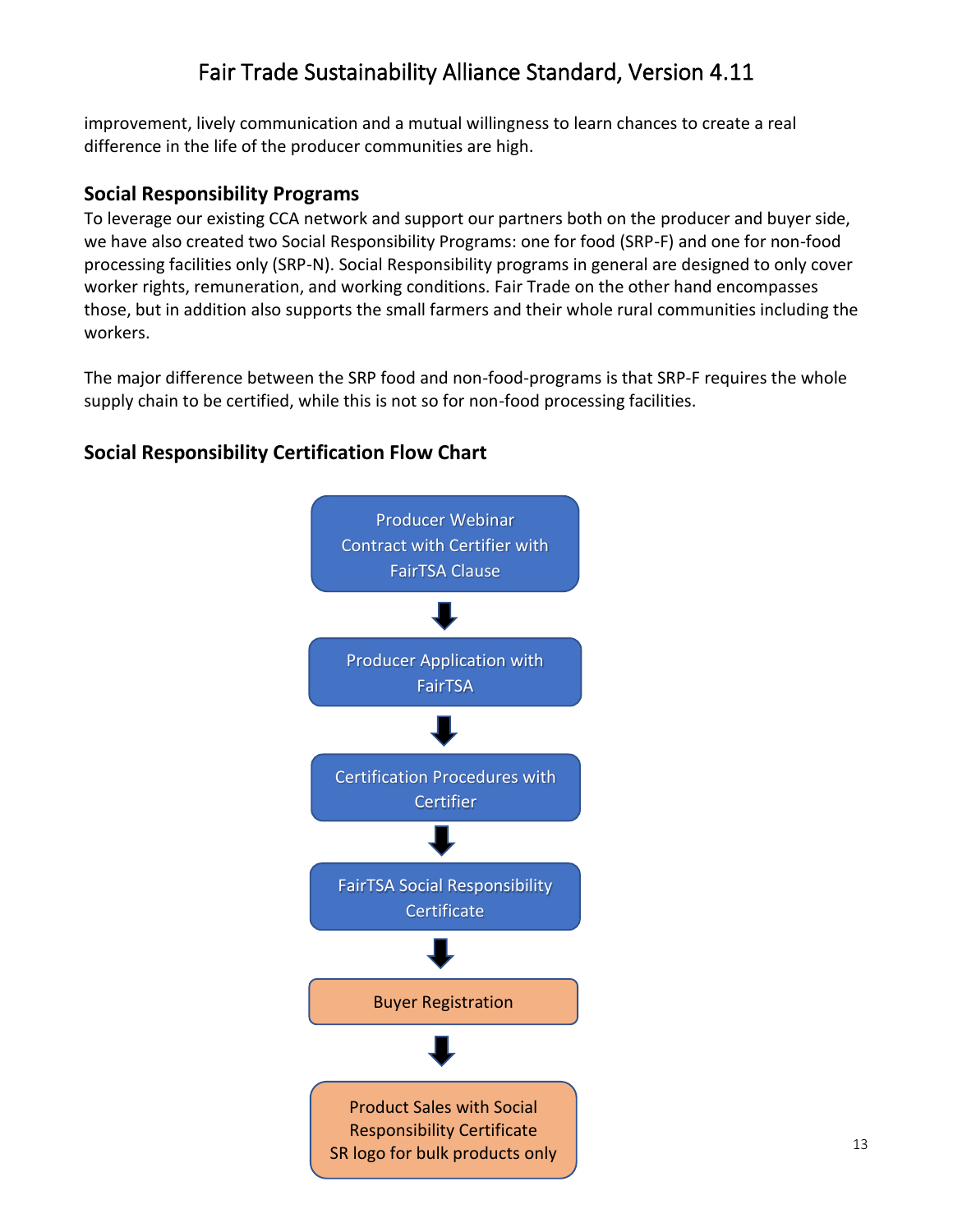improvement, lively communication and a mutual willingness to learn chances to create a real difference in the life of the producer communities are high.

### Social Responsibility Programs

To leverage our existing CCA network and support our partners both on the producer and buyer side, we have also created two Social Responsibility Programs: one for food (SRP-F) and one for non-food processing facilities only (SRP-N). Social Responsibility programs in general are designed to only cover worker rights, remuneration, and working conditions. Fair Trade on the other hand encompasses those, but in addition also supports the small farmers and their whole rural communities including the workers.

The major difference between the SRP food and non-food-programs is that SRP-F requires the whole supply chain to be certified, while this is not so for non-food processing facilities.

### Social Responsibility Certification Flow Chart

Producer Webinar
Contract with Certifier with FairTSA Clause

↓

Producer Application with FairTSA

↓

Certification Procedures with Certifier

↓

FairTSA Social Responsibility Certificate

↓

Buyer Registration

↓

Product Sales with Social Responsibility Certificate
SR logo for bulk products only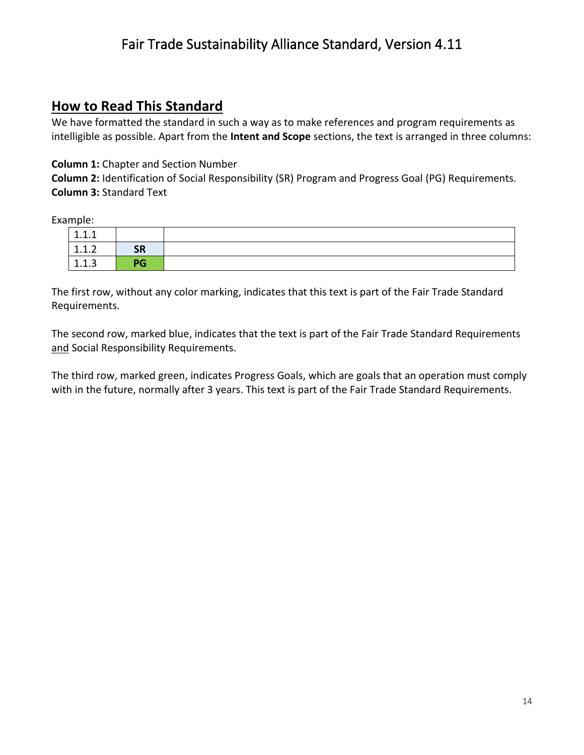## How to Read This Standard

We have formatted the standard in such a way as to make references and program requirements as intelligible as possible. Apart from the **Intent and Scope** sections, the text is arranged in three columns:

**Column 1:** Chapter and Section Number
**Column 2:** Identification of Social Responsibility (SR) Program and Progress Goal (PG) Requirements.
**Column 3:** Standard Text

Example:

| | | |
|---|---|---|
| 1.1.1 | | |
| 1.1.2 | **SR** | |
| 1.1.3 | **PG** | |

The first row, without any color marking, indicates that this text is part of the Fair Trade Standard Requirements.

The second row, marked blue, indicates that the text is part of the Fair Trade Standard Requirements and Social Responsibility Requirements.

The third row, marked green, indicates Progress Goals, which are goals that an operation must comply with in the future, normally after 3 years. This text is part of the Fair Trade Standard Requirements.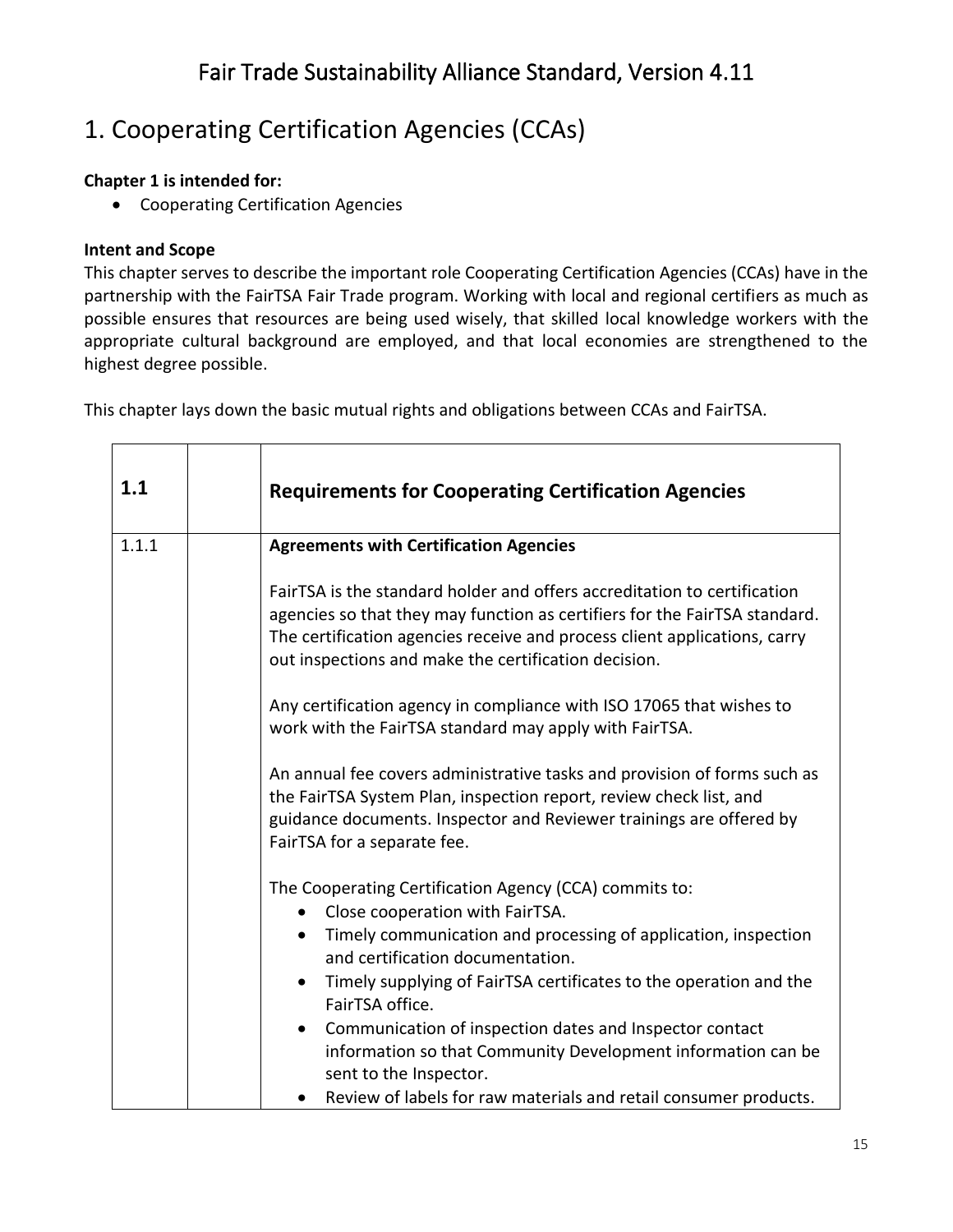# 1. Cooperating Certification Agencies (CCAs)

**Chapter 1 is intended for:**

- Cooperating Certification Agencies

**Intent and Scope**

This chapter serves to describe the important role Cooperating Certification Agencies (CCAs) have in the partnership with the FairTSA Fair Trade program. Working with local and regional certifiers as much as possible ensures that resources are being used wisely, that skilled local knowledge workers with the appropriate cultural background are employed, and that local economies are strengthened to the highest degree possible.

This chapter lays down the basic mutual rights and obligations between CCAs and FairTSA.

| **1.1** | | **Requirements for Cooperating Certification Agencies** |
|---|---|---|
| 1.1.1 | | **Agreements with Certification Agencies**<br><br>FairTSA is the standard holder and offers accreditation to certification agencies so that they may function as certifiers for the FairTSA standard. The certification agencies receive and process client applications, carry out inspections and make the certification decision.<br><br>Any certification agency in compliance with ISO 17065 that wishes to work with the FairTSA standard may apply with FairTSA.<br><br>An annual fee covers administrative tasks and provision of forms such as the FairTSA System Plan, inspection report, review check list, and guidance documents. Inspector and Reviewer trainings are offered by FairTSA for a separate fee.<br><br>The Cooperating Certification Agency (CCA) commits to:<br>• Close cooperation with FairTSA.<br>• Timely communication and processing of application, inspection and certification documentation.<br>• Timely supplying of FairTSA certificates to the operation and the FairTSA office.<br>• Communication of inspection dates and Inspector contact information so that Community Development information can be sent to the Inspector.<br>• Review of labels for raw materials and retail consumer products. |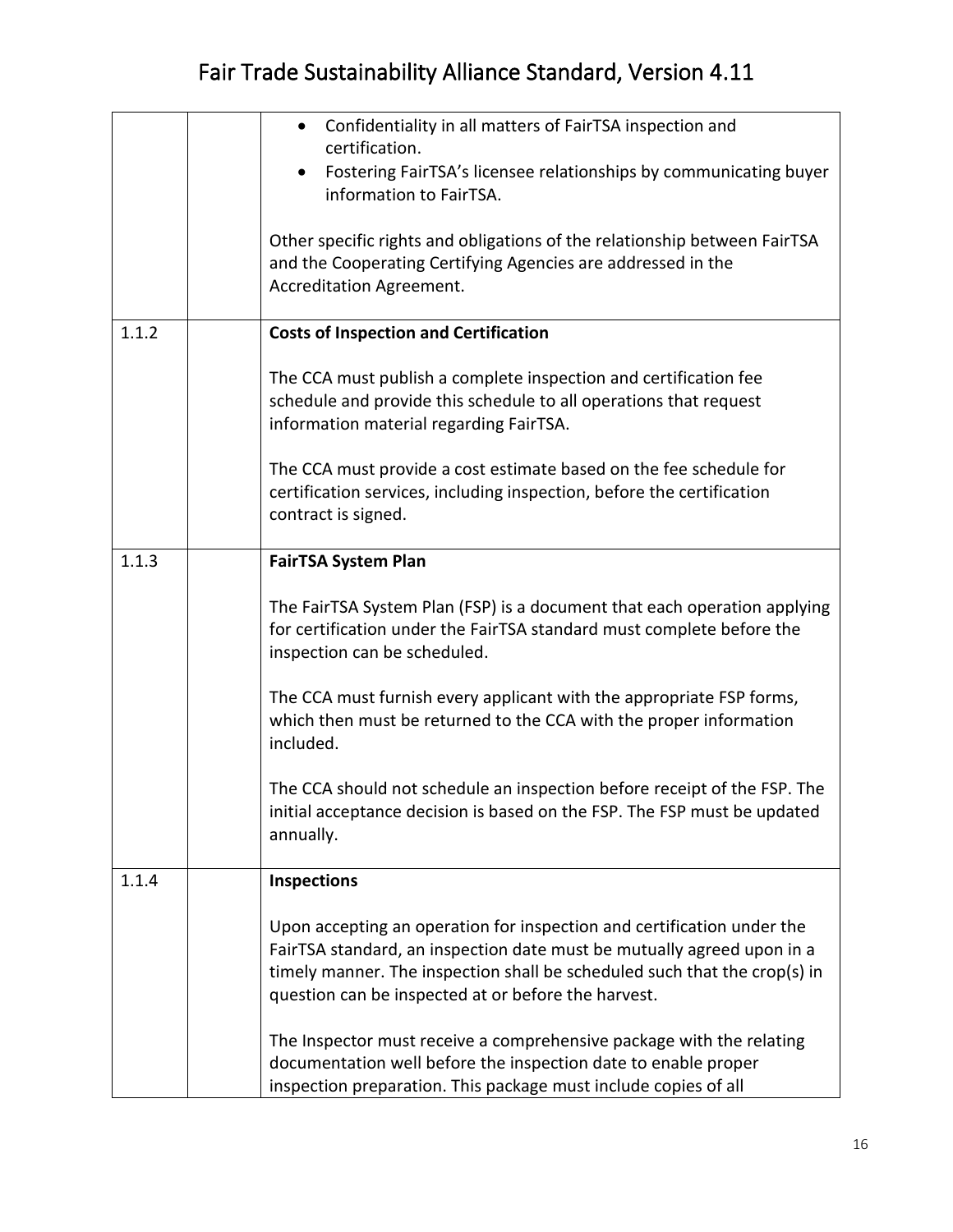| | | |
|---|---|---|
| | | • Confidentiality in all matters of FairTSA inspection and certification.<br>• Fostering FairTSA's licensee relationships by communicating buyer information to FairTSA.<br><br>Other specific rights and obligations of the relationship between FairTSA and the Cooperating Certifying Agencies are addressed in the Accreditation Agreement. |
| 1.1.2 | | **Costs of Inspection and Certification**<br><br>The CCA must publish a complete inspection and certification fee schedule and provide this schedule to all operations that request information material regarding FairTSA.<br><br>The CCA must provide a cost estimate based on the fee schedule for certification services, including inspection, before the certification contract is signed. |
| 1.1.3 | | **FairTSA System Plan**<br><br>The FairTSA System Plan (FSP) is a document that each operation applying for certification under the FairTSA standard must complete before the inspection can be scheduled.<br><br>The CCA must furnish every applicant with the appropriate FSP forms, which then must be returned to the CCA with the proper information included.<br><br>The CCA should not schedule an inspection before receipt of the FSP. The initial acceptance decision is based on the FSP. The FSP must be updated annually. |
| 1.1.4 | | **Inspections**<br><br>Upon accepting an operation for inspection and certification under the FairTSA standard, an inspection date must be mutually agreed upon in a timely manner. The inspection shall be scheduled such that the crop(s) in question can be inspected at or before the harvest.<br><br>The Inspector must receive a comprehensive package with the relating documentation well before the inspection date to enable proper inspection preparation. This package must include copies of all |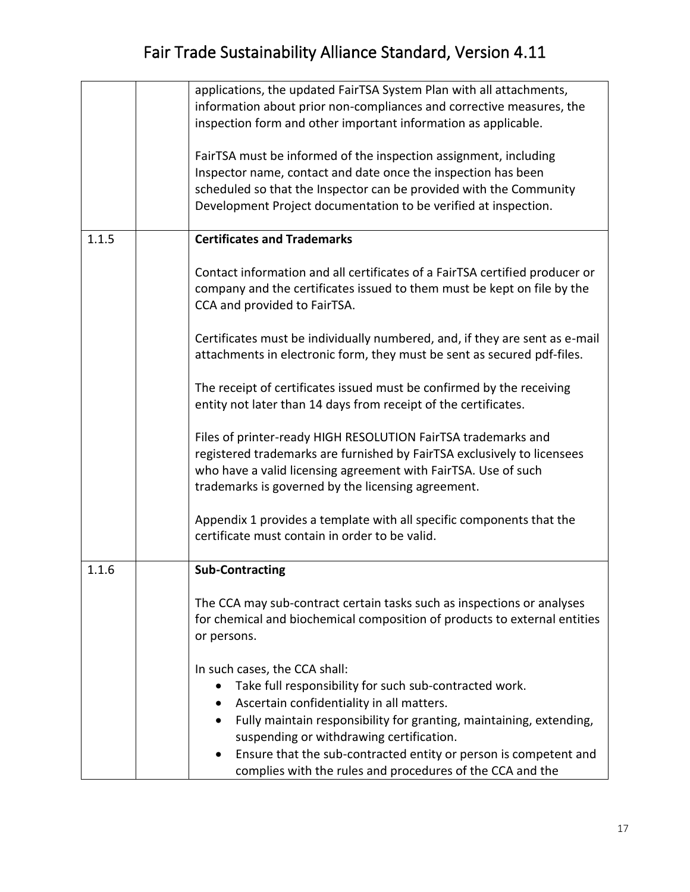| | | |
|---|---|---|
| | | applications, the updated FairTSA System Plan with all attachments, information about prior non-compliances and corrective measures, the inspection form and other important information as applicable.<br><br>FairTSA must be informed of the inspection assignment, including Inspector name, contact and date once the inspection has been scheduled so that the Inspector can be provided with the Community Development Project documentation to be verified at inspection. |
| 1.1.5 | | **Certificates and Trademarks**<br><br>Contact information and all certificates of a FairTSA certified producer or company and the certificates issued to them must be kept on file by the CCA and provided to FairTSA.<br><br>Certificates must be individually numbered, and, if they are sent as e-mail attachments in electronic form, they must be sent as secured pdf-files.<br><br>The receipt of certificates issued must be confirmed by the receiving entity not later than 14 days from receipt of the certificates.<br><br>Files of printer-ready HIGH RESOLUTION FairTSA trademarks and registered trademarks are furnished by FairTSA exclusively to licensees who have a valid licensing agreement with FairTSA. Use of such trademarks is governed by the licensing agreement.<br><br>Appendix 1 provides a template with all specific components that the certificate must contain in order to be valid. |
| 1.1.6 | | **Sub-Contracting**<br><br>The CCA may sub-contract certain tasks such as inspections or analyses for chemical and biochemical composition of products to external entities or persons.<br><br>In such cases, the CCA shall:<br>• Take full responsibility for such sub-contracted work.<br>• Ascertain confidentiality in all matters.<br>• Fully maintain responsibility for granting, maintaining, extending, suspending or withdrawing certification.<br>• Ensure that the sub-contracted entity or person is competent and complies with the rules and procedures of the CCA and the |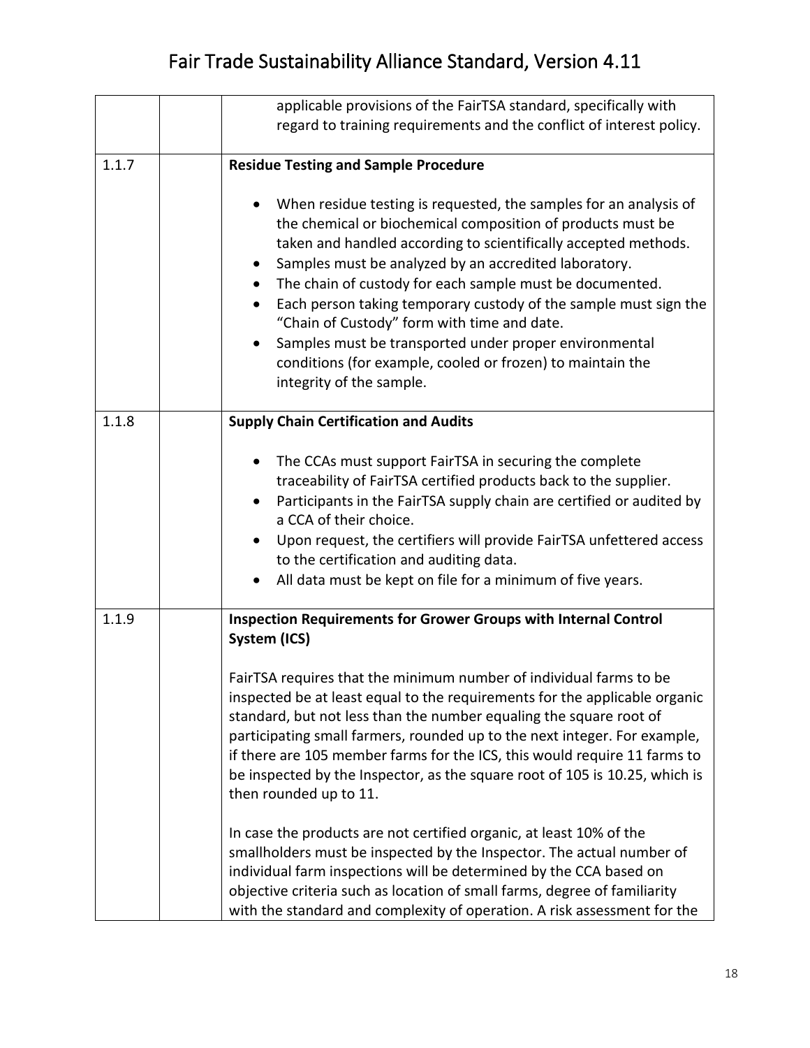| | | |
|---|---|---|
| | | applicable provisions of the FairTSA standard, specifically with regard to training requirements and the conflict of interest policy. |
| 1.1.7 | | **Residue Testing and Sample Procedure**<br><br>• When residue testing is requested, the samples for an analysis of the chemical or biochemical composition of products must be taken and handled according to scientifically accepted methods.<br>• Samples must be analyzed by an accredited laboratory.<br>• The chain of custody for each sample must be documented.<br>• Each person taking temporary custody of the sample must sign the "Chain of Custody" form with time and date.<br>• Samples must be transported under proper environmental conditions (for example, cooled or frozen) to maintain the integrity of the sample. |
| 1.1.8 | | **Supply Chain Certification and Audits**<br><br>• The CCAs must support FairTSA in securing the complete traceability of FairTSA certified products back to the supplier.<br>• Participants in the FairTSA supply chain are certified or audited by a CCA of their choice.<br>• Upon request, the certifiers will provide FairTSA unfettered access to the certification and auditing data.<br>• All data must be kept on file for a minimum of five years. |
| 1.1.9 | | **Inspection Requirements for Grower Groups with Internal Control System (ICS)**<br><br>FairTSA requires that the minimum number of individual farms to be inspected be at least equal to the requirements for the applicable organic standard, but not less than the number equaling the square root of participating small farmers, rounded up to the next integer. For example, if there are 105 member farms for the ICS, this would require 11 farms to be inspected by the Inspector, as the square root of 105 is 10.25, which is then rounded up to 11.<br><br>In case the products are not certified organic, at least 10% of the smallholders must be inspected by the Inspector. The actual number of individual farm inspections will be determined by the CCA based on objective criteria such as location of small farms, degree of familiarity with the standard and complexity of operation. A risk assessment for the |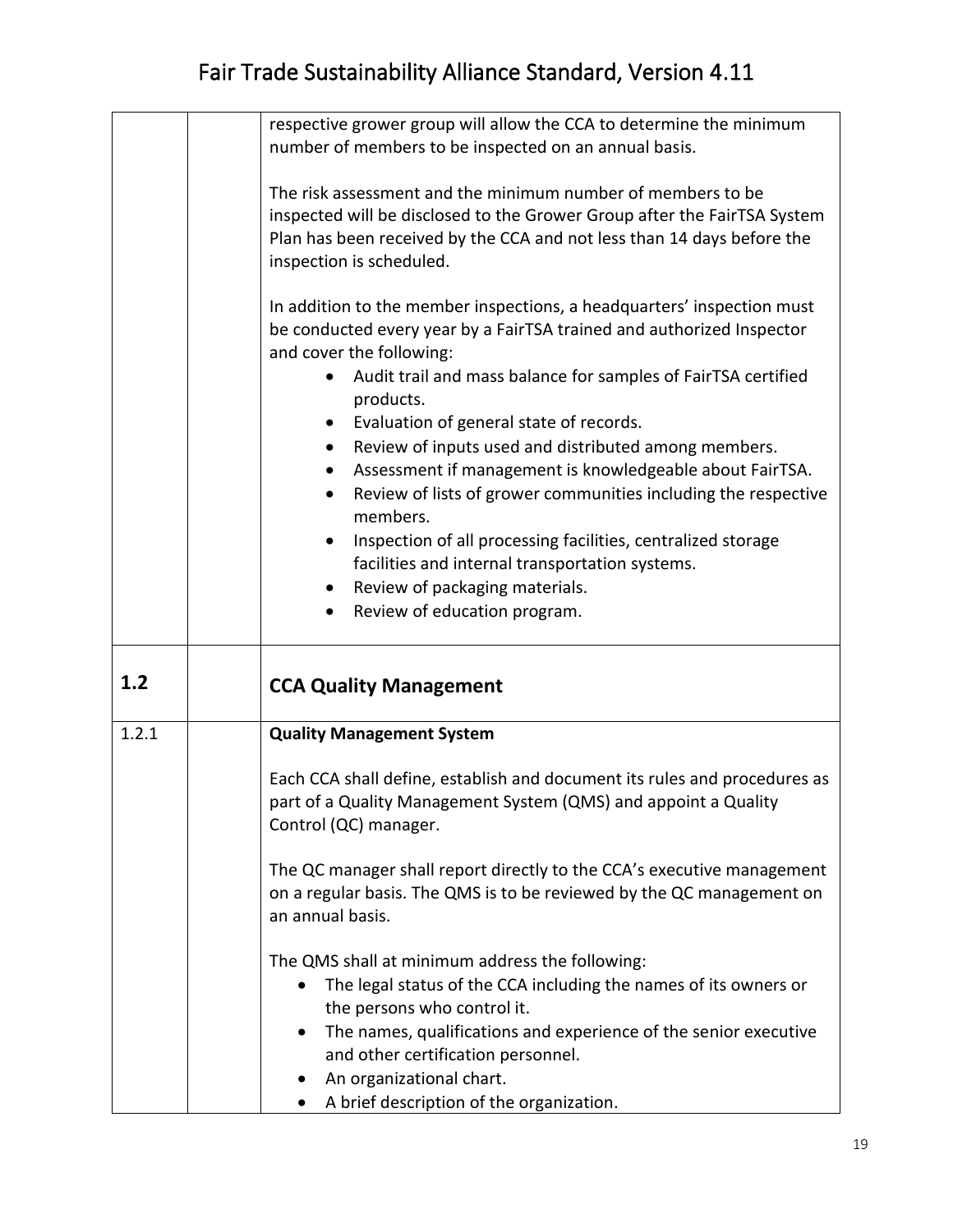| | | |
|---|---|---|
| | | respective grower group will allow the CCA to determine the minimum number of members to be inspected on an annual basis.<br><br>The risk assessment and the minimum number of members to be inspected will be disclosed to the Grower Group after the FairTSA System Plan has been received by the CCA and not less than 14 days before the inspection is scheduled.<br><br>In addition to the member inspections, a headquarters' inspection must be conducted every year by a FairTSA trained and authorized Inspector and cover the following:<br>• Audit trail and mass balance for samples of FairTSA certified products.<br>• Evaluation of general state of records.<br>• Review of inputs used and distributed among members.<br>• Assessment if management is knowledgeable about FairTSA.<br>• Review of lists of grower communities including the respective members.<br>• Inspection of all processing facilities, centralized storage facilities and internal transportation systems.<br>• Review of packaging materials.<br>• Review of education program. |
| **1.2** | | **CCA Quality Management** |
| 1.2.1 | | **Quality Management System**<br><br>Each CCA shall define, establish and document its rules and procedures as part of a Quality Management System (QMS) and appoint a Quality Control (QC) manager.<br><br>The QC manager shall report directly to the CCA's executive management on a regular basis. The QMS is to be reviewed by the QC management on an annual basis.<br><br>The QMS shall at minimum address the following:<br>• The legal status of the CCA including the names of its owners or the persons who control it.<br>• The names, qualifications and experience of the senior executive and other certification personnel.<br>• An organizational chart.<br>• A brief description of the organization. |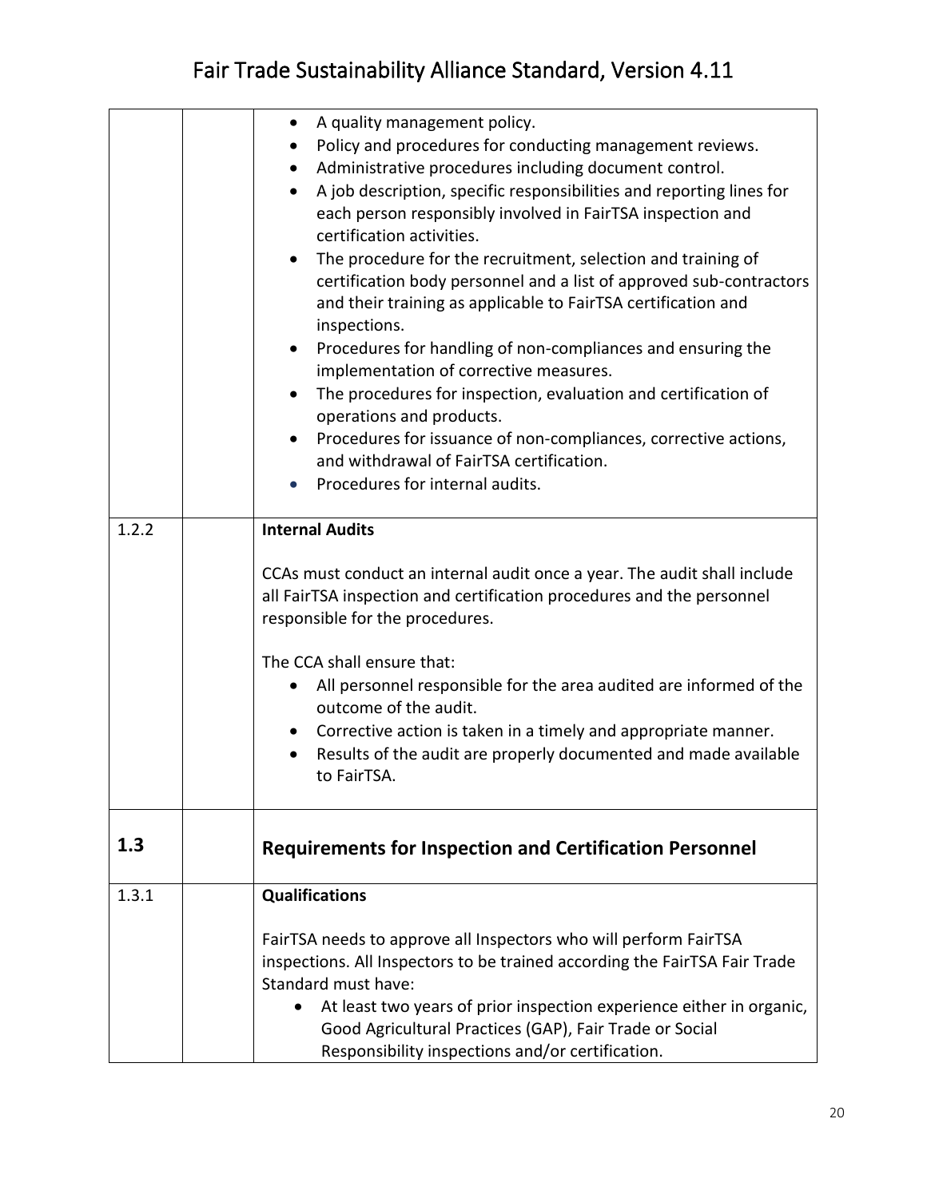| | | |
|---|---|---|
| | | • A quality management policy.<br>• Policy and procedures for conducting management reviews.<br>• Administrative procedures including document control.<br>• A job description, specific responsibilities and reporting lines for each person responsibly involved in FairTSA inspection and certification activities.<br>• The procedure for the recruitment, selection and training of certification body personnel and a list of approved sub-contractors and their training as applicable to FairTSA certification and inspections.<br>• Procedures for handling of non-compliances and ensuring the implementation of corrective measures.<br>• The procedures for inspection, evaluation and certification of operations and products.<br>• Procedures for issuance of non-compliances, corrective actions, and withdrawal of FairTSA certification.<br>• Procedures for internal audits. |
| 1.2.2 | | **Internal Audits**<br><br>CCAs must conduct an internal audit once a year. The audit shall include all FairTSA inspection and certification procedures and the personnel responsible for the procedures.<br><br>The CCA shall ensure that:<br>• All personnel responsible for the area audited are informed of the outcome of the audit.<br>• Corrective action is taken in a timely and appropriate manner.<br>• Results of the audit are properly documented and made available to FairTSA. |
| **1.3** | | **Requirements for Inspection and Certification Personnel** |
| 1.3.1 | | **Qualifications**<br><br>FairTSA needs to approve all Inspectors who will perform FairTSA inspections. All Inspectors to be trained according the FairTSA Fair Trade Standard must have:<br>• At least two years of prior inspection experience either in organic, Good Agricultural Practices (GAP), Fair Trade or Social Responsibility inspections and/or certification. |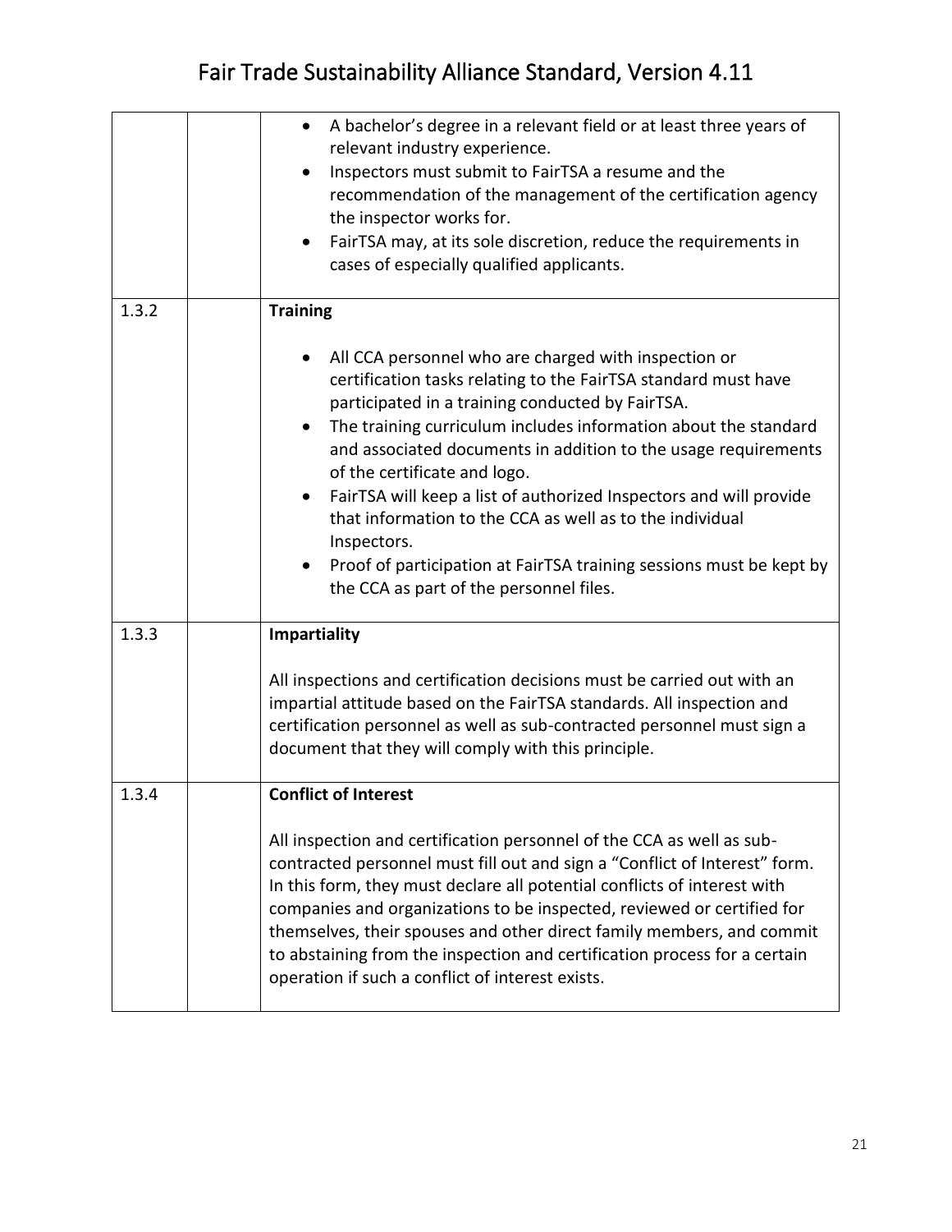| | | |
|---|---|---|
| | | • A bachelor's degree in a relevant field or at least three years of relevant industry experience.<br>• Inspectors must submit to FairTSA a resume and the recommendation of the management of the certification agency the inspector works for.<br>• FairTSA may, at its sole discretion, reduce the requirements in cases of especially qualified applicants. |
| 1.3.2 | | **Training**<br><br>• All CCA personnel who are charged with inspection or certification tasks relating to the FairTSA standard must have participated in a training conducted by FairTSA.<br>• The training curriculum includes information about the standard and associated documents in addition to the usage requirements of the certificate and logo.<br>• FairTSA will keep a list of authorized Inspectors and will provide that information to the CCA as well as to the individual Inspectors.<br>• Proof of participation at FairTSA training sessions must be kept by the CCA as part of the personnel files. |
| 1.3.3 | | **Impartiality**<br><br>All inspections and certification decisions must be carried out with an impartial attitude based on the FairTSA standards. All inspection and certification personnel as well as sub-contracted personnel must sign a document that they will comply with this principle. |
| 1.3.4 | | **Conflict of Interest**<br><br>All inspection and certification personnel of the CCA as well as sub-contracted personnel must fill out and sign a "Conflict of Interest" form. In this form, they must declare all potential conflicts of interest with companies and organizations to be inspected, reviewed or certified for themselves, their spouses and other direct family members, and commit to abstaining from the inspection and certification process for a certain operation if such a conflict of interest exists. |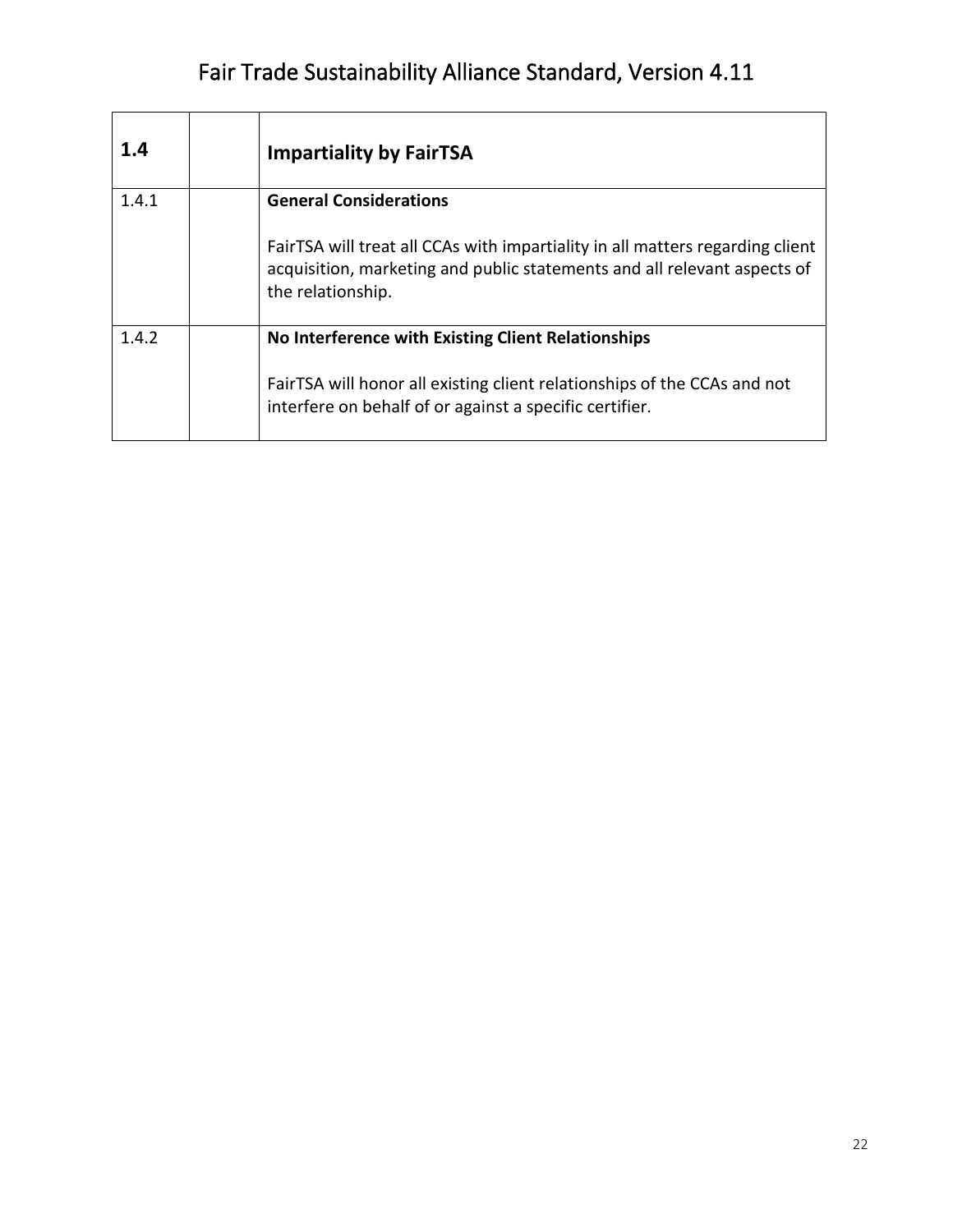| 1.4 | | **Impartiality by FairTSA** |
|---|---|---|
| 1.4.1 | | **General Considerations**<br><br>FairTSA will treat all CCAs with impartiality in all matters regarding client acquisition, marketing and public statements and all relevant aspects of the relationship. |
| 1.4.2 | | **No Interference with Existing Client Relationships**<br><br>FairTSA will honor all existing client relationships of the CCAs and not interfere on behalf of or against a specific certifier. |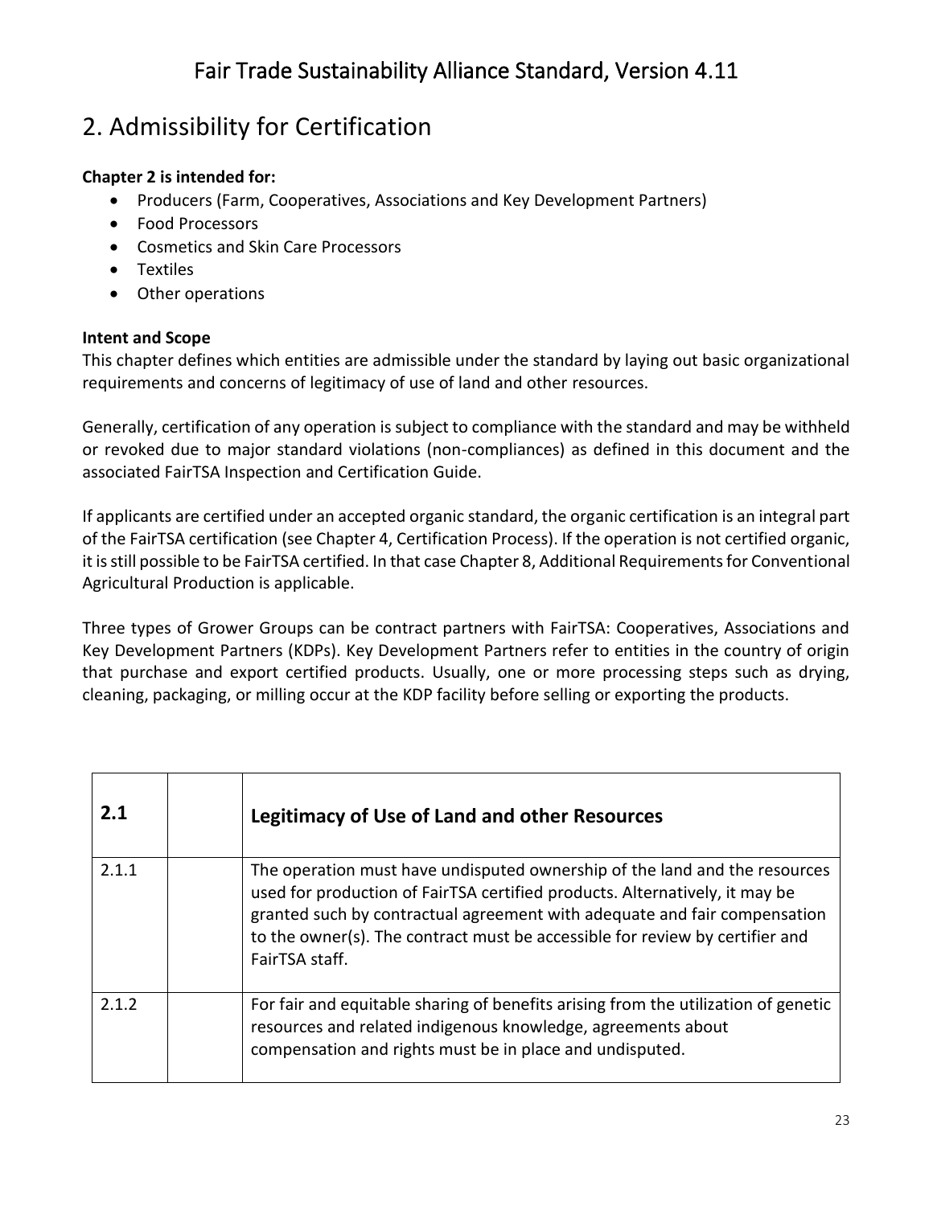## 2. Admissibility for Certification

**Chapter 2 is intended for:**

- Producers (Farm, Cooperatives, Associations and Key Development Partners)
- Food Processors
- Cosmetics and Skin Care Processors
- Textiles
- Other operations

**Intent and Scope**

This chapter defines which entities are admissible under the standard by laying out basic organizational requirements and concerns of legitimacy of use of land and other resources.

Generally, certification of any operation is subject to compliance with the standard and may be withheld or revoked due to major standard violations (non-compliances) as defined in this document and the associated FairTSA Inspection and Certification Guide.

If applicants are certified under an accepted organic standard, the organic certification is an integral part of the FairTSA certification (see Chapter 4, Certification Process). If the operation is not certified organic, it is still possible to be FairTSA certified. In that case Chapter 8, Additional Requirements for Conventional Agricultural Production is applicable.

Three types of Grower Groups can be contract partners with FairTSA: Cooperatives, Associations and Key Development Partners (KDPs). Key Development Partners refer to entities in the country of origin that purchase and export certified products. Usually, one or more processing steps such as drying, cleaning, packaging, or milling occur at the KDP facility before selling or exporting the products.

| **2.1** | | **Legitimacy of Use of Land and other Resources** |
|---|---|---|
| 2.1.1 | | The operation must have undisputed ownership of the land and the resources used for production of FairTSA certified products. Alternatively, it may be granted such by contractual agreement with adequate and fair compensation to the owner(s). The contract must be accessible for review by certifier and FairTSA staff. |
| 2.1.2 | | For fair and equitable sharing of benefits arising from the utilization of genetic resources and related indigenous knowledge, agreements about compensation and rights must be in place and undisputed. |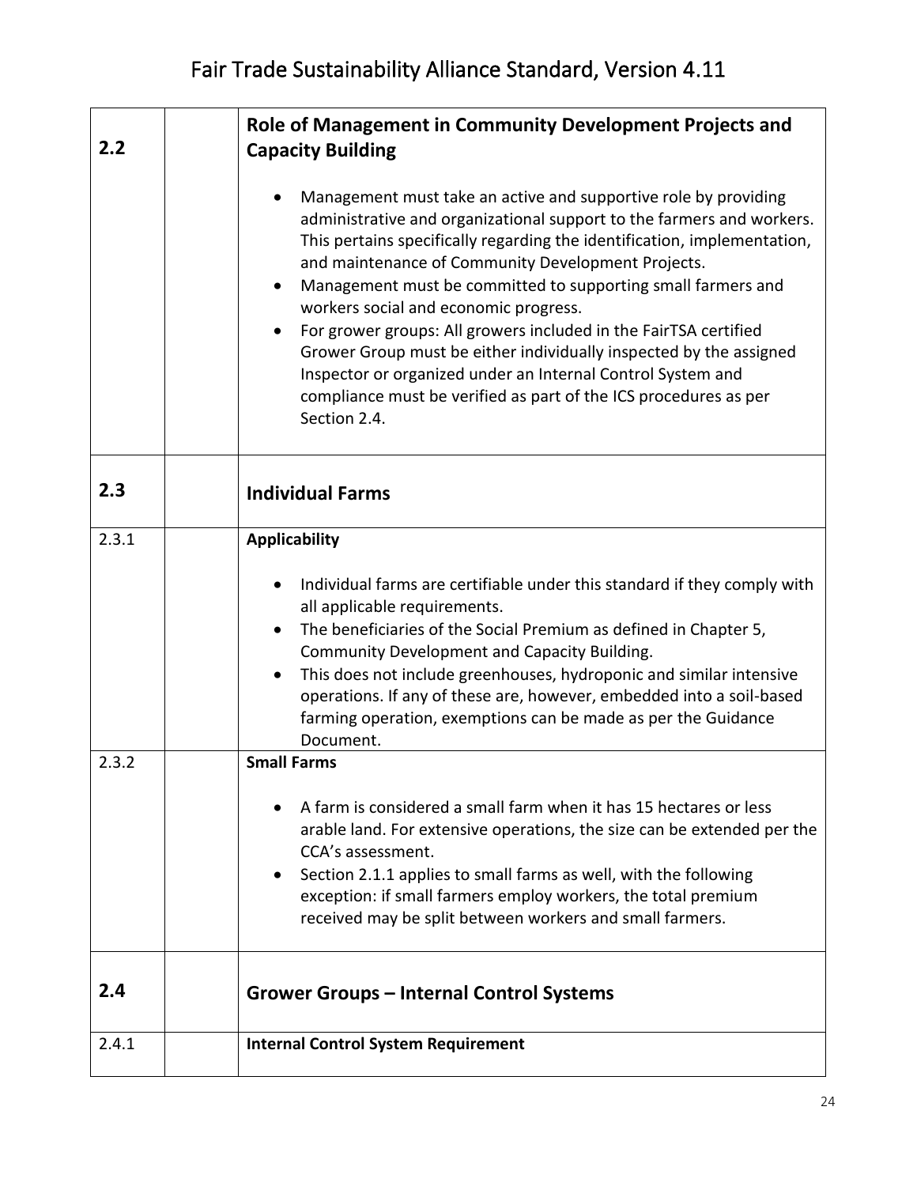| | | |
|---|---|---|
| **2.2** | | **Role of Management in Community Development Projects and Capacity Building**<br><br>• Management must take an active and supportive role by providing administrative and organizational support to the farmers and workers. This pertains specifically regarding the identification, implementation, and maintenance of Community Development Projects.<br>• Management must be committed to supporting small farmers and workers social and economic progress.<br>• For grower groups: All growers included in the FairTSA certified Grower Group must be either individually inspected by the assigned Inspector or organized under an Internal Control System and compliance must be verified as part of the ICS procedures as per Section 2.4. |
| **2.3** | | **Individual Farms** |
| 2.3.1 | | **Applicability**<br><br>• Individual farms are certifiable under this standard if they comply with all applicable requirements.<br>• The beneficiaries of the Social Premium as defined in Chapter 5, Community Development and Capacity Building.<br>• This does not include greenhouses, hydroponic and similar intensive operations. If any of these are, however, embedded into a soil-based farming operation, exemptions can be made as per the Guidance Document. |
| 2.3.2 | | **Small Farms**<br><br>• A farm is considered a small farm when it has 15 hectares or less arable land. For extensive operations, the size can be extended per the CCA's assessment.<br>• Section 2.1.1 applies to small farms as well, with the following exception: if small farmers employ workers, the total premium received may be split between workers and small farmers. |
| **2.4** | | **Grower Groups – Internal Control Systems** |
| 2.4.1 | | **Internal Control System Requirement** |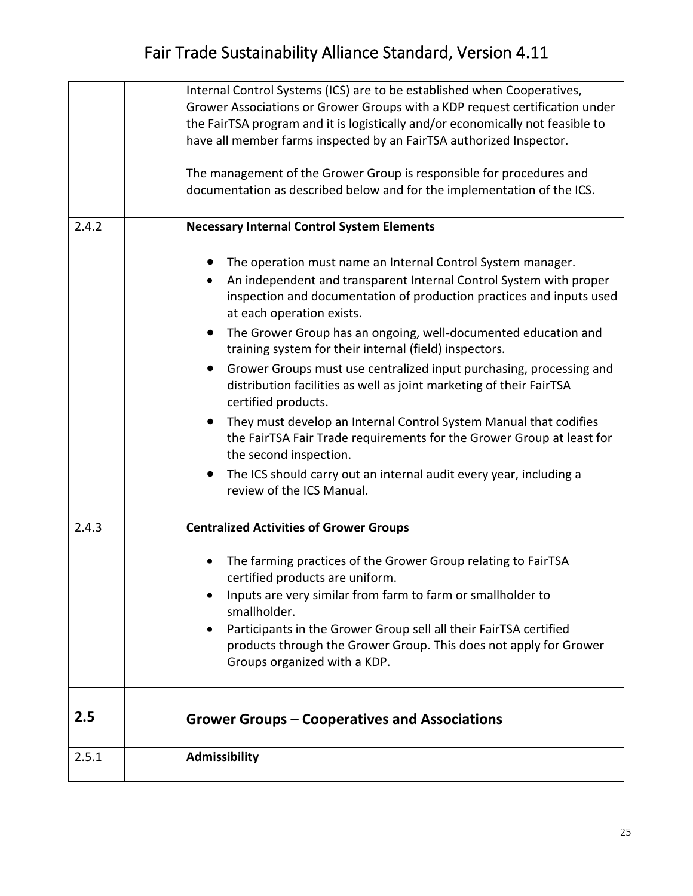| | | |
|---|---|---|
| | | Internal Control Systems (ICS) are to be established when Cooperatives, Grower Associations or Grower Groups with a KDP request certification under the FairTSA program and it is logistically and/or economically not feasible to have all member farms inspected by an FairTSA authorized Inspector.<br><br>The management of the Grower Group is responsible for procedures and documentation as described below and for the implementation of the ICS. |
| 2.4.2 | | **Necessary Internal Control System Elements**<br><br>• The operation must name an Internal Control System manager.<br>• An independent and transparent Internal Control System with proper inspection and documentation of production practices and inputs used at each operation exists.<br>• The Grower Group has an ongoing, well-documented education and training system for their internal (field) inspectors.<br>• Grower Groups must use centralized input purchasing, processing and distribution facilities as well as joint marketing of their FairTSA certified products.<br>• They must develop an Internal Control System Manual that codifies the FairTSA Fair Trade requirements for the Grower Group at least for the second inspection.<br>• The ICS should carry out an internal audit every year, including a review of the ICS Manual. |
| 2.4.3 | | **Centralized Activities of Grower Groups**<br><br>• The farming practices of the Grower Group relating to FairTSA certified products are uniform.<br>• Inputs are very similar from farm to farm or smallholder to smallholder.<br>• Participants in the Grower Group sell all their FairTSA certified products through the Grower Group. This does not apply for Grower Groups organized with a KDP. |
| **2.5** | | **Grower Groups – Cooperatives and Associations** |
| 2.5.1 | | **Admissibility** |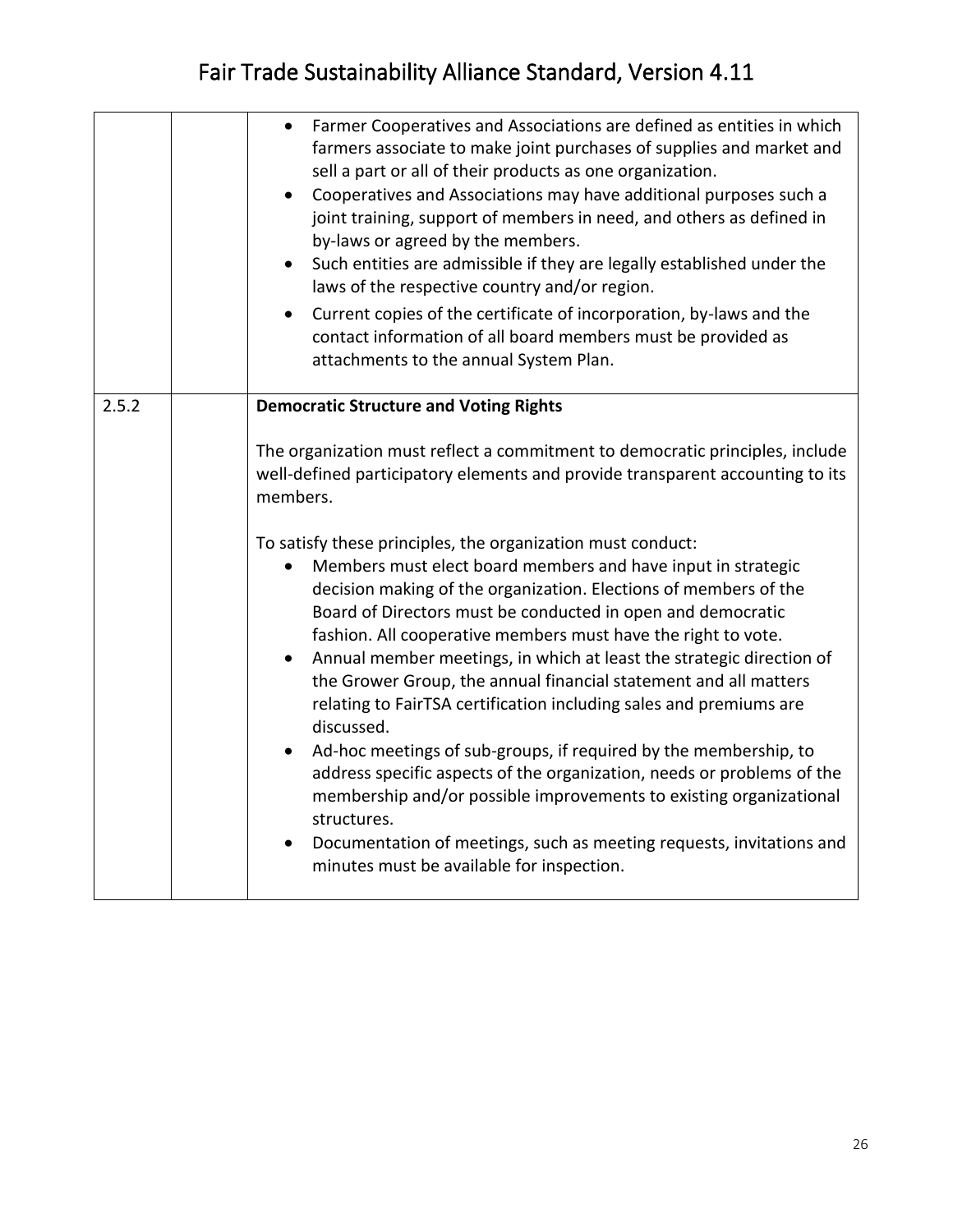| | | |
|---|---|---|
| | | • Farmer Cooperatives and Associations are defined as entities in which farmers associate to make joint purchases of supplies and market and sell a part or all of their products as one organization.<br>• Cooperatives and Associations may have additional purposes such a joint training, support of members in need, and others as defined in by-laws or agreed by the members.<br>• Such entities are admissible if they are legally established under the laws of the respective country and/or region.<br>• Current copies of the certificate of incorporation, by-laws and the contact information of all board members must be provided as attachments to the annual System Plan. |
| 2.5.2 | | **Democratic Structure and Voting Rights**<br><br>The organization must reflect a commitment to democratic principles, include well-defined participatory elements and provide transparent accounting to its members.<br><br>To satisfy these principles, the organization must conduct:<br>• Members must elect board members and have input in strategic decision making of the organization. Elections of members of the Board of Directors must be conducted in open and democratic fashion. All cooperative members must have the right to vote.<br>• Annual member meetings, in which at least the strategic direction of the Grower Group, the annual financial statement and all matters relating to FairTSA certification including sales and premiums are discussed.<br>• Ad-hoc meetings of sub-groups, if required by the membership, to address specific aspects of the organization, needs or problems of the membership and/or possible improvements to existing organizational structures.<br>• Documentation of meetings, such as meeting requests, invitations and minutes must be available for inspection. |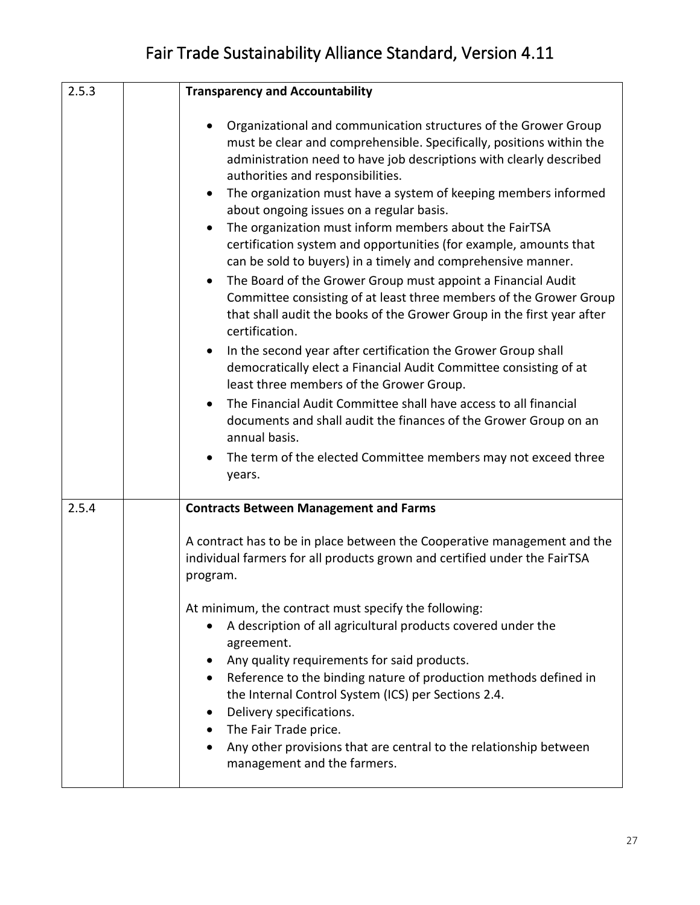| | | |
|---|---|---|
| 2.5.3 | | **Transparency and Accountability**<br><br>• Organizational and communication structures of the Grower Group must be clear and comprehensible. Specifically, positions within the administration need to have job descriptions with clearly described authorities and responsibilities.<br>• The organization must have a system of keeping members informed about ongoing issues on a regular basis.<br>• The organization must inform members about the FairTSA certification system and opportunities (for example, amounts that can be sold to buyers) in a timely and comprehensive manner.<br>• The Board of the Grower Group must appoint a Financial Audit Committee consisting of at least three members of the Grower Group that shall audit the books of the Grower Group in the first year after certification.<br>• In the second year after certification the Grower Group shall democratically elect a Financial Audit Committee consisting of at least three members of the Grower Group.<br>• The Financial Audit Committee shall have access to all financial documents and shall audit the finances of the Grower Group on an annual basis.<br>• The term of the elected Committee members may not exceed three years. |
| 2.5.4 | | **Contracts Between Management and Farms**<br><br>A contract has to be in place between the Cooperative management and the individual farmers for all products grown and certified under the FairTSA program.<br><br>At minimum, the contract must specify the following:<br>• A description of all agricultural products covered under the agreement.<br>• Any quality requirements for said products.<br>• Reference to the binding nature of production methods defined in the Internal Control System (ICS) per Sections 2.4.<br>• Delivery specifications.<br>• The Fair Trade price.<br>• Any other provisions that are central to the relationship between management and the farmers. |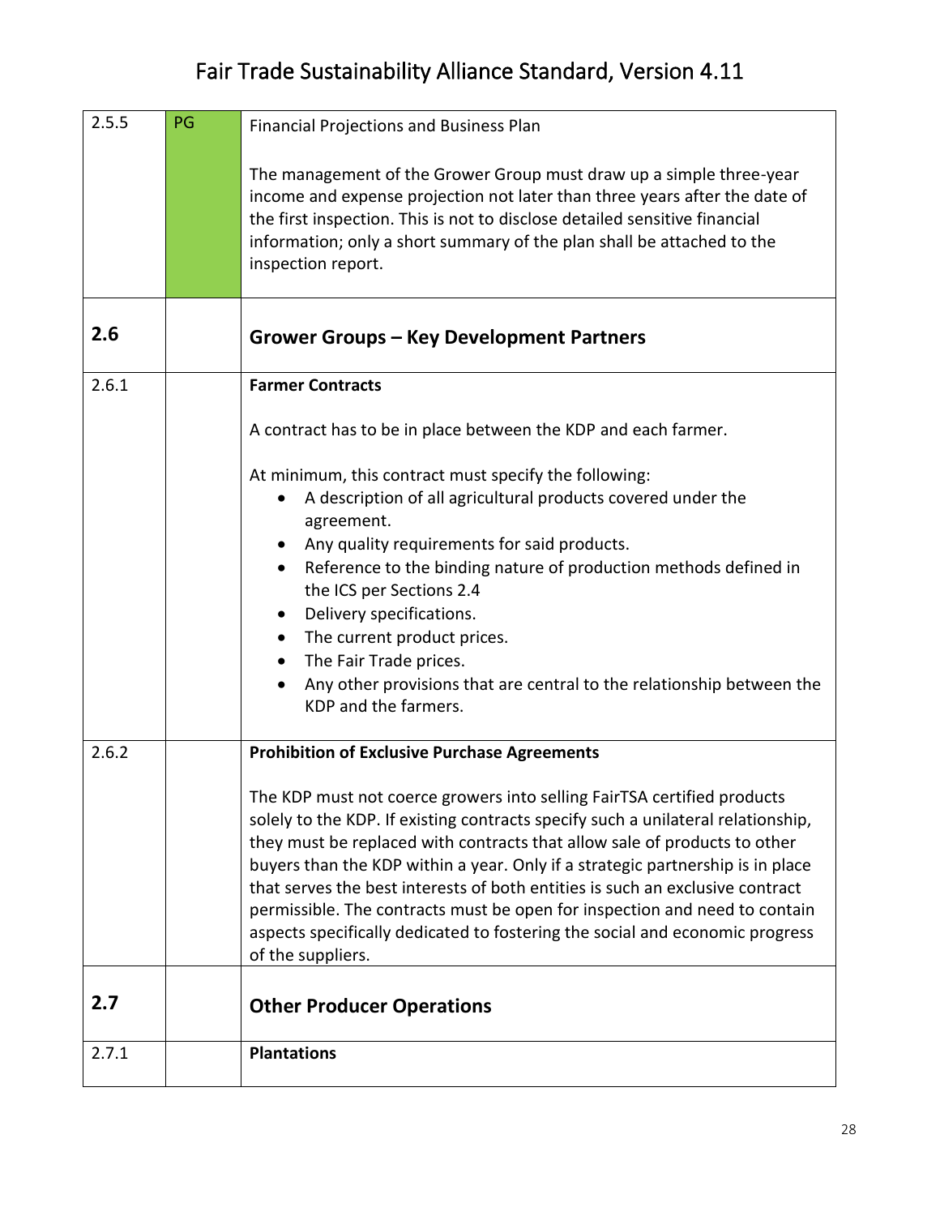| | | |
|---|---|---|
| 2.5.5 | PG | Financial Projections and Business Plan<br><br>The management of the Grower Group must draw up a simple three-year income and expense projection not later than three years after the date of the first inspection. This is not to disclose detailed sensitive financial information; only a short summary of the plan shall be attached to the inspection report. |
| **2.6** | | **Grower Groups – Key Development Partners** |
| 2.6.1 | | **Farmer Contracts**<br><br>A contract has to be in place between the KDP and each farmer.<br><br>At minimum, this contract must specify the following:<br>• A description of all agricultural products covered under the agreement.<br>• Any quality requirements for said products.<br>• Reference to the binding nature of production methods defined in the ICS per Sections 2.4<br>• Delivery specifications.<br>• The current product prices.<br>• The Fair Trade prices.<br>• Any other provisions that are central to the relationship between the KDP and the farmers. |
| 2.6.2 | | **Prohibition of Exclusive Purchase Agreements**<br><br>The KDP must not coerce growers into selling FairTSA certified products solely to the KDP. If existing contracts specify such a unilateral relationship, they must be replaced with contracts that allow sale of products to other buyers than the KDP within a year. Only if a strategic partnership is in place that serves the best interests of both entities is such an exclusive contract permissible. The contracts must be open for inspection and need to contain aspects specifically dedicated to fostering the social and economic progress of the suppliers. |
| **2.7** | | **Other Producer Operations** |
| 2.7.1 | | **Plantations** |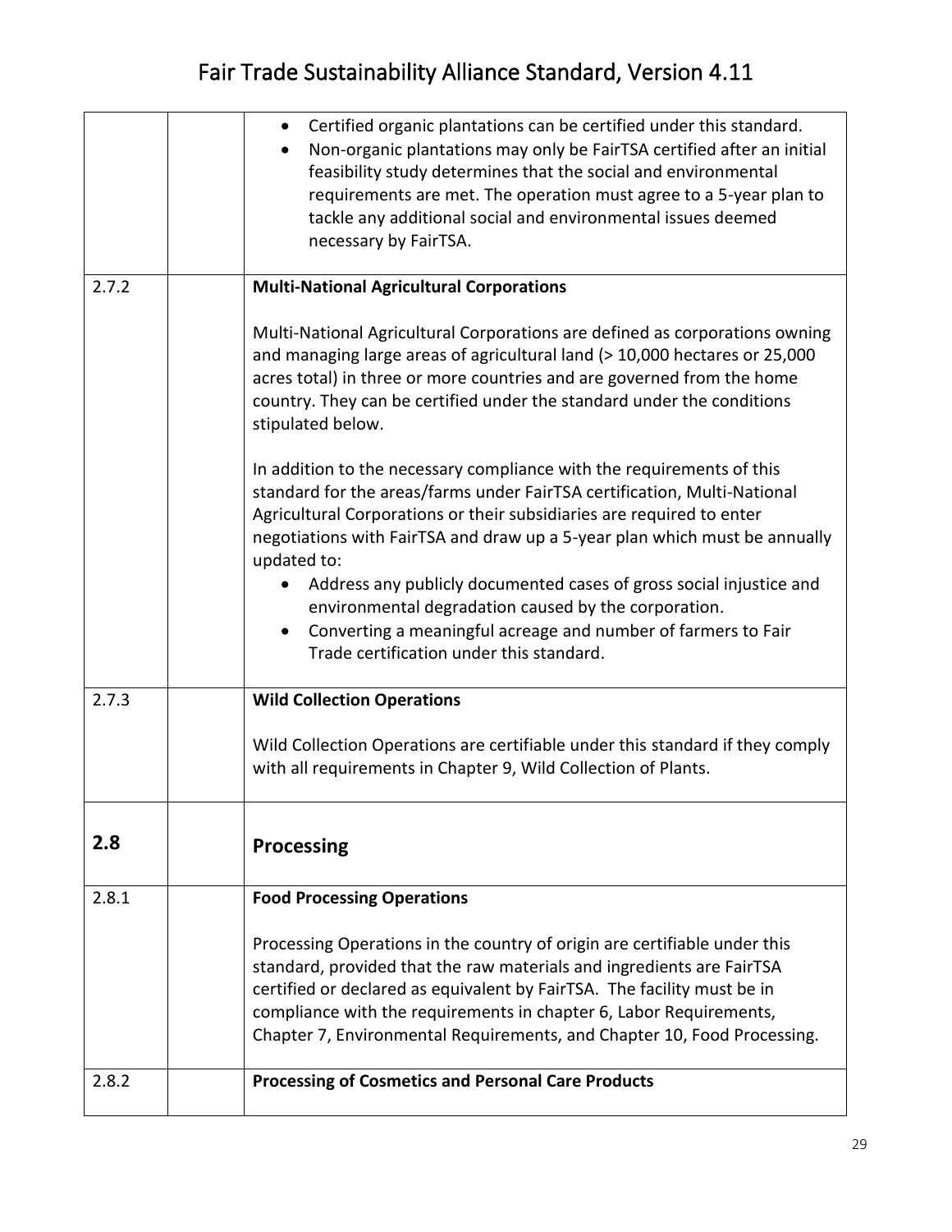| | | |
|---|---|---|
| | | • Certified organic plantations can be certified under this standard.<br>• Non-organic plantations may only be FairTSA certified after an initial feasibility study determines that the social and environmental requirements are met. The operation must agree to a 5-year plan to tackle any additional social and environmental issues deemed necessary by FairTSA. |
| 2.7.2 | | **Multi-National Agricultural Corporations**<br><br>Multi-National Agricultural Corporations are defined as corporations owning and managing large areas of agricultural land (> 10,000 hectares or 25,000 acres total) in three or more countries and are governed from the home country. They can be certified under the standard under the conditions stipulated below.<br><br>In addition to the necessary compliance with the requirements of this standard for the areas/farms under FairTSA certification, Multi-National Agricultural Corporations or their subsidiaries are required to enter negotiations with FairTSA and draw up a 5-year plan which must be annually updated to:<br>• Address any publicly documented cases of gross social injustice and environmental degradation caused by the corporation.<br>• Converting a meaningful acreage and number of farmers to Fair Trade certification under this standard. |
| 2.7.3 | | **Wild Collection Operations**<br><br>Wild Collection Operations are certifiable under this standard if they comply with all requirements in Chapter 9, Wild Collection of Plants. |
| **2.8** | | **Processing** |
| 2.8.1 | | **Food Processing Operations**<br><br>Processing Operations in the country of origin are certifiable under this standard, provided that the raw materials and ingredients are FairTSA certified or declared as equivalent by FairTSA. The facility must be in compliance with the requirements in chapter 6, Labor Requirements, Chapter 7, Environmental Requirements, and Chapter 10, Food Processing. |
| 2.8.2 | | **Processing of Cosmetics and Personal Care Products** |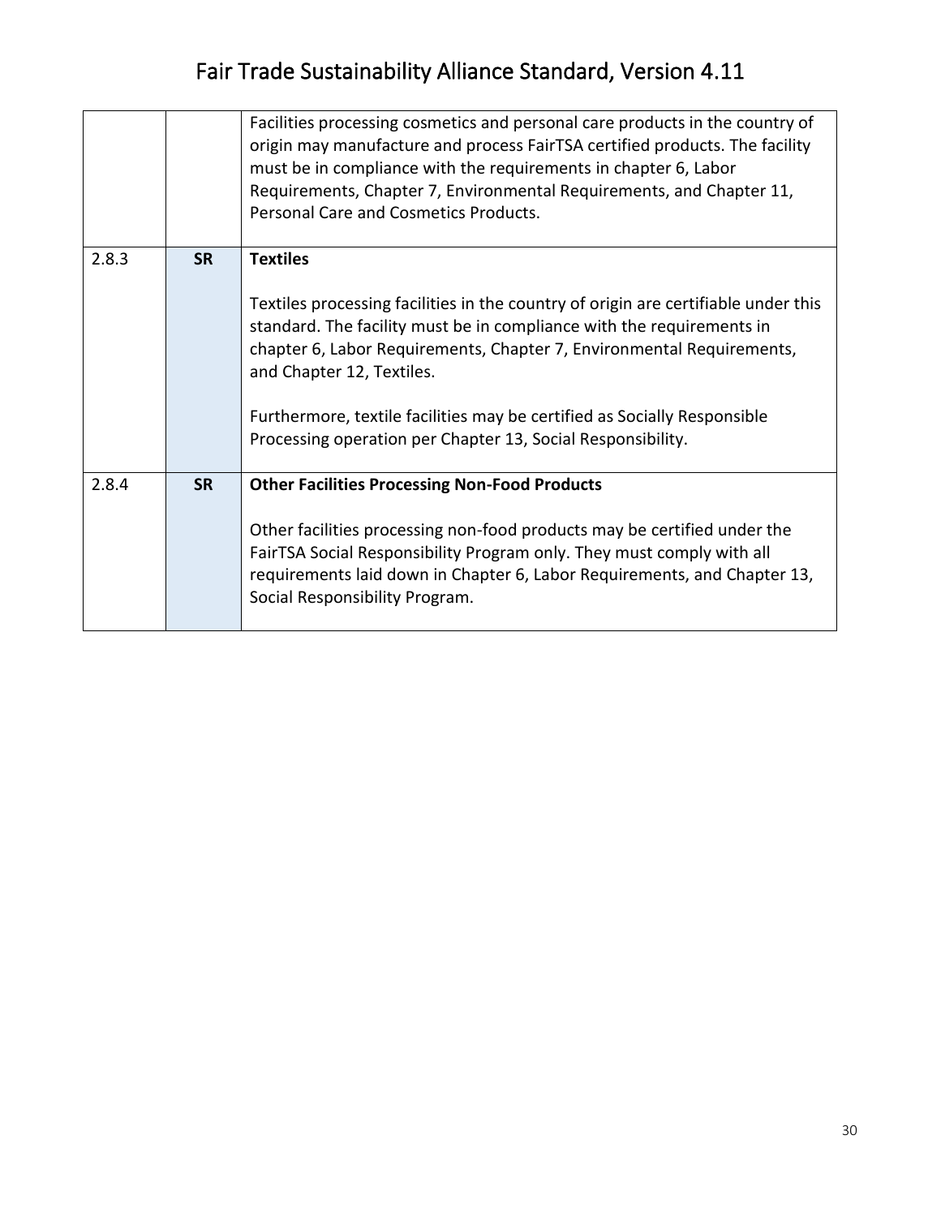| | | |
|---|---|---|
| | | Facilities processing cosmetics and personal care products in the country of origin may manufacture and process FairTSA certified products. The facility must be in compliance with the requirements in chapter 6, Labor Requirements, Chapter 7, Environmental Requirements, and Chapter 11, Personal Care and Cosmetics Products. |
| 2.8.3 | **SR** | **Textiles**<br><br>Textiles processing facilities in the country of origin are certifiable under this standard. The facility must be in compliance with the requirements in chapter 6, Labor Requirements, Chapter 7, Environmental Requirements, and Chapter 12, Textiles.<br><br>Furthermore, textile facilities may be certified as Socially Responsible Processing operation per Chapter 13, Social Responsibility. |
| 2.8.4 | **SR** | **Other Facilities Processing Non-Food Products**<br><br>Other facilities processing non-food products may be certified under the FairTSA Social Responsibility Program only. They must comply with all requirements laid down in Chapter 6, Labor Requirements, and Chapter 13, Social Responsibility Program. |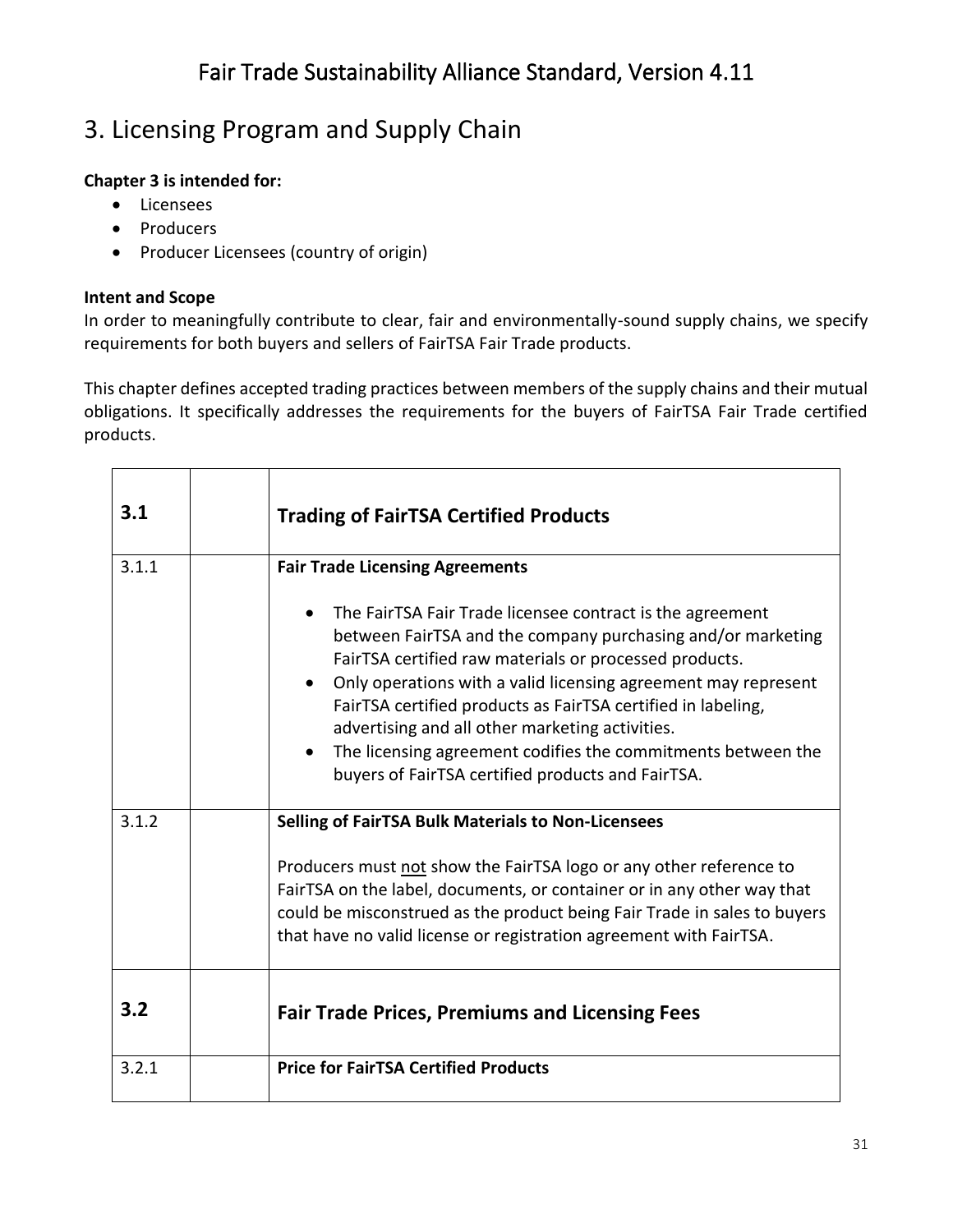# 3. Licensing Program and Supply Chain

**Chapter 3 is intended for:**

- Licensees
- Producers
- Producer Licensees (country of origin)

**Intent and Scope**

In order to meaningfully contribute to clear, fair and environmentally-sound supply chains, we specify requirements for both buyers and sellers of FairTSA Fair Trade products.

This chapter defines accepted trading practices between members of the supply chains and their mutual obligations. It specifically addresses the requirements for the buyers of FairTSA Fair Trade certified products.

| **3.1** | | **Trading of FairTSA Certified Products** |
|---|---|---|
| 3.1.1 | | **Fair Trade Licensing Agreements**<br><br>• The FairTSA Fair Trade licensee contract is the agreement between FairTSA and the company purchasing and/or marketing FairTSA certified raw materials or processed products.<br>• Only operations with a valid licensing agreement may represent FairTSA certified products as FairTSA certified in labeling, advertising and all other marketing activities.<br>• The licensing agreement codifies the commitments between the buyers of FairTSA certified products and FairTSA. |
| 3.1.2 | | **Selling of FairTSA Bulk Materials to Non-Licensees**<br><br>Producers must <u>not</u> show the FairTSA logo or any other reference to FairTSA on the label, documents, or container or in any other way that could be misconstrued as the product being Fair Trade in sales to buyers that have no valid license or registration agreement with FairTSA. |
| **3.2** | | **Fair Trade Prices, Premiums and Licensing Fees** |
| 3.2.1 | | **Price for FairTSA Certified Products** |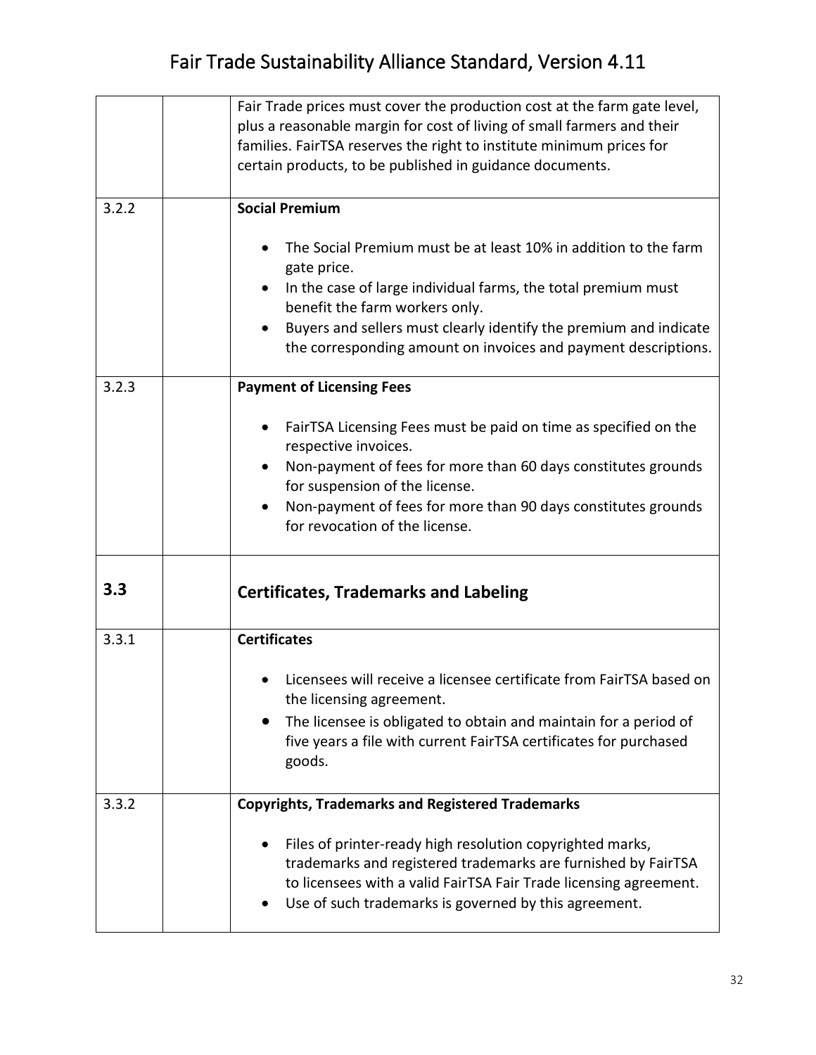| | | |
|---|---|---|
| | | Fair Trade prices must cover the production cost at the farm gate level, plus a reasonable margin for cost of living of small farmers and their families. FairTSA reserves the right to institute minimum prices for certain products, to be published in guidance documents. |
| 3.2.2 | | **Social Premium**<br><br>• The Social Premium must be at least 10% in addition to the farm gate price.<br>• In the case of large individual farms, the total premium must benefit the farm workers only.<br>• Buyers and sellers must clearly identify the premium and indicate the corresponding amount on invoices and payment descriptions. |
| 3.2.3 | | **Payment of Licensing Fees**<br><br>• FairTSA Licensing Fees must be paid on time as specified on the respective invoices.<br>• Non-payment of fees for more than 60 days constitutes grounds for suspension of the license.<br>• Non-payment of fees for more than 90 days constitutes grounds for revocation of the license. |
| **3.3** | | **Certificates, Trademarks and Labeling** |
| 3.3.1 | | **Certificates**<br><br>• Licensees will receive a licensee certificate from FairTSA based on the licensing agreement.<br>• The licensee is obligated to obtain and maintain for a period of five years a file with current FairTSA certificates for purchased goods. |
| 3.3.2 | | **Copyrights, Trademarks and Registered Trademarks**<br><br>• Files of printer-ready high resolution copyrighted marks, trademarks and registered trademarks are furnished by FairTSA to licensees with a valid FairTSA Fair Trade licensing agreement.<br>• Use of such trademarks is governed by this agreement. |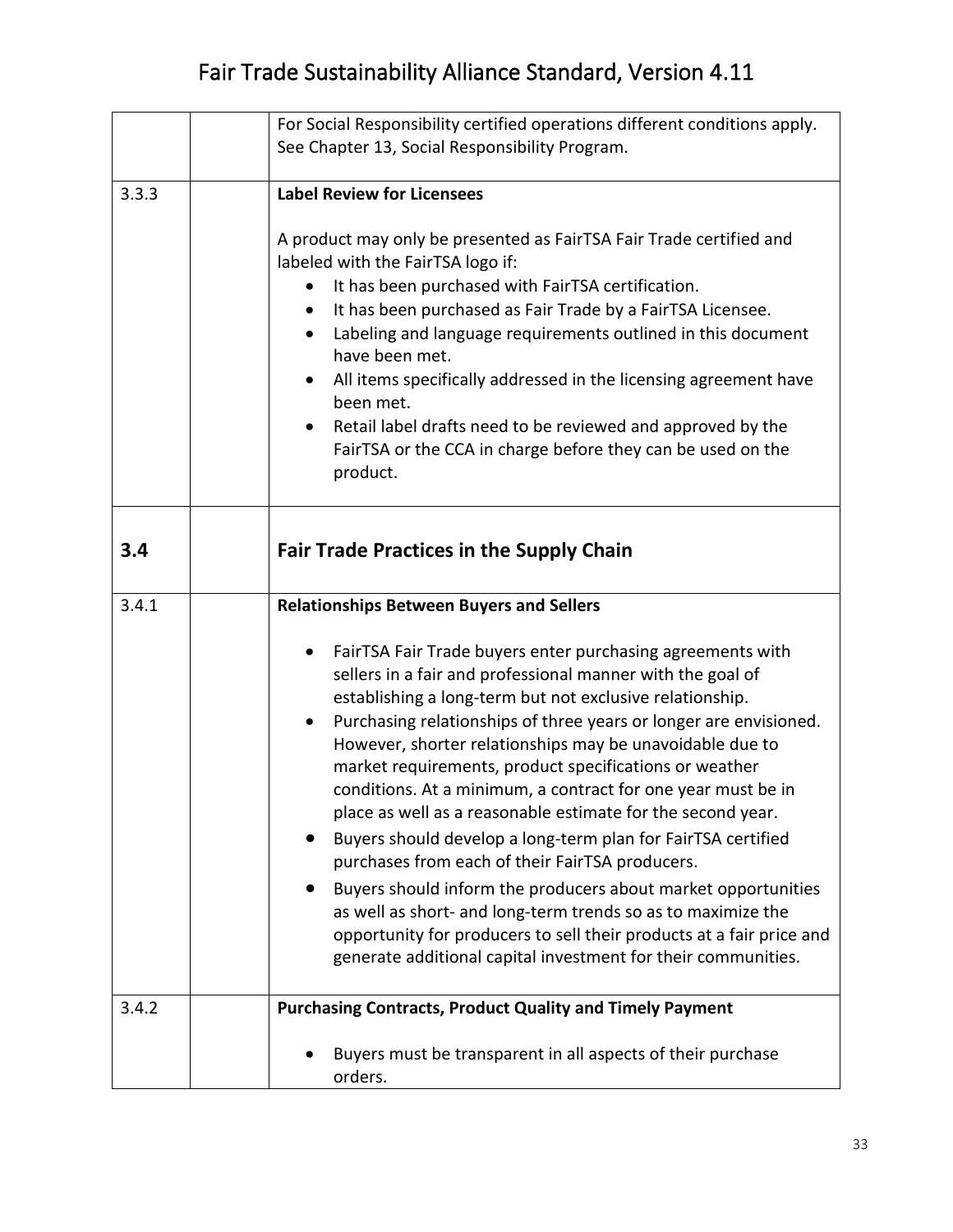| | | |
|---|---|---|
| | | For Social Responsibility certified operations different conditions apply. See Chapter 13, Social Responsibility Program. |
| 3.3.3 | | **Label Review for Licensees**<br><br>A product may only be presented as FairTSA Fair Trade certified and labeled with the FairTSA logo if:<br>• It has been purchased with FairTSA certification.<br>• It has been purchased as Fair Trade by a FairTSA Licensee.<br>• Labeling and language requirements outlined in this document have been met.<br>• All items specifically addressed in the licensing agreement have been met.<br>• Retail label drafts need to be reviewed and approved by the FairTSA or the CCA in charge before they can be used on the product. |
| **3.4** | | **Fair Trade Practices in the Supply Chain** |
| 3.4.1 | | **Relationships Between Buyers and Sellers**<br><br>• FairTSA Fair Trade buyers enter purchasing agreements with sellers in a fair and professional manner with the goal of establishing a long-term but not exclusive relationship.<br>• Purchasing relationships of three years or longer are envisioned. However, shorter relationships may be unavoidable due to market requirements, product specifications or weather conditions. At a minimum, a contract for one year must be in place as well as a reasonable estimate for the second year.<br>• Buyers should develop a long-term plan for FairTSA certified purchases from each of their FairTSA producers.<br>• Buyers should inform the producers about market opportunities as well as short- and long-term trends so as to maximize the opportunity for producers to sell their products at a fair price and generate additional capital investment for their communities. |
| 3.4.2 | | **Purchasing Contracts, Product Quality and Timely Payment**<br><br>• Buyers must be transparent in all aspects of their purchase orders. |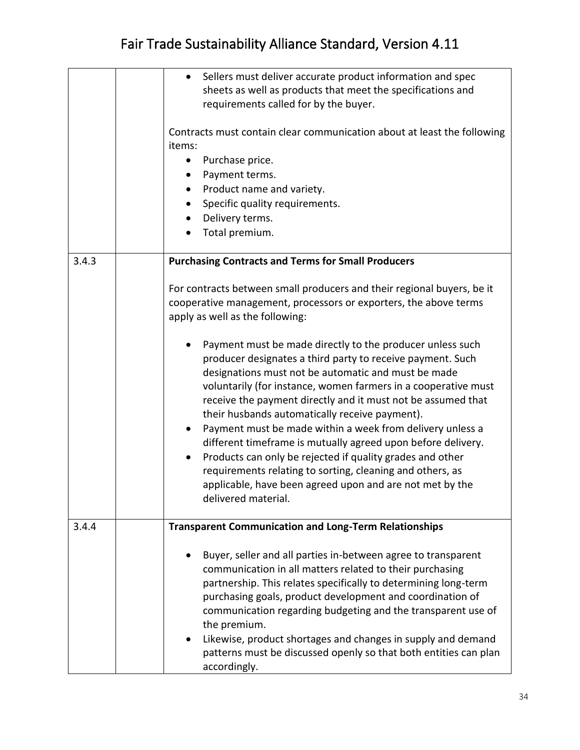| | | |
|---|---|---|
| | | • Sellers must deliver accurate product information and spec sheets as well as products that meet the specifications and requirements called for by the buyer.<br><br>Contracts must contain clear communication about at least the following items:<br>• Purchase price.<br>• Payment terms.<br>• Product name and variety.<br>• Specific quality requirements.<br>• Delivery terms.<br>• Total premium. |
| 3.4.3 | | **Purchasing Contracts and Terms for Small Producers**<br><br>For contracts between small producers and their regional buyers, be it cooperative management, processors or exporters, the above terms apply as well as the following:<br><br>• Payment must be made directly to the producer unless such producer designates a third party to receive payment. Such designations must not be automatic and must be made voluntarily (for instance, women farmers in a cooperative must receive the payment directly and it must not be assumed that their husbands automatically receive payment).<br>• Payment must be made within a week from delivery unless a different timeframe is mutually agreed upon before delivery.<br>• Products can only be rejected if quality grades and other requirements relating to sorting, cleaning and others, as applicable, have been agreed upon and are not met by the delivered material. |
| 3.4.4 | | **Transparent Communication and Long-Term Relationships**<br><br>• Buyer, seller and all parties in-between agree to transparent communication in all matters related to their purchasing partnership. This relates specifically to determining long-term purchasing goals, product development and coordination of communication regarding budgeting and the transparent use of the premium.<br>• Likewise, product shortages and changes in supply and demand patterns must be discussed openly so that both entities can plan accordingly. |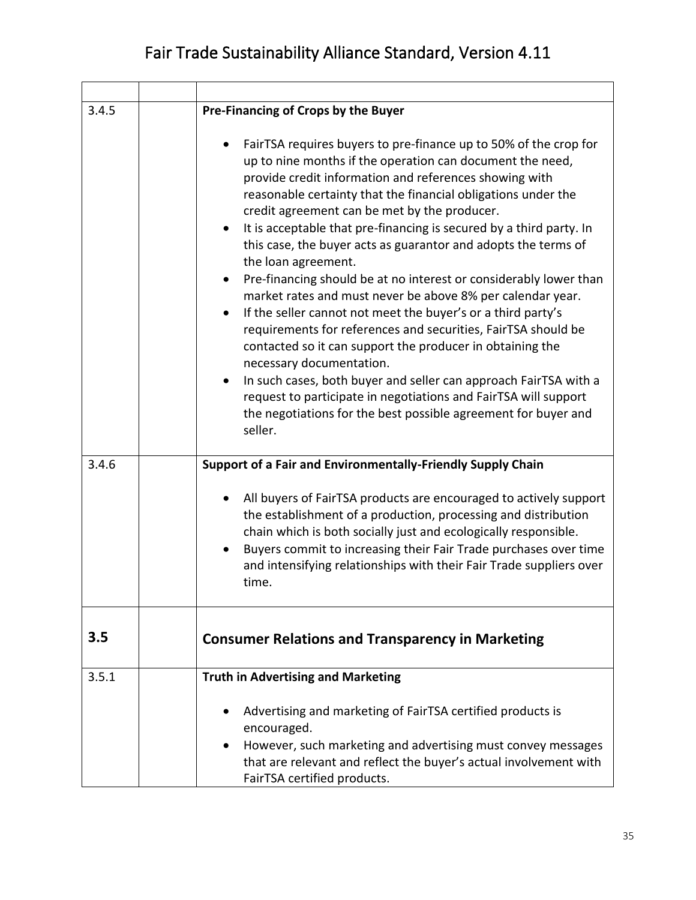| | | |
|---|---|---|
| 3.4.5 | | **Pre-Financing of Crops by the Buyer**<br><br>• FairTSA requires buyers to pre-finance up to 50% of the crop for up to nine months if the operation can document the need, provide credit information and references showing with reasonable certainty that the financial obligations under the credit agreement can be met by the producer.<br>• It is acceptable that pre-financing is secured by a third party. In this case, the buyer acts as guarantor and adopts the terms of the loan agreement.<br>• Pre-financing should be at no interest or considerably lower than market rates and must never be above 8% per calendar year.<br>• If the seller cannot not meet the buyer's or a third party's requirements for references and securities, FairTSA should be contacted so it can support the producer in obtaining the necessary documentation.<br>• In such cases, both buyer and seller can approach FairTSA with a request to participate in negotiations and FairTSA will support the negotiations for the best possible agreement for buyer and seller. |
| 3.4.6 | | **Support of a Fair and Environmentally-Friendly Supply Chain**<br><br>• All buyers of FairTSA products are encouraged to actively support the establishment of a production, processing and distribution chain which is both socially just and ecologically responsible.<br>• Buyers commit to increasing their Fair Trade purchases over time and intensifying relationships with their Fair Trade suppliers over time. |
| **3.5** | | **Consumer Relations and Transparency in Marketing** |
| 3.5.1 | | **Truth in Advertising and Marketing**<br><br>• Advertising and marketing of FairTSA certified products is encouraged.<br>• However, such marketing and advertising must convey messages that are relevant and reflect the buyer's actual involvement with FairTSA certified products. |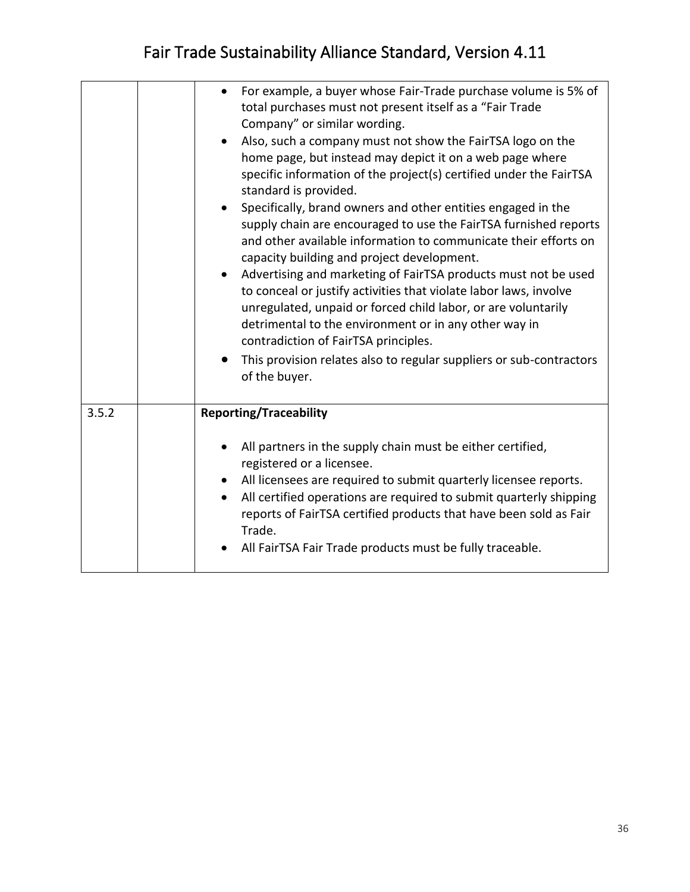| | | |
|---|---|---|
| | | <ul><li>For example, a buyer whose Fair-Trade purchase volume is 5% of total purchases must not present itself as a "Fair Trade Company" or similar wording.</li><li>Also, such a company must not show the FairTSA logo on the home page, but instead may depict it on a web page where specific information of the project(s) certified under the FairTSA standard is provided.</li><li>Specifically, brand owners and other entities engaged in the supply chain are encouraged to use the FairTSA furnished reports and other available information to communicate their efforts on capacity building and project development.</li><li>Advertising and marketing of FairTSA products must not be used to conceal or justify activities that violate labor laws, involve unregulated, unpaid or forced child labor, or are voluntarily detrimental to the environment or in any other way in contradiction of FairTSA principles.</li><li>This provision relates also to regular suppliers or sub-contractors of the buyer.</li></ul> |
| 3.5.2 | | **Reporting/Traceability**<ul><li>All partners in the supply chain must be either certified, registered or a licensee.</li><li>All licensees are required to submit quarterly licensee reports.</li><li>All certified operations are required to submit quarterly shipping reports of FairTSA certified products that have been sold as Fair Trade.</li><li>All FairTSA Fair Trade products must be fully traceable.</li></ul> |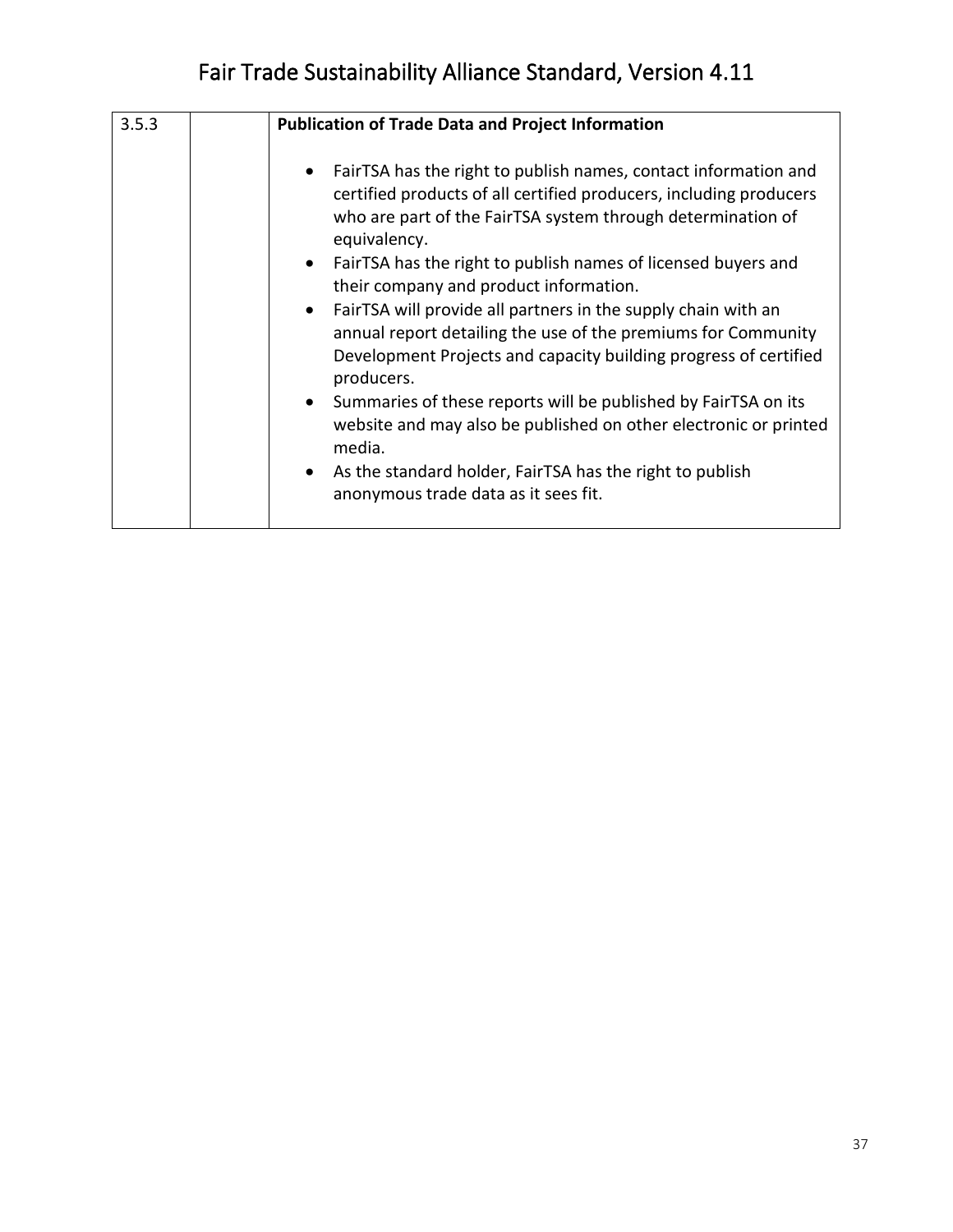| 3.5.3 | | **Publication of Trade Data and Project Information**<br><br>• FairTSA has the right to publish names, contact information and certified products of all certified producers, including producers who are part of the FairTSA system through determination of equivalency.<br>• FairTSA has the right to publish names of licensed buyers and their company and product information.<br>• FairTSA will provide all partners in the supply chain with an annual report detailing the use of the premiums for Community Development Projects and capacity building progress of certified producers.<br>• Summaries of these reports will be published by FairTSA on its website and may also be published on other electronic or printed media.<br>• As the standard holder, FairTSA has the right to publish anonymous trade data as it sees fit. |
|---|---|---|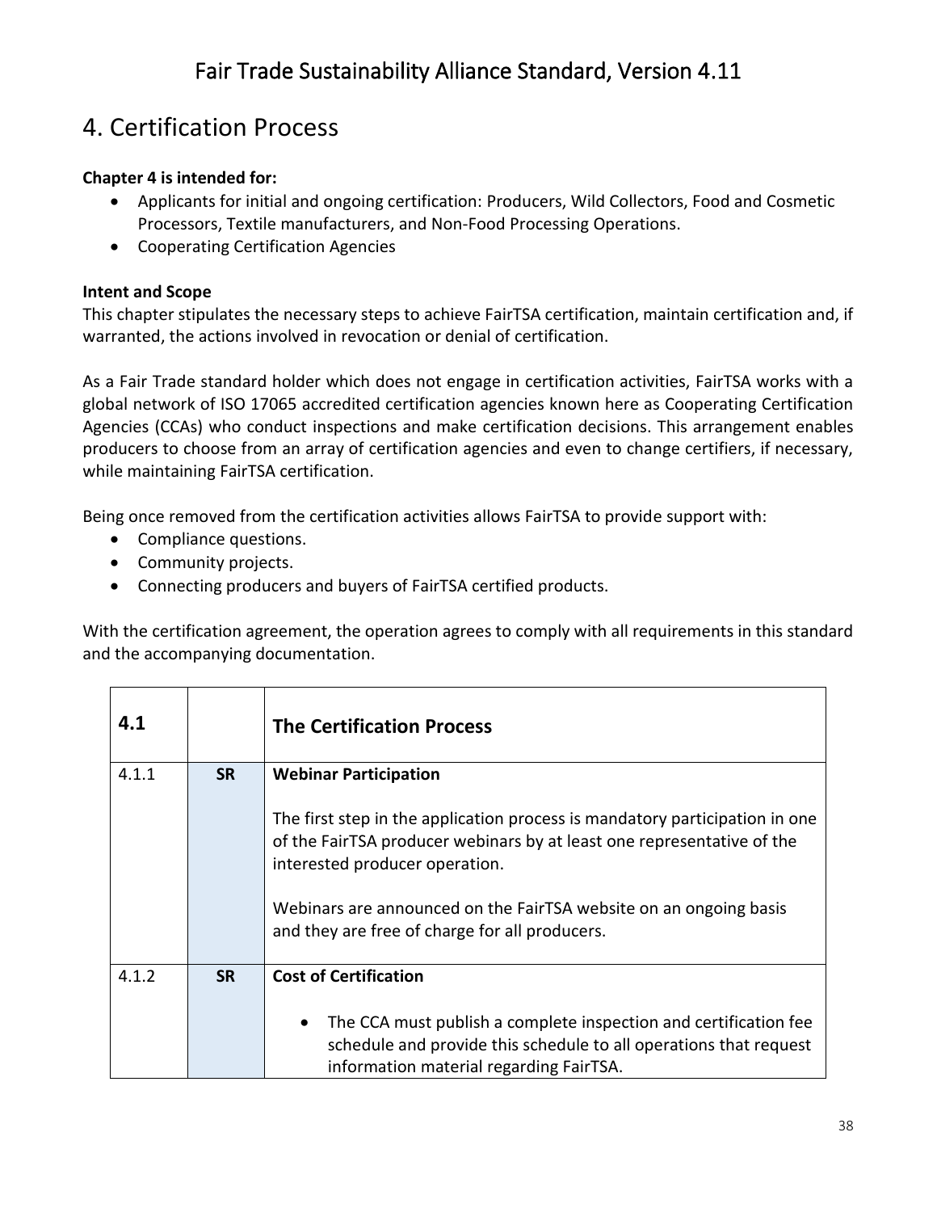# 4. Certification Process

**Chapter 4 is intended for:**

- Applicants for initial and ongoing certification: Producers, Wild Collectors, Food and Cosmetic Processors, Textile manufacturers, and Non-Food Processing Operations.
- Cooperating Certification Agencies

**Intent and Scope**

This chapter stipulates the necessary steps to achieve FairTSA certification, maintain certification and, if warranted, the actions involved in revocation or denial of certification.

As a Fair Trade standard holder which does not engage in certification activities, FairTSA works with a global network of ISO 17065 accredited certification agencies known here as Cooperating Certification Agencies (CCAs) who conduct inspections and make certification decisions. This arrangement enables producers to choose from an array of certification agencies and even to change certifiers, if necessary, while maintaining FairTSA certification.

Being once removed from the certification activities allows FairTSA to provide support with:

- Compliance questions.
- Community projects.
- Connecting producers and buyers of FairTSA certified products.

With the certification agreement, the operation agrees to comply with all requirements in this standard and the accompanying documentation.

| **4.1** | | **The Certification Process** |
|---|---|---|
| 4.1.1 | **SR** | **Webinar Participation**<br><br>The first step in the application process is mandatory participation in one of the FairTSA producer webinars by at least one representative of the interested producer operation.<br><br>Webinars are announced on the FairTSA website on an ongoing basis and they are free of charge for all producers. |
| 4.1.2 | **SR** | **Cost of Certification**<br><br>• The CCA must publish a complete inspection and certification fee schedule and provide this schedule to all operations that request information material regarding FairTSA. |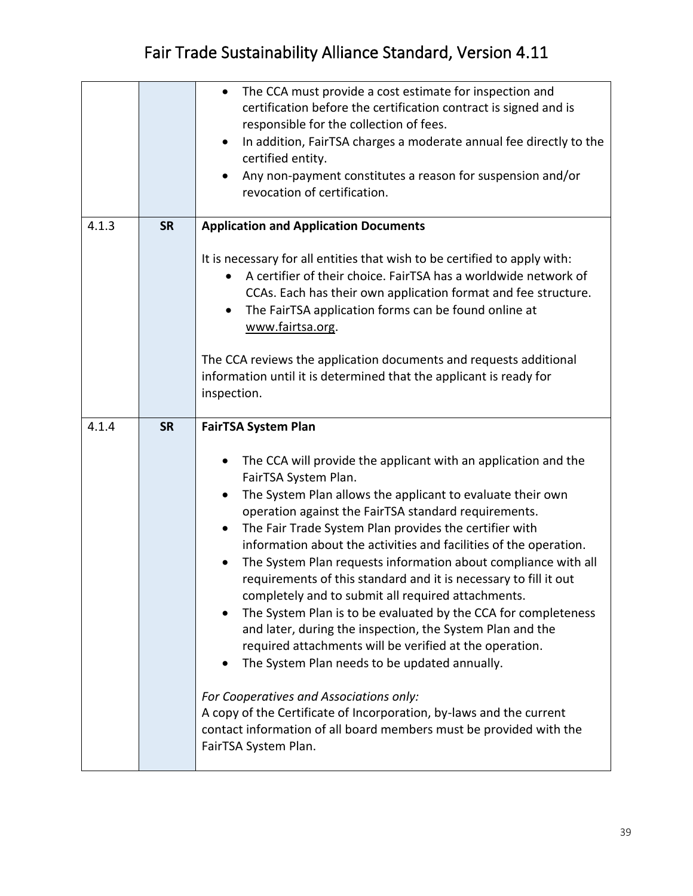| | | |
|---|---|---|
| | | <ul><li>The CCA must provide a cost estimate for inspection and certification before the certification contract is signed and is responsible for the collection of fees.</li><li>In addition, FairTSA charges a moderate annual fee directly to the certified entity.</li><li>Any non-payment constitutes a reason for suspension and/or revocation of certification.</li></ul> |
| 4.1.3 | **SR** | **Application and Application Documents**<br><br>It is necessary for all entities that wish to be certified to apply with:<ul><li>A certifier of their choice. FairTSA has a worldwide network of CCAs. Each has their own application format and fee structure.</li><li>The FairTSA application forms can be found online at www.fairtsa.org.</li></ul>The CCA reviews the application documents and requests additional information until it is determined that the applicant is ready for inspection. |
| 4.1.4 | **SR** | **FairTSA System Plan**<ul><li>The CCA will provide the applicant with an application and the FairTSA System Plan.</li><li>The System Plan allows the applicant to evaluate their own operation against the FairTSA standard requirements.</li><li>The Fair Trade System Plan provides the certifier with information about the activities and facilities of the operation.</li><li>The System Plan requests information about compliance with all requirements of this standard and it is necessary to fill it out completely and to submit all required attachments.</li><li>The System Plan is to be evaluated by the CCA for completeness and later, during the inspection, the System Plan and the required attachments will be verified at the operation.</li><li>The System Plan needs to be updated annually.</li></ul>*For Cooperatives and Associations only:*<br>A copy of the Certificate of Incorporation, by-laws and the current contact information of all board members must be provided with the FairTSA System Plan. |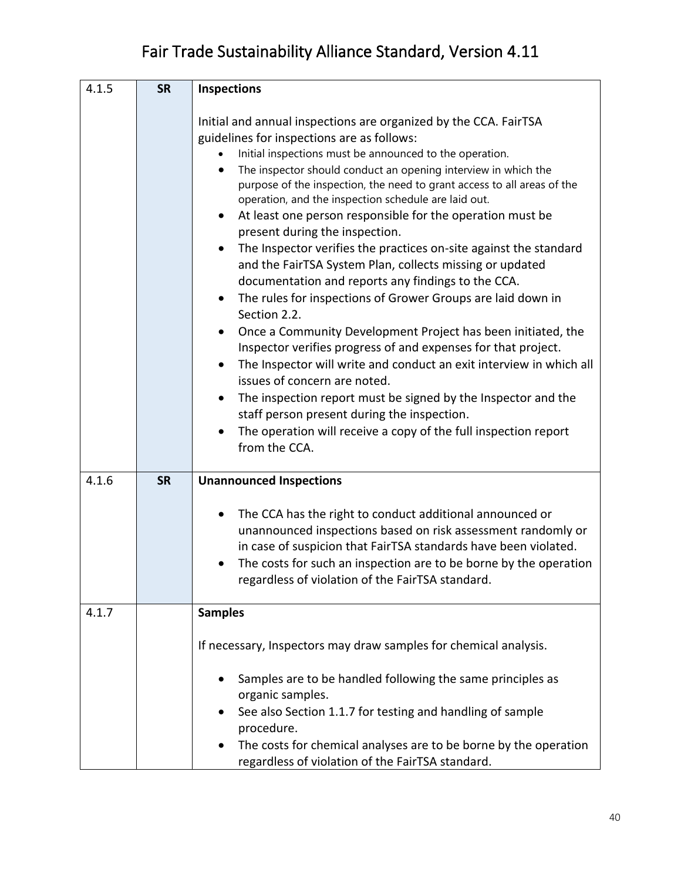| | | |
|---|---|---|
| 4.1.5 | **SR** | **Inspections**<br><br>Initial and annual inspections are organized by the CCA. FairTSA guidelines for inspections are as follows:<br>• Initial inspections must be announced to the operation.<br>• The inspector should conduct an opening interview in which the purpose of the inspection, the need to grant access to all areas of the operation, and the inspection schedule are laid out.<br>• At least one person responsible for the operation must be present during the inspection.<br>• The Inspector verifies the practices on-site against the standard and the FairTSA System Plan, collects missing or updated documentation and reports any findings to the CCA.<br>• The rules for inspections of Grower Groups are laid down in Section 2.2.<br>• Once a Community Development Project has been initiated, the Inspector verifies progress of and expenses for that project.<br>• The Inspector will write and conduct an exit interview in which all issues of concern are noted.<br>• The inspection report must be signed by the Inspector and the staff person present during the inspection.<br>• The operation will receive a copy of the full inspection report from the CCA. |
| 4.1.6 | **SR** | **Unannounced Inspections**<br><br>• The CCA has the right to conduct additional announced or unannounced inspections based on risk assessment randomly or in case of suspicion that FairTSA standards have been violated.<br>• The costs for such an inspection are to be borne by the operation regardless of violation of the FairTSA standard. |
| 4.1.7 | | **Samples**<br><br>If necessary, Inspectors may draw samples for chemical analysis.<br><br>• Samples are to be handled following the same principles as organic samples.<br>• See also Section 1.1.7 for testing and handling of sample procedure.<br>• The costs for chemical analyses are to be borne by the operation regardless of violation of the FairTSA standard. |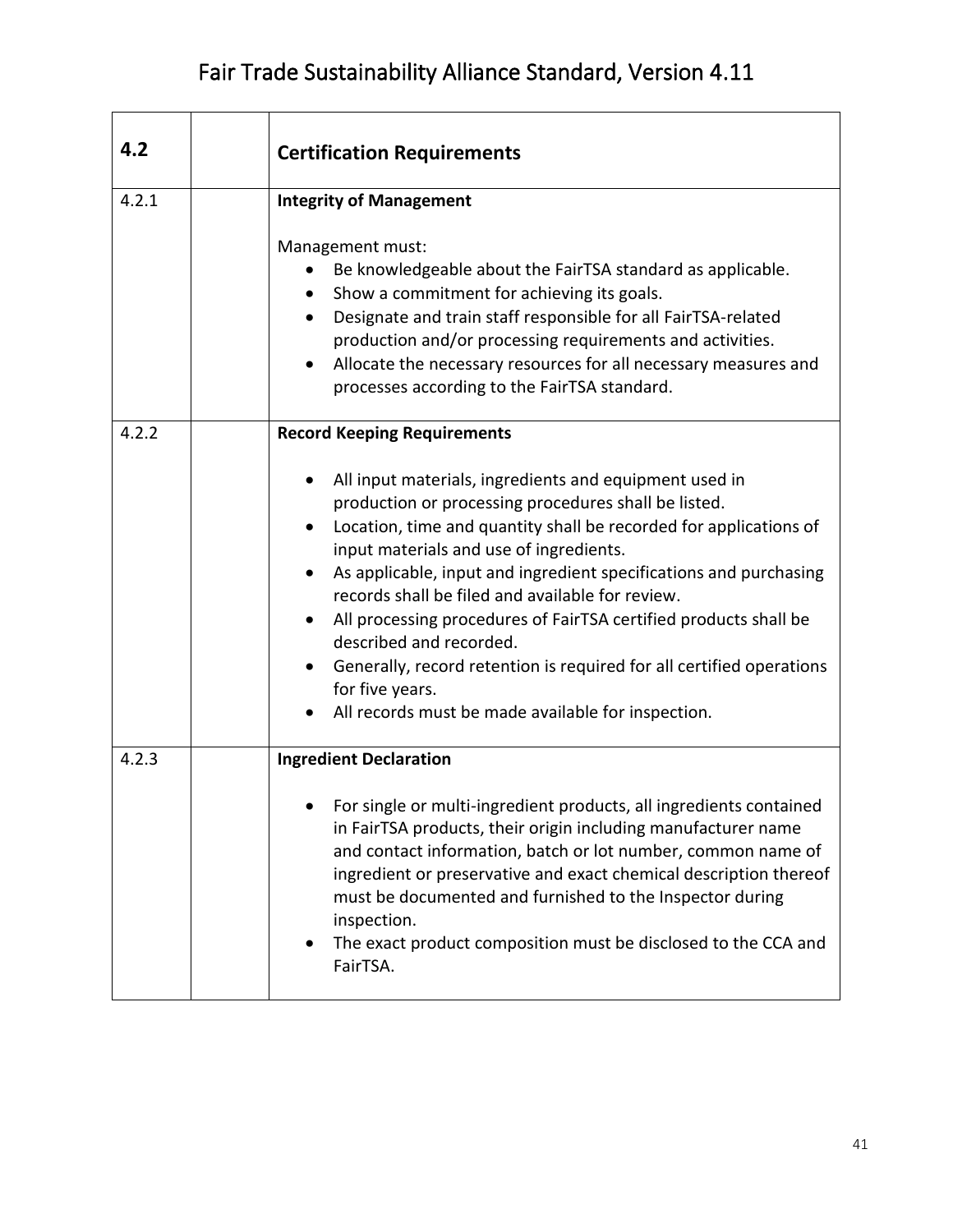| 4.2 | | **Certification Requirements** |
|---|---|---|
| 4.2.1 | | **Integrity of Management**<br><br>Management must:<br>• Be knowledgeable about the FairTSA standard as applicable.<br>• Show a commitment for achieving its goals.<br>• Designate and train staff responsible for all FairTSA-related production and/or processing requirements and activities.<br>• Allocate the necessary resources for all necessary measures and processes according to the FairTSA standard. |
| 4.2.2 | | **Record Keeping Requirements**<br><br>• All input materials, ingredients and equipment used in production or processing procedures shall be listed.<br>• Location, time and quantity shall be recorded for applications of input materials and use of ingredients.<br>• As applicable, input and ingredient specifications and purchasing records shall be filed and available for review.<br>• All processing procedures of FairTSA certified products shall be described and recorded.<br>• Generally, record retention is required for all certified operations for five years.<br>• All records must be made available for inspection. |
| 4.2.3 | | **Ingredient Declaration**<br><br>• For single or multi-ingredient products, all ingredients contained in FairTSA products, their origin including manufacturer name and contact information, batch or lot number, common name of ingredient or preservative and exact chemical description thereof must be documented and furnished to the Inspector during inspection.<br>• The exact product composition must be disclosed to the CCA and FairTSA. |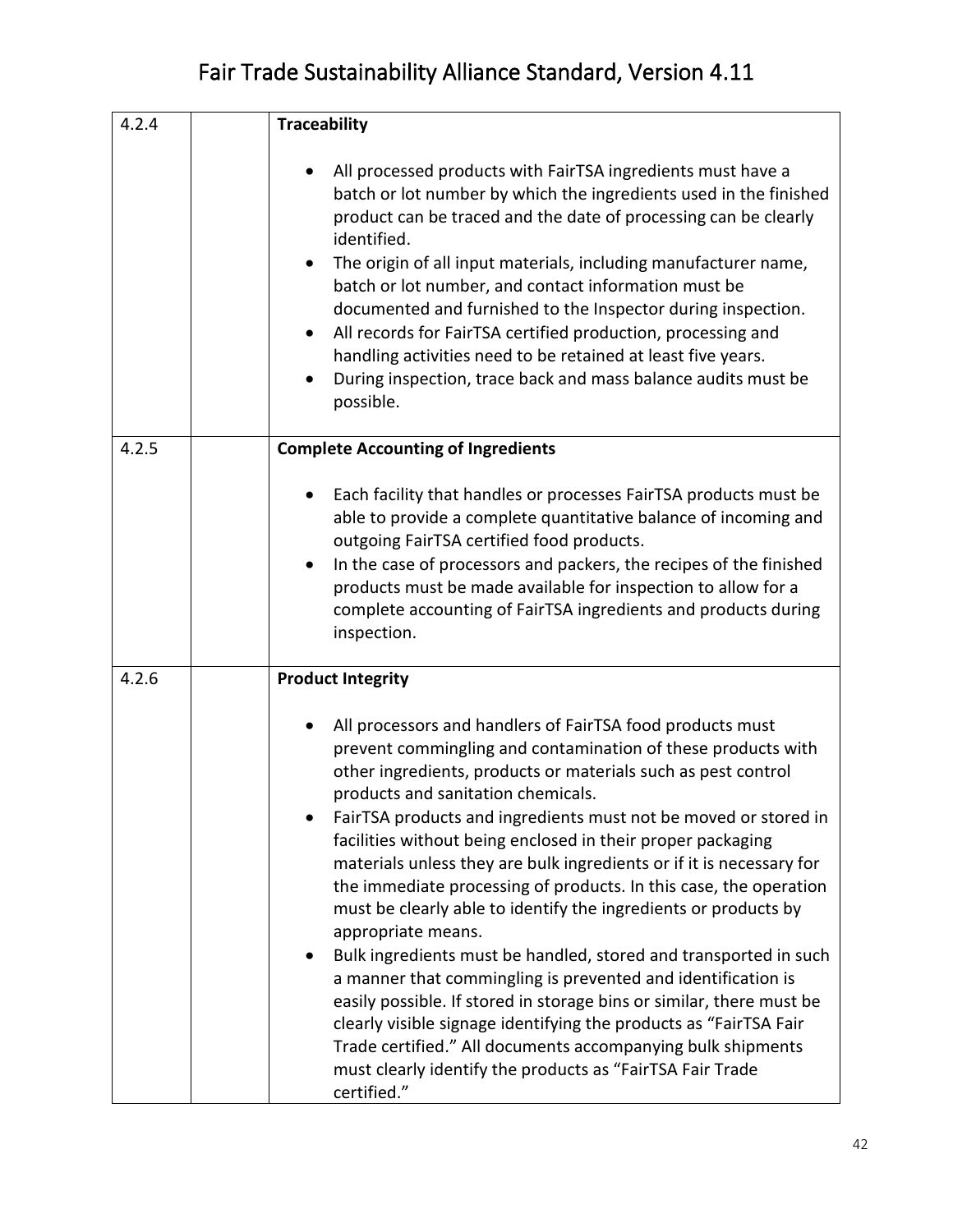| | | |
|---|---|---|
| 4.2.4 | | **Traceability**<br><br>• All processed products with FairTSA ingredients must have a batch or lot number by which the ingredients used in the finished product can be traced and the date of processing can be clearly identified.<br>• The origin of all input materials, including manufacturer name, batch or lot number, and contact information must be documented and furnished to the Inspector during inspection.<br>• All records for FairTSA certified production, processing and handling activities need to be retained at least five years.<br>• During inspection, trace back and mass balance audits must be possible. |
| 4.2.5 | | **Complete Accounting of Ingredients**<br><br>• Each facility that handles or processes FairTSA products must be able to provide a complete quantitative balance of incoming and outgoing FairTSA certified food products.<br>• In the case of processors and packers, the recipes of the finished products must be made available for inspection to allow for a complete accounting of FairTSA ingredients and products during inspection. |
| 4.2.6 | | **Product Integrity**<br><br>• All processors and handlers of FairTSA food products must prevent commingling and contamination of these products with other ingredients, products or materials such as pest control products and sanitation chemicals.<br>• FairTSA products and ingredients must not be moved or stored in facilities without being enclosed in their proper packaging materials unless they are bulk ingredients or if it is necessary for the immediate processing of products. In this case, the operation must be clearly able to identify the ingredients or products by appropriate means.<br>• Bulk ingredients must be handled, stored and transported in such a manner that commingling is prevented and identification is easily possible. If stored in storage bins or similar, there must be clearly visible signage identifying the products as "FairTSA Fair Trade certified." All documents accompanying bulk shipments must clearly identify the products as "FairTSA Fair Trade certified." |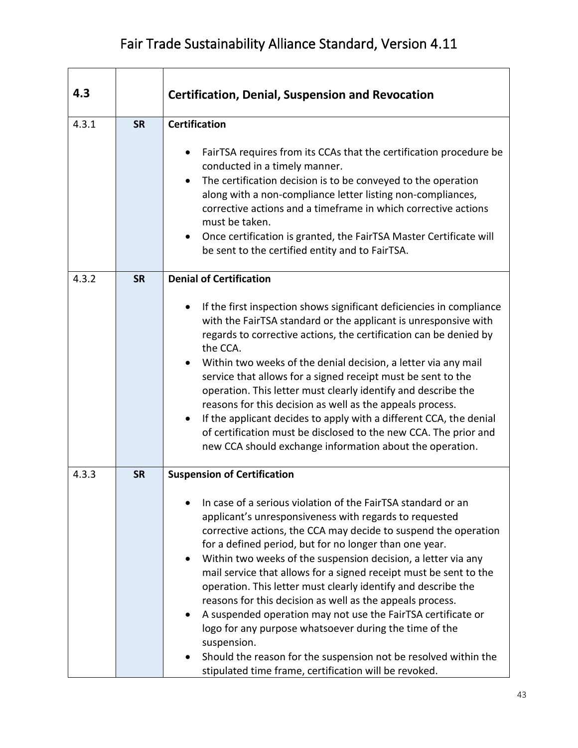| 4.3 | | **Certification, Denial, Suspension and Revocation** |
|---|---|---|
| 4.3.1 | **SR** | **Certification**<br><br>• FairTSA requires from its CCAs that the certification procedure be conducted in a timely manner.<br>• The certification decision is to be conveyed to the operation along with a non-compliance letter listing non-compliances, corrective actions and a timeframe in which corrective actions must be taken.<br>• Once certification is granted, the FairTSA Master Certificate will be sent to the certified entity and to FairTSA. |
| 4.3.2 | **SR** | **Denial of Certification**<br><br>• If the first inspection shows significant deficiencies in compliance with the FairTSA standard or the applicant is unresponsive with regards to corrective actions, the certification can be denied by the CCA.<br>• Within two weeks of the denial decision, a letter via any mail service that allows for a signed receipt must be sent to the operation. This letter must clearly identify and describe the reasons for this decision as well as the appeals process.<br>• If the applicant decides to apply with a different CCA, the denial of certification must be disclosed to the new CCA. The prior and new CCA should exchange information about the operation. |
| 4.3.3 | **SR** | **Suspension of Certification**<br><br>• In case of a serious violation of the FairTSA standard or an applicant's unresponsiveness with regards to requested corrective actions, the CCA may decide to suspend the operation for a defined period, but for no longer than one year.<br>• Within two weeks of the suspension decision, a letter via any mail service that allows for a signed receipt must be sent to the operation. This letter must clearly identify and describe the reasons for this decision as well as the appeals process.<br>• A suspended operation may not use the FairTSA certificate or logo for any purpose whatsoever during the time of the suspension.<br>• Should the reason for the suspension not be resolved within the stipulated time frame, certification will be revoked. |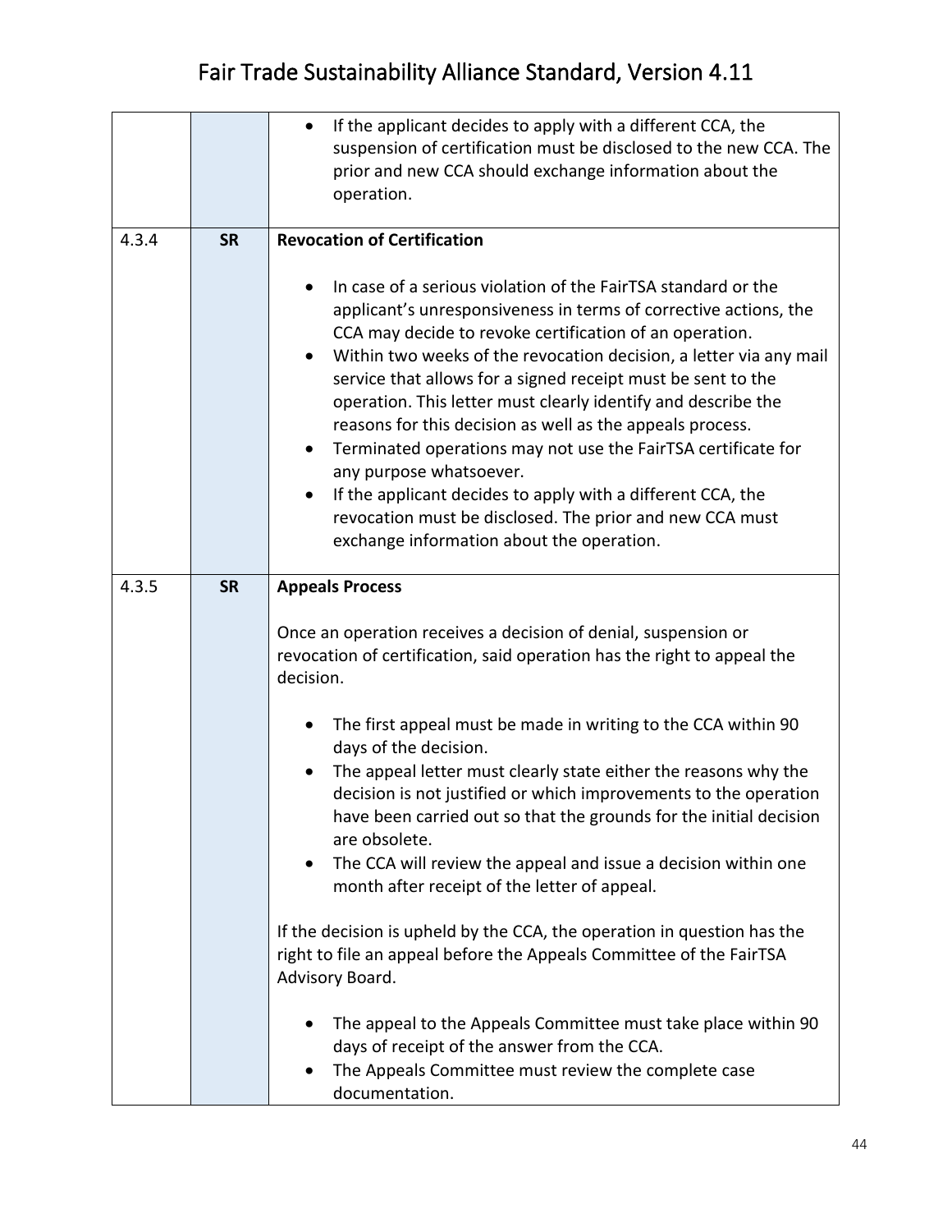| | | |
|---|---|---|
| | | • If the applicant decides to apply with a different CCA, the suspension of certification must be disclosed to the new CCA. The prior and new CCA should exchange information about the operation. |
| 4.3.4 | **SR** | **Revocation of Certification**<br><br>• In case of a serious violation of the FairTSA standard or the applicant's unresponsiveness in terms of corrective actions, the CCA may decide to revoke certification of an operation.<br>• Within two weeks of the revocation decision, a letter via any mail service that allows for a signed receipt must be sent to the operation. This letter must clearly identify and describe the reasons for this decision as well as the appeals process.<br>• Terminated operations may not use the FairTSA certificate for any purpose whatsoever.<br>• If the applicant decides to apply with a different CCA, the revocation must be disclosed. The prior and new CCA must exchange information about the operation. |
| 4.3.5 | **SR** | **Appeals Process**<br><br>Once an operation receives a decision of denial, suspension or revocation of certification, said operation has the right to appeal the decision.<br><br>• The first appeal must be made in writing to the CCA within 90 days of the decision.<br>• The appeal letter must clearly state either the reasons why the decision is not justified or which improvements to the operation have been carried out so that the grounds for the initial decision are obsolete.<br>• The CCA will review the appeal and issue a decision within one month after receipt of the letter of appeal.<br><br>If the decision is upheld by the CCA, the operation in question has the right to file an appeal before the Appeals Committee of the FairTSA Advisory Board.<br><br>• The appeal to the Appeals Committee must take place within 90 days of receipt of the answer from the CCA.<br>• The Appeals Committee must review the complete case documentation. |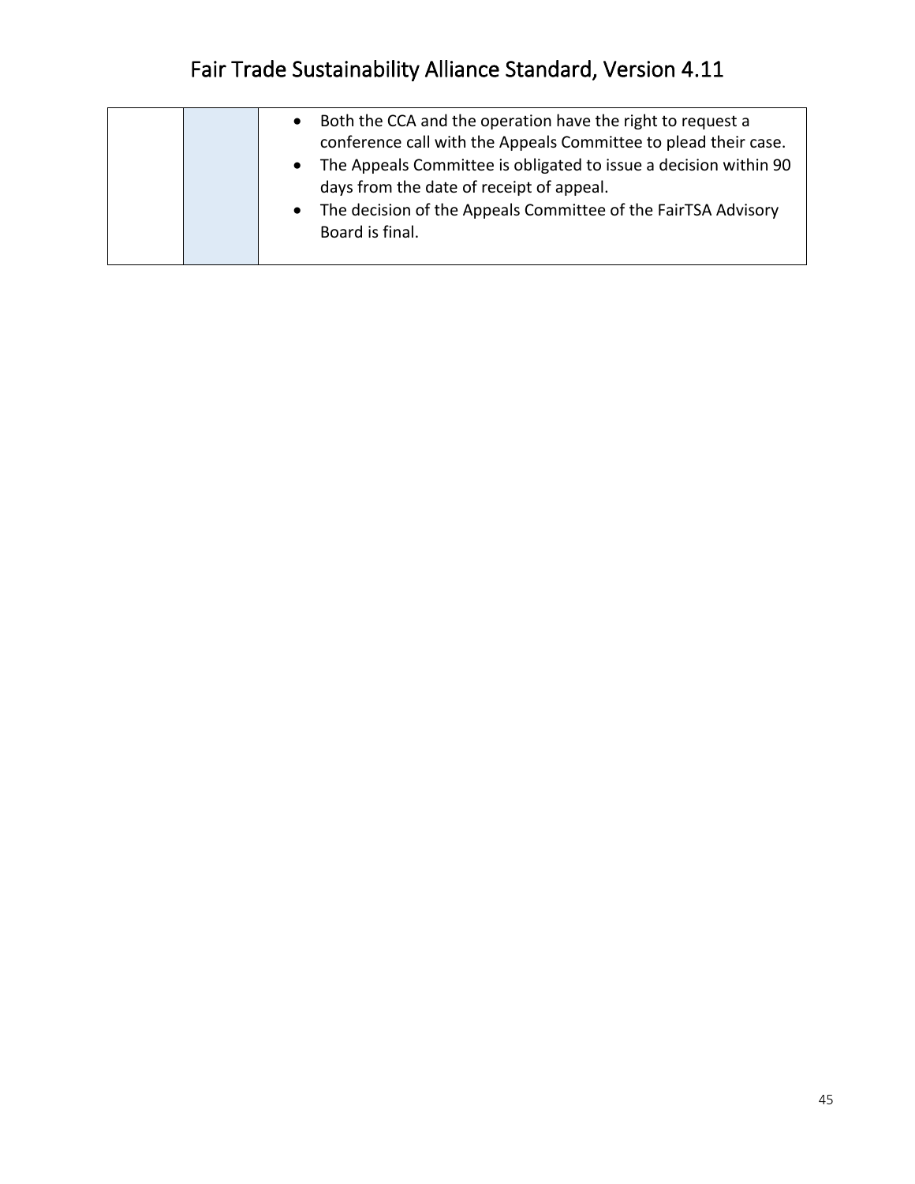| | | |
|---|---|---|
| | | • Both the CCA and the operation have the right to request a conference call with the Appeals Committee to plead their case.<br>• The Appeals Committee is obligated to issue a decision within 90 days from the date of receipt of appeal.<br>• The decision of the Appeals Committee of the FairTSA Advisory Board is final. |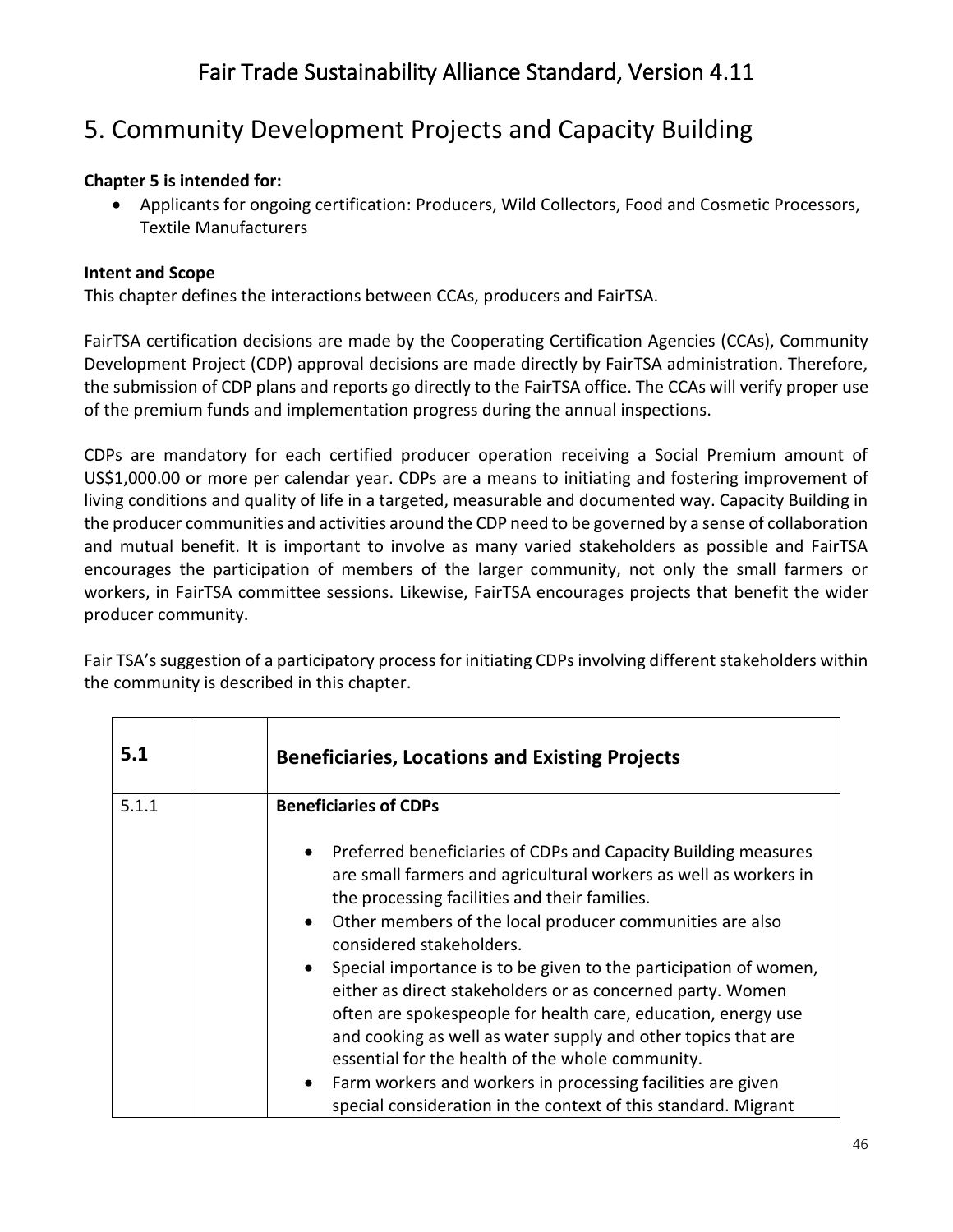# 5. Community Development Projects and Capacity Building

**Chapter 5 is intended for:**

- Applicants for ongoing certification: Producers, Wild Collectors, Food and Cosmetic Processors, Textile Manufacturers

**Intent and Scope**

This chapter defines the interactions between CCAs, producers and FairTSA.

FairTSA certification decisions are made by the Cooperating Certification Agencies (CCAs), Community Development Project (CDP) approval decisions are made directly by FairTSA administration. Therefore, the submission of CDP plans and reports go directly to the FairTSA office. The CCAs will verify proper use of the premium funds and implementation progress during the annual inspections.

CDPs are mandatory for each certified producer operation receiving a Social Premium amount of US$1,000.00 or more per calendar year. CDPs are a means to initiating and fostering improvement of living conditions and quality of life in a targeted, measurable and documented way. Capacity Building in the producer communities and activities around the CDP need to be governed by a sense of collaboration and mutual benefit. It is important to involve as many varied stakeholders as possible and FairTSA encourages the participation of members of the larger community, not only the small farmers or workers, in FairTSA committee sessions. Likewise, FairTSA encourages projects that benefit the wider producer community.

Fair TSA's suggestion of a participatory process for initiating CDPs involving different stakeholders within the community is described in this chapter.

| 5.1 | | **Beneficiaries, Locations and Existing Projects** |
|---|---|---|
| 5.1.1 | | **Beneficiaries of CDPs**<br><br>• Preferred beneficiaries of CDPs and Capacity Building measures are small farmers and agricultural workers as well as workers in the processing facilities and their families.<br>• Other members of the local producer communities are also considered stakeholders.<br>• Special importance is to be given to the participation of women, either as direct stakeholders or as concerned party. Women often are spokespeople for health care, education, energy use and cooking as well as water supply and other topics that are essential for the health of the whole community.<br>• Farm workers and workers in processing facilities are given special consideration in the context of this standard. Migrant |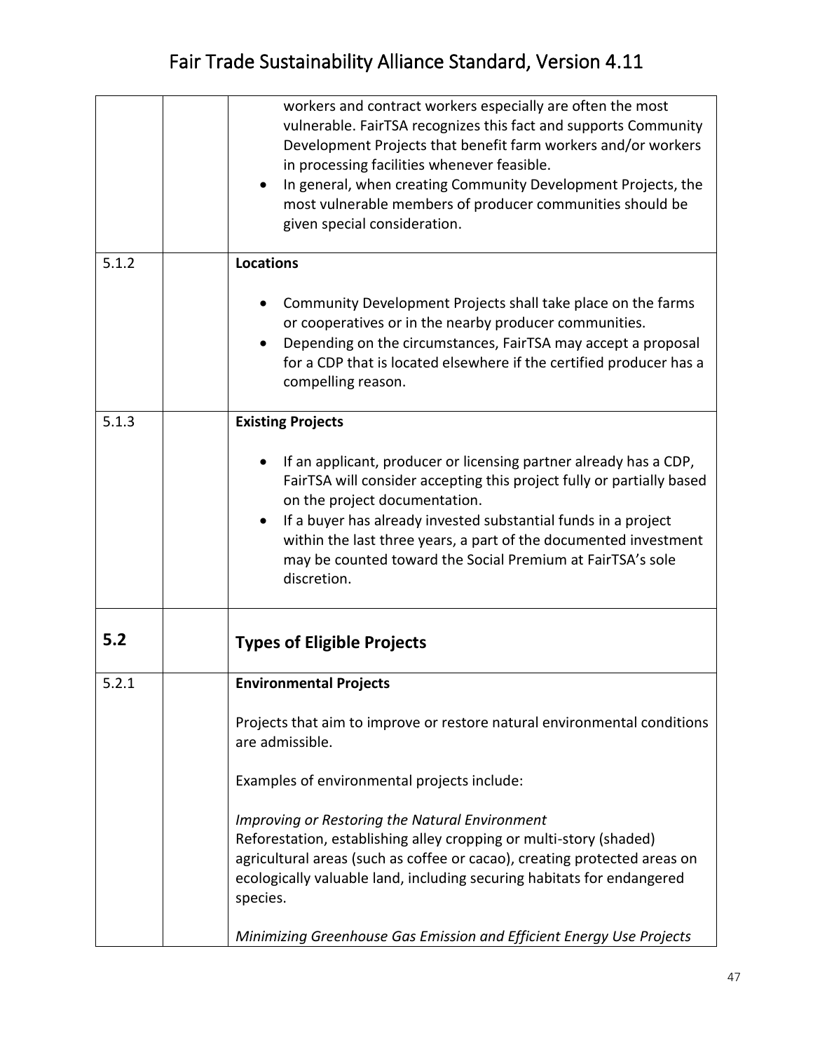| | | |
|---|---|---|
| | | workers and contract workers especially are often the most vulnerable. FairTSA recognizes this fact and supports Community Development Projects that benefit farm workers and/or workers in processing facilities whenever feasible.<br>• In general, when creating Community Development Projects, the most vulnerable members of producer communities should be given special consideration. |
| 5.1.2 | | **Locations**<br><br>• Community Development Projects shall take place on the farms or cooperatives or in the nearby producer communities.<br>• Depending on the circumstances, FairTSA may accept a proposal for a CDP that is located elsewhere if the certified producer has a compelling reason. |
| 5.1.3 | | **Existing Projects**<br><br>• If an applicant, producer or licensing partner already has a CDP, FairTSA will consider accepting this project fully or partially based on the project documentation.<br>• If a buyer has already invested substantial funds in a project within the last three years, a part of the documented investment may be counted toward the Social Premium at FairTSA's sole discretion. |
| **5.2** | | **Types of Eligible Projects** |
| 5.2.1 | | **Environmental Projects**<br><br>Projects that aim to improve or restore natural environmental conditions are admissible.<br><br>Examples of environmental projects include:<br><br>*Improving or Restoring the Natural Environment*<br>Reforestation, establishing alley cropping or multi-story (shaded) agricultural areas (such as coffee or cacao), creating protected areas on ecologically valuable land, including securing habitats for endangered species.<br><br>*Minimizing Greenhouse Gas Emission and Efficient Energy Use Projects* |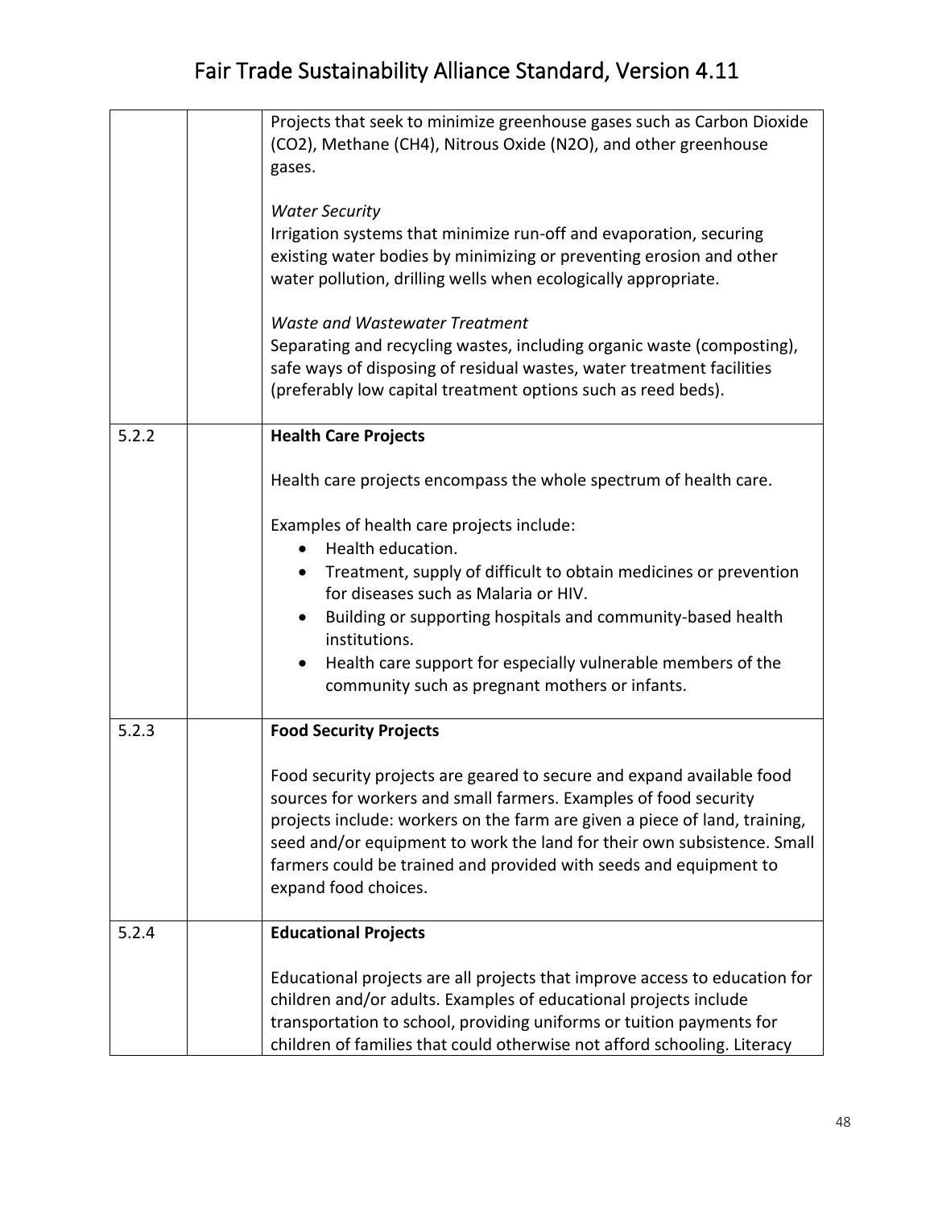| | | |
|---|---|---|
| | | Projects that seek to minimize greenhouse gases such as Carbon Dioxide ($CO_2$), Methane ($CH_4$), Nitrous Oxide ($N_2O$), and other greenhouse gases.<br><br>*Water Security*<br>Irrigation systems that minimize run-off and evaporation, securing existing water bodies by minimizing or preventing erosion and other water pollution, drilling wells when ecologically appropriate.<br><br>*Waste and Wastewater Treatment*<br>Separating and recycling wastes, including organic waste (composting), safe ways of disposing of residual wastes, water treatment facilities (preferably low capital treatment options such as reed beds). |
| 5.2.2 | | **Health Care Projects**<br><br>Health care projects encompass the whole spectrum of health care.<br><br>Examples of health care projects include:<br>• Health education.<br>• Treatment, supply of difficult to obtain medicines or prevention for diseases such as Malaria or HIV.<br>• Building or supporting hospitals and community-based health institutions.<br>• Health care support for especially vulnerable members of the community such as pregnant mothers or infants. |
| 5.2.3 | | **Food Security Projects**<br><br>Food security projects are geared to secure and expand available food sources for workers and small farmers. Examples of food security projects include: workers on the farm are given a piece of land, training, seed and/or equipment to work the land for their own subsistence. Small farmers could be trained and provided with seeds and equipment to expand food choices. |
| 5.2.4 | | **Educational Projects**<br><br>Educational projects are all projects that improve access to education for children and/or adults. Examples of educational projects include transportation to school, providing uniforms or tuition payments for children of families that could otherwise not afford schooling. Literacy |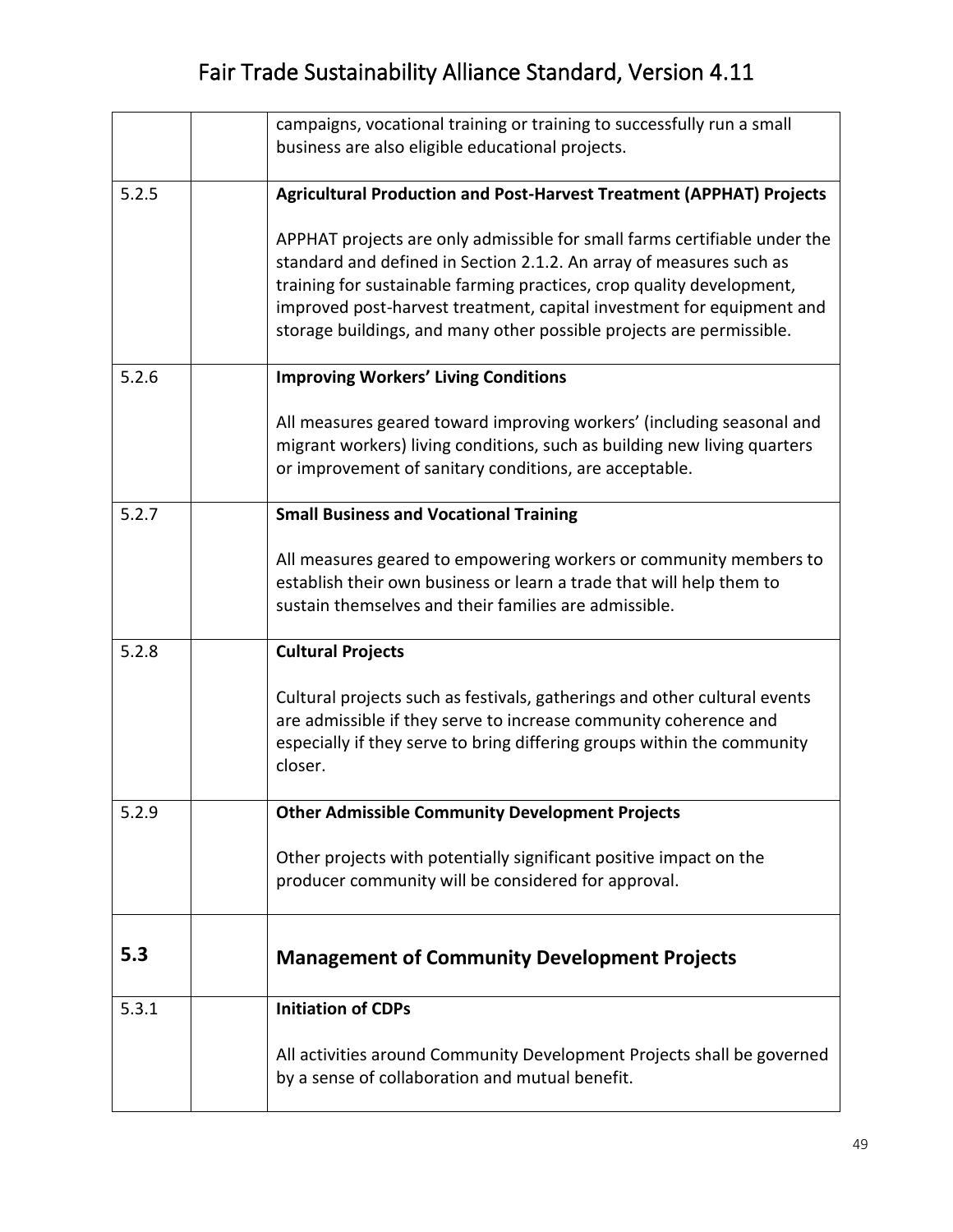| | | |
|---|---|---|
| | | campaigns, vocational training or training to successfully run a small business are also eligible educational projects. |
| 5.2.5 | | **Agricultural Production and Post-Harvest Treatment (APPHAT) Projects**<br><br>APPHAT projects are only admissible for small farms certifiable under the standard and defined in Section 2.1.2. An array of measures such as training for sustainable farming practices, crop quality development, improved post-harvest treatment, capital investment for equipment and storage buildings, and many other possible projects are permissible. |
| 5.2.6 | | **Improving Workers' Living Conditions**<br><br>All measures geared toward improving workers' (including seasonal and migrant workers) living conditions, such as building new living quarters or improvement of sanitary conditions, are acceptable. |
| 5.2.7 | | **Small Business and Vocational Training**<br><br>All measures geared to empowering workers or community members to establish their own business or learn a trade that will help them to sustain themselves and their families are admissible. |
| 5.2.8 | | **Cultural Projects**<br><br>Cultural projects such as festivals, gatherings and other cultural events are admissible if they serve to increase community coherence and especially if they serve to bring differing groups within the community closer. |
| 5.2.9 | | **Other Admissible Community Development Projects**<br><br>Other projects with potentially significant positive impact on the producer community will be considered for approval. |
| **5.3** | | **Management of Community Development Projects** |
| 5.3.1 | | **Initiation of CDPs**<br><br>All activities around Community Development Projects shall be governed by a sense of collaboration and mutual benefit. |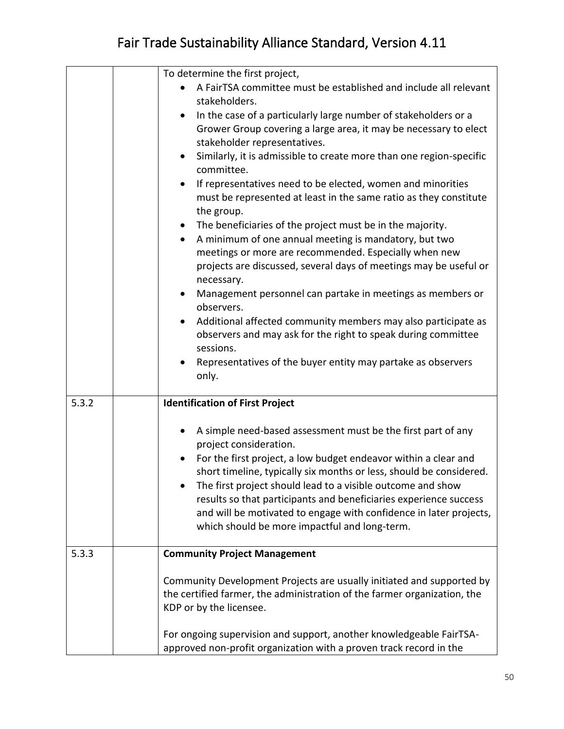| | | |
|---|---|---|
| | | To determine the first project,<br>• A FairTSA committee must be established and include all relevant stakeholders.<br>• In the case of a particularly large number of stakeholders or a Grower Group covering a large area, it may be necessary to elect stakeholder representatives.<br>• Similarly, it is admissible to create more than one region-specific committee.<br>• If representatives need to be elected, women and minorities must be represented at least in the same ratio as they constitute the group.<br>• The beneficiaries of the project must be in the majority.<br>• A minimum of one annual meeting is mandatory, but two meetings or more are recommended. Especially when new projects are discussed, several days of meetings may be useful or necessary.<br>• Management personnel can partake in meetings as members or observers.<br>• Additional affected community members may also participate as observers and may ask for the right to speak during committee sessions.<br>• Representatives of the buyer entity may partake as observers only. |
| 5.3.2 | | **Identification of First Project**<br><br>• A simple need-based assessment must be the first part of any project consideration.<br>• For the first project, a low budget endeavor within a clear and short timeline, typically six months or less, should be considered.<br>• The first project should lead to a visible outcome and show results so that participants and beneficiaries experience success and will be motivated to engage with confidence in later projects, which should be more impactful and long-term. |
| 5.3.3 | | **Community Project Management**<br><br>Community Development Projects are usually initiated and supported by the certified farmer, the administration of the farmer organization, the KDP or by the licensee.<br><br>For ongoing supervision and support, another knowledgeable FairTSA-approved non-profit organization with a proven track record in the |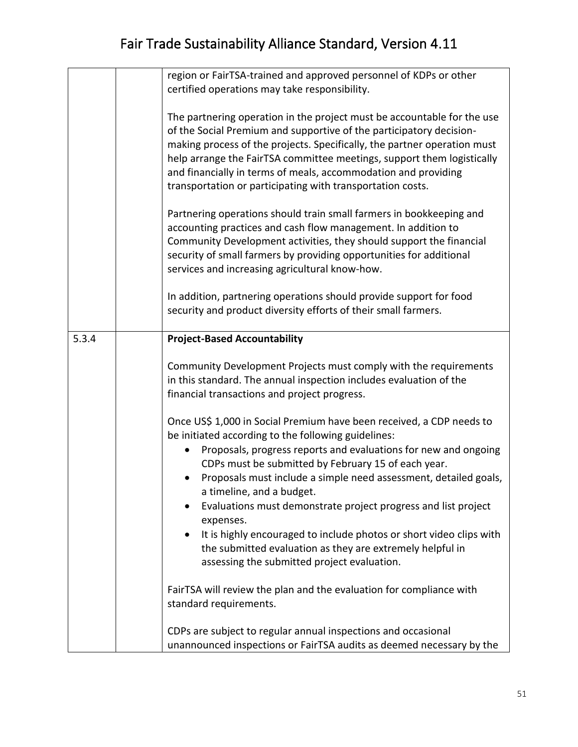| | | |
|---|---|---|
| | | region or FairTSA-trained and approved personnel of KDPs or other certified operations may take responsibility.<br><br>The partnering operation in the project must be accountable for the use of the Social Premium and supportive of the participatory decision-making process of the projects. Specifically, the partner operation must help arrange the FairTSA committee meetings, support them logistically and financially in terms of meals, accommodation and providing transportation or participating with transportation costs.<br><br>Partnering operations should train small farmers in bookkeeping and accounting practices and cash flow management. In addition to Community Development activities, they should support the financial security of small farmers by providing opportunities for additional services and increasing agricultural know-how.<br><br>In addition, partnering operations should provide support for food security and product diversity efforts of their small farmers. |
| 5.3.4 | | **Project-Based Accountability**<br><br>Community Development Projects must comply with the requirements in this standard. The annual inspection includes evaluation of the financial transactions and project progress.<br><br>Once US$ 1,000 in Social Premium have been received, a CDP needs to be initiated according to the following guidelines:<br>• Proposals, progress reports and evaluations for new and ongoing CDPs must be submitted by February 15 of each year.<br>• Proposals must include a simple need assessment, detailed goals, a timeline, and a budget.<br>• Evaluations must demonstrate project progress and list project expenses.<br>• It is highly encouraged to include photos or short video clips with the submitted evaluation as they are extremely helpful in assessing the submitted project evaluation.<br><br>FairTSA will review the plan and the evaluation for compliance with standard requirements.<br><br>CDPs are subject to regular annual inspections and occasional unannounced inspections or FairTSA audits as deemed necessary by the |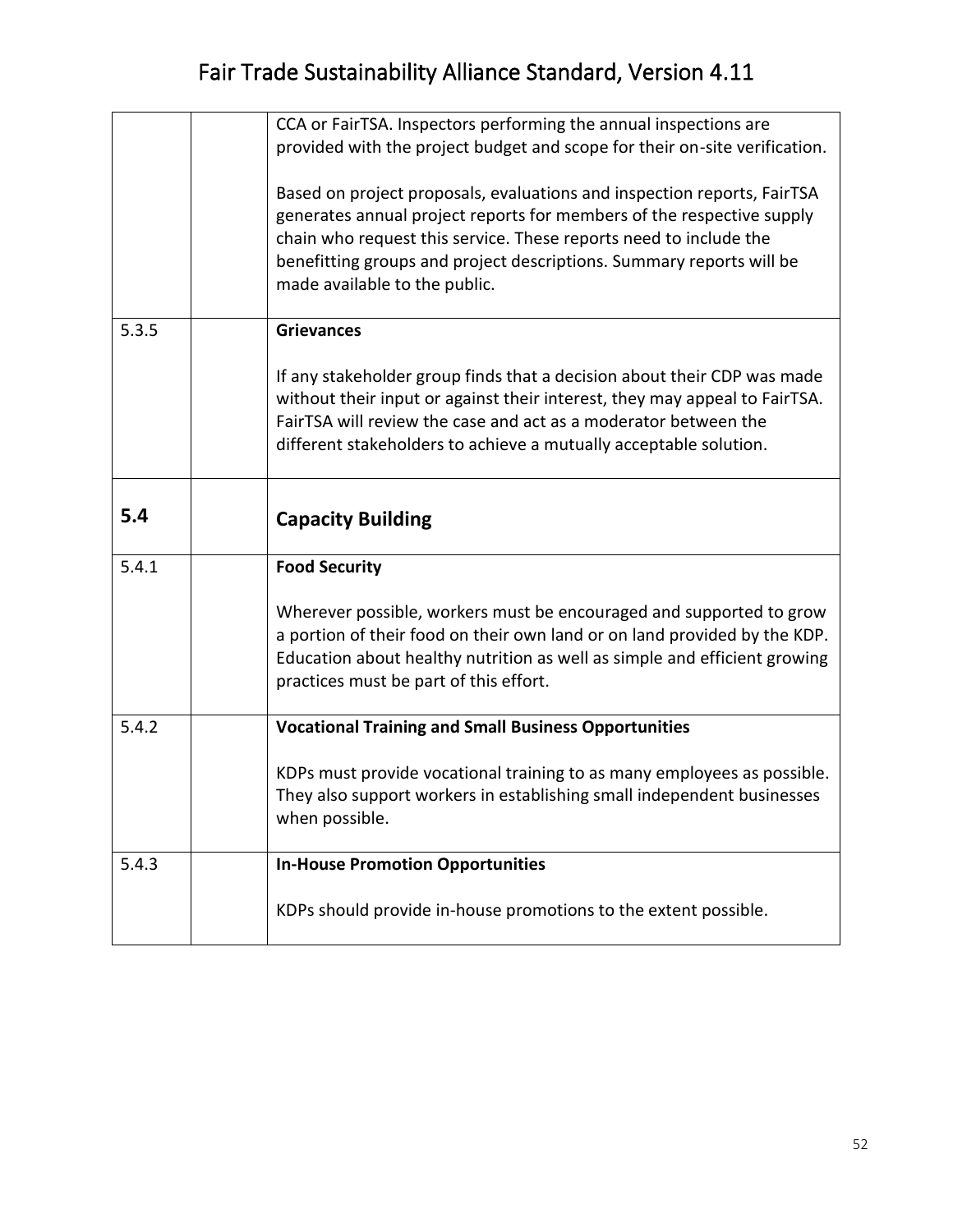| | | |
|---|---|---|
| | | CCA or FairTSA. Inspectors performing the annual inspections are provided with the project budget and scope for their on-site verification.<br><br>Based on project proposals, evaluations and inspection reports, FairTSA generates annual project reports for members of the respective supply chain who request this service. These reports need to include the benefitting groups and project descriptions. Summary reports will be made available to the public. |
| 5.3.5 | | **Grievances**<br><br>If any stakeholder group finds that a decision about their CDP was made without their input or against their interest, they may appeal to FairTSA. FairTSA will review the case and act as a moderator between the different stakeholders to achieve a mutually acceptable solution. |
| **5.4** | | **Capacity Building** |
| 5.4.1 | | **Food Security**<br><br>Wherever possible, workers must be encouraged and supported to grow a portion of their food on their own land or on land provided by the KDP. Education about healthy nutrition as well as simple and efficient growing practices must be part of this effort. |
| 5.4.2 | | **Vocational Training and Small Business Opportunities**<br><br>KDPs must provide vocational training to as many employees as possible. They also support workers in establishing small independent businesses when possible. |
| 5.4.3 | | **In-House Promotion Opportunities**<br><br>KDPs should provide in-house promotions to the extent possible. |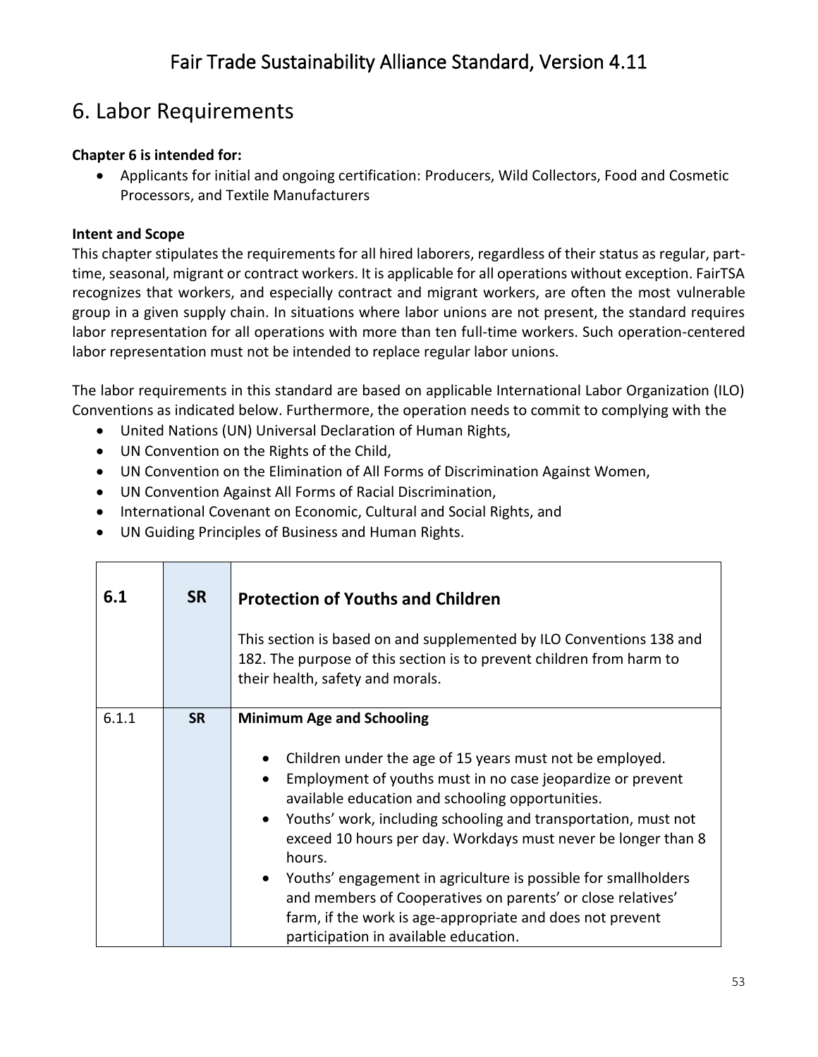## 6. Labor Requirements

**Chapter 6 is intended for:**

- Applicants for initial and ongoing certification: Producers, Wild Collectors, Food and Cosmetic Processors, and Textile Manufacturers

**Intent and Scope**

This chapter stipulates the requirements for all hired laborers, regardless of their status as regular, part-time, seasonal, migrant or contract workers. It is applicable for all operations without exception. FairTSA recognizes that workers, and especially contract and migrant workers, are often the most vulnerable group in a given supply chain. In situations where labor unions are not present, the standard requires labor representation for all operations with more than ten full-time workers. Such operation-centered labor representation must not be intended to replace regular labor unions.

The labor requirements in this standard are based on applicable International Labor Organization (ILO) Conventions as indicated below. Furthermore, the operation needs to commit to complying with the

- United Nations (UN) Universal Declaration of Human Rights,
- UN Convention on the Rights of the Child,
- UN Convention on the Elimination of All Forms of Discrimination Against Women,
- UN Convention Against All Forms of Racial Discrimination,
- International Covenant on Economic, Cultural and Social Rights, and
- UN Guiding Principles of Business and Human Rights.

| **6.1** | **SR** | **Protection of Youths and Children**<br><br>This section is based on and supplemented by ILO Conventions 138 and 182. The purpose of this section is to prevent children from harm to their health, safety and morals. |
|---|---|---|
| 6.1.1 | **SR** | **Minimum Age and Schooling**<br><br>• Children under the age of 15 years must not be employed.<br>• Employment of youths must in no case jeopardize or prevent available education and schooling opportunities.<br>• Youths' work, including schooling and transportation, must not exceed 10 hours per day. Workdays must never be longer than 8 hours.<br>• Youths' engagement in agriculture is possible for smallholders and members of Cooperatives on parents' or close relatives' farm, if the work is age-appropriate and does not prevent participation in available education. |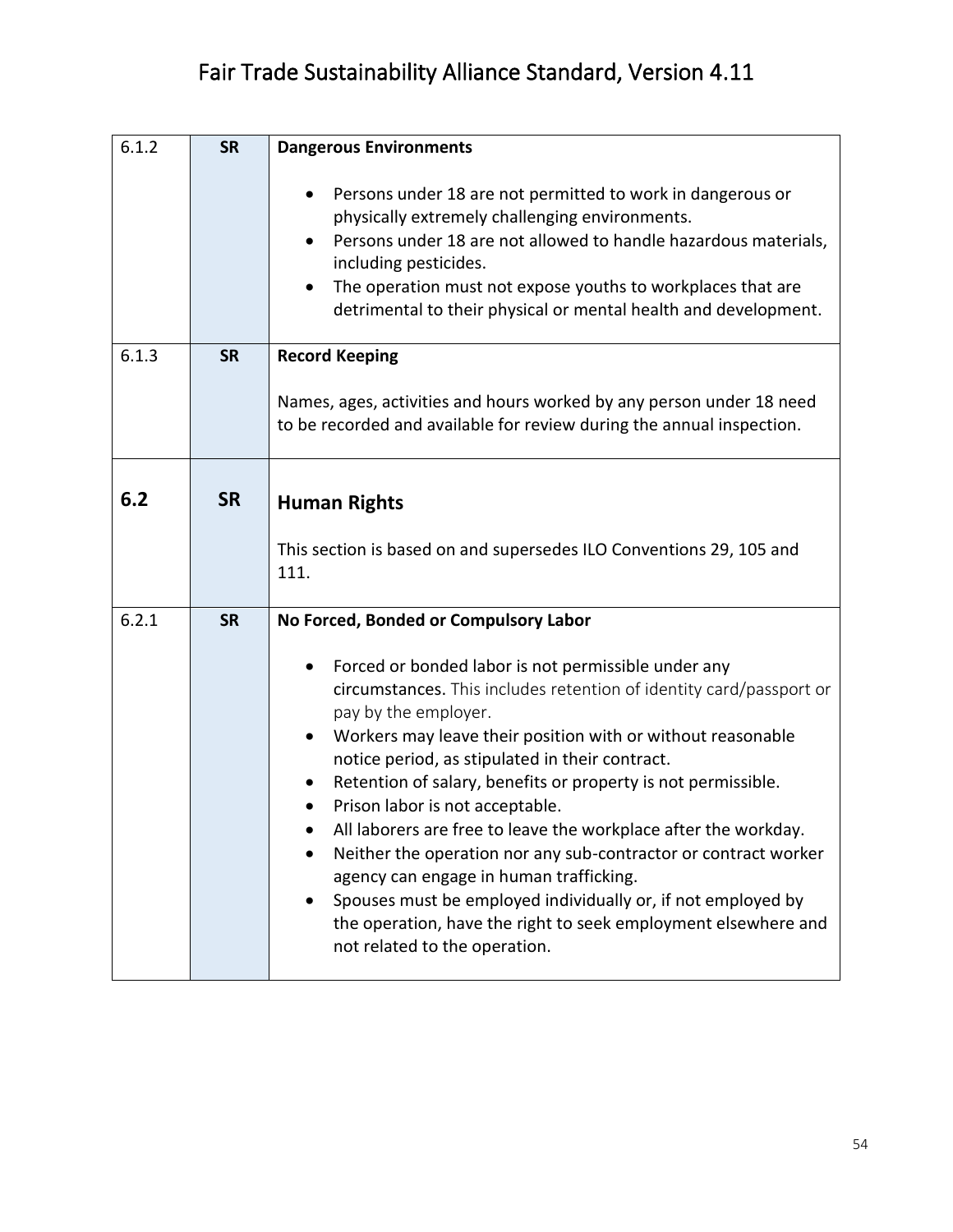| | | |
|---|---|---|
| 6.1.2 | **SR** | **Dangerous Environments**<br><br>• Persons under 18 are not permitted to work in dangerous or physically extremely challenging environments.<br>• Persons under 18 are not allowed to handle hazardous materials, including pesticides.<br>• The operation must not expose youths to workplaces that are detrimental to their physical or mental health and development. |
| 6.1.3 | **SR** | **Record Keeping**<br><br>Names, ages, activities and hours worked by any person under 18 need to be recorded and available for review during the annual inspection. |
| **6.2** | **SR** | **Human Rights**<br><br>This section is based on and supersedes ILO Conventions 29, 105 and 111. |
| 6.2.1 | **SR** | **No Forced, Bonded or Compulsory Labor**<br><br>• Forced or bonded labor is not permissible under any circumstances. This includes retention of identity card/passport or pay by the employer.<br>• Workers may leave their position with or without reasonable notice period, as stipulated in their contract.<br>• Retention of salary, benefits or property is not permissible.<br>• Prison labor is not acceptable.<br>• All laborers are free to leave the workplace after the workday.<br>• Neither the operation nor any sub-contractor or contract worker agency can engage in human trafficking.<br>• Spouses must be employed individually or, if not employed by the operation, have the right to seek employment elsewhere and not related to the operation. |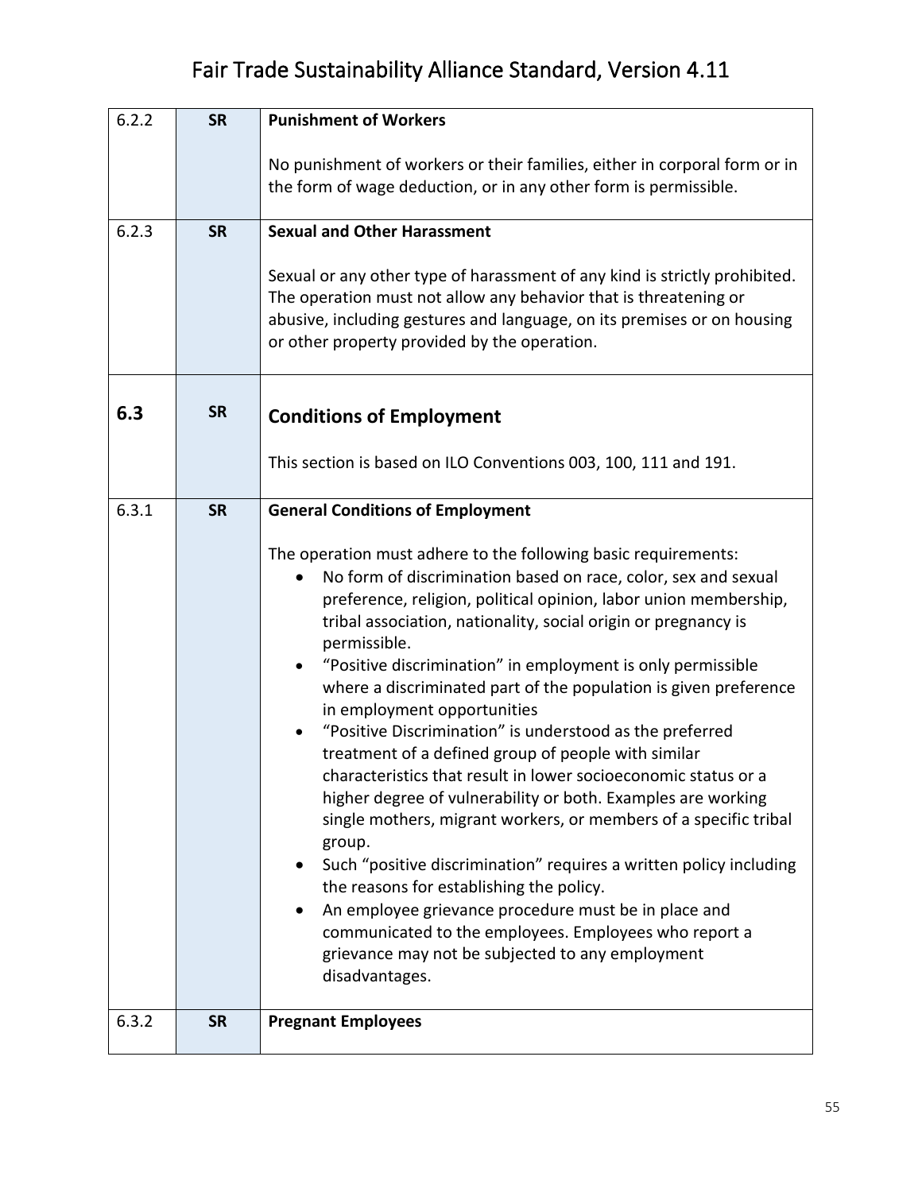| | | |
|---|---|---|
| 6.2.2 | **SR** | **Punishment of Workers**<br><br>No punishment of workers or their families, either in corporal form or in the form of wage deduction, or in any other form is permissible. |
| 6.2.3 | **SR** | **Sexual and Other Harassment**<br><br>Sexual or any other type of harassment of any kind is strictly prohibited. The operation must not allow any behavior that is threatening or abusive, including gestures and language, on its premises or on housing or other property provided by the operation. |
| **6.3** | **SR** | **Conditions of Employment**<br><br>This section is based on ILO Conventions 003, 100, 111 and 191. |
| 6.3.1 | **SR** | **General Conditions of Employment**<br><br>The operation must adhere to the following basic requirements:<br>• No form of discrimination based on race, color, sex and sexual preference, religion, political opinion, labor union membership, tribal association, nationality, social origin or pregnancy is permissible.<br>• "Positive discrimination" in employment is only permissible where a discriminated part of the population is given preference in employment opportunities<br>• "Positive Discrimination" is understood as the preferred treatment of a defined group of people with similar characteristics that result in lower socioeconomic status or a higher degree of vulnerability or both. Examples are working single mothers, migrant workers, or members of a specific tribal group.<br>• Such "positive discrimination" requires a written policy including the reasons for establishing the policy.<br>• An employee grievance procedure must be in place and communicated to the employees. Employees who report a grievance may not be subjected to any employment disadvantages. |
| 6.3.2 | **SR** | **Pregnant Employees** |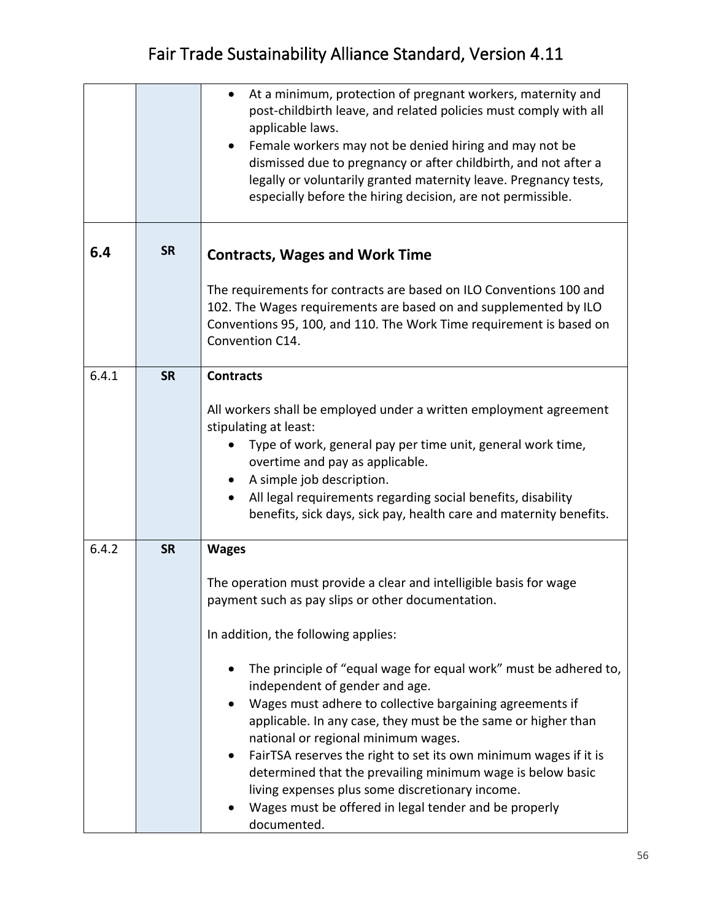| | | |
|---|---|---|
| | | • At a minimum, protection of pregnant workers, maternity and post-childbirth leave, and related policies must comply with all applicable laws.<br>• Female workers may not be denied hiring and may not be dismissed due to pregnancy or after childbirth, and not after a legally or voluntarily granted maternity leave. Pregnancy tests, especially before the hiring decision, are not permissible. |
| **6.4** | **SR** | **Contracts, Wages and Work Time**<br><br>The requirements for contracts are based on ILO Conventions 100 and 102. The Wages requirements are based on and supplemented by ILO Conventions 95, 100, and 110. The Work Time requirement is based on Convention C14. |
| 6.4.1 | **SR** | **Contracts**<br><br>All workers shall be employed under a written employment agreement stipulating at least:<br>• Type of work, general pay per time unit, general work time, overtime and pay as applicable.<br>• A simple job description.<br>• All legal requirements regarding social benefits, disability benefits, sick days, sick pay, health care and maternity benefits. |
| 6.4.2 | **SR** | **Wages**<br><br>The operation must provide a clear and intelligible basis for wage payment such as pay slips or other documentation.<br><br>In addition, the following applies:<br><br>• The principle of "equal wage for equal work" must be adhered to, independent of gender and age.<br>• Wages must adhere to collective bargaining agreements if applicable. In any case, they must be the same or higher than national or regional minimum wages.<br>• FairTSA reserves the right to set its own minimum wages if it is determined that the prevailing minimum wage is below basic living expenses plus some discretionary income.<br>• Wages must be offered in legal tender and be properly documented. |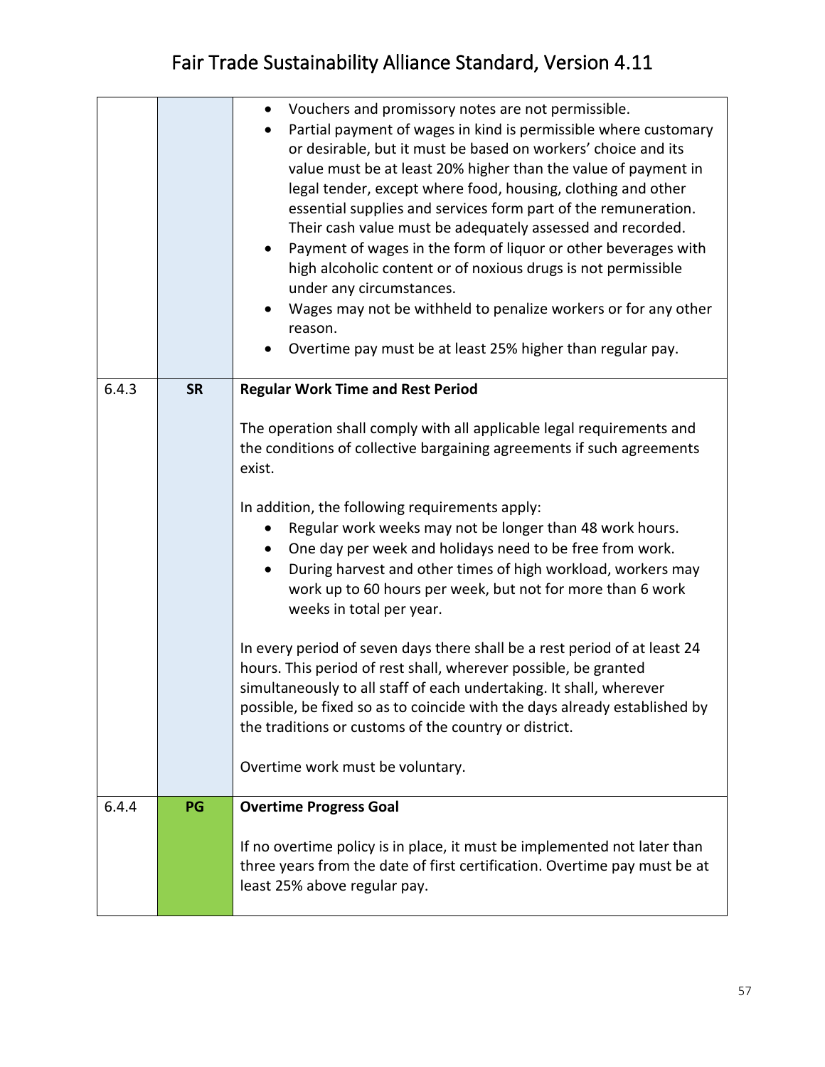| | | |
|---|---|---|
| | | • Vouchers and promissory notes are not permissible.<br>• Partial payment of wages in kind is permissible where customary or desirable, but it must be based on workers' choice and its value must be at least 20% higher than the value of payment in legal tender, except where food, housing, clothing and other essential supplies and services form part of the remuneration. Their cash value must be adequately assessed and recorded.<br>• Payment of wages in the form of liquor or other beverages with high alcoholic content or of noxious drugs is not permissible under any circumstances.<br>• Wages may not be withheld to penalize workers or for any other reason.<br>• Overtime pay must be at least 25% higher than regular pay. |
| 6.4.3 | **SR** | **Regular Work Time and Rest Period**<br><br>The operation shall comply with all applicable legal requirements and the conditions of collective bargaining agreements if such agreements exist.<br><br>In addition, the following requirements apply:<br>• Regular work weeks may not be longer than 48 work hours.<br>• One day per week and holidays need to be free from work.<br>• During harvest and other times of high workload, workers may work up to 60 hours per week, but not for more than 6 work weeks in total per year.<br><br>In every period of seven days there shall be a rest period of at least 24 hours. This period of rest shall, wherever possible, be granted simultaneously to all staff of each undertaking. It shall, wherever possible, be fixed so as to coincide with the days already established by the traditions or customs of the country or district.<br><br>Overtime work must be voluntary. |
| 6.4.4 | **PG** | **Overtime Progress Goal**<br><br>If no overtime policy is in place, it must be implemented not later than three years from the date of first certification. Overtime pay must be at least 25% above regular pay. |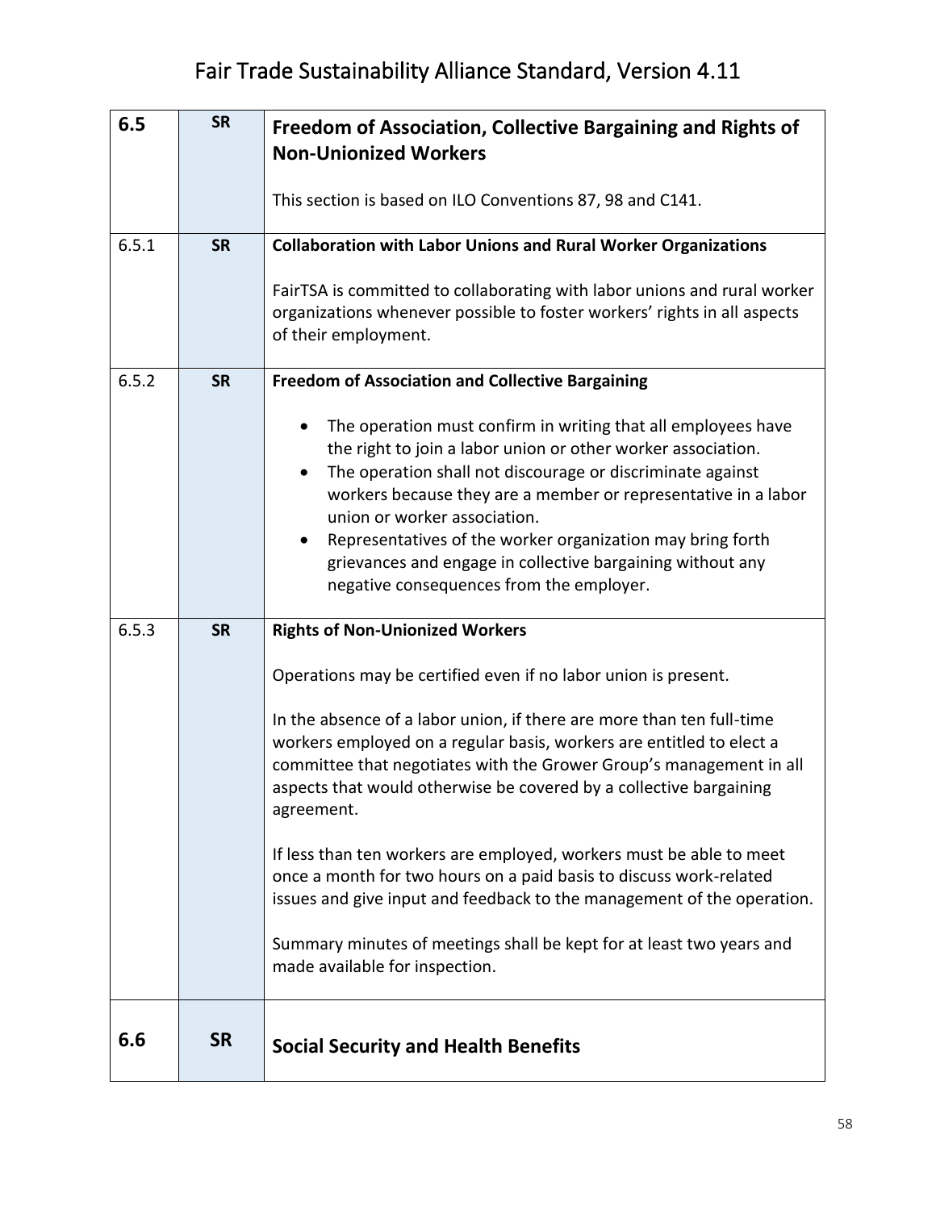| | | |
|---|---|---|
| **6.5** | **SR** | **Freedom of Association, Collective Bargaining and Rights of Non-Unionized Workers**<br><br>This section is based on ILO Conventions 87, 98 and C141. |
| 6.5.1 | **SR** | **Collaboration with Labor Unions and Rural Worker Organizations**<br><br>FairTSA is committed to collaborating with labor unions and rural worker organizations whenever possible to foster workers' rights in all aspects of their employment. |
| 6.5.2 | **SR** | **Freedom of Association and Collective Bargaining**<br><br>• The operation must confirm in writing that all employees have the right to join a labor union or other worker association.<br>• The operation shall not discourage or discriminate against workers because they are a member or representative in a labor union or worker association.<br>• Representatives of the worker organization may bring forth grievances and engage in collective bargaining without any negative consequences from the employer. |
| 6.5.3 | **SR** | **Rights of Non-Unionized Workers**<br><br>Operations may be certified even if no labor union is present.<br><br>In the absence of a labor union, if there are more than ten full-time workers employed on a regular basis, workers are entitled to elect a committee that negotiates with the Grower Group's management in all aspects that would otherwise be covered by a collective bargaining agreement.<br><br>If less than ten workers are employed, workers must be able to meet once a month for two hours on a paid basis to discuss work-related issues and give input and feedback to the management of the operation.<br><br>Summary minutes of meetings shall be kept for at least two years and made available for inspection. |
| **6.6** | **SR** | **Social Security and Health Benefits** |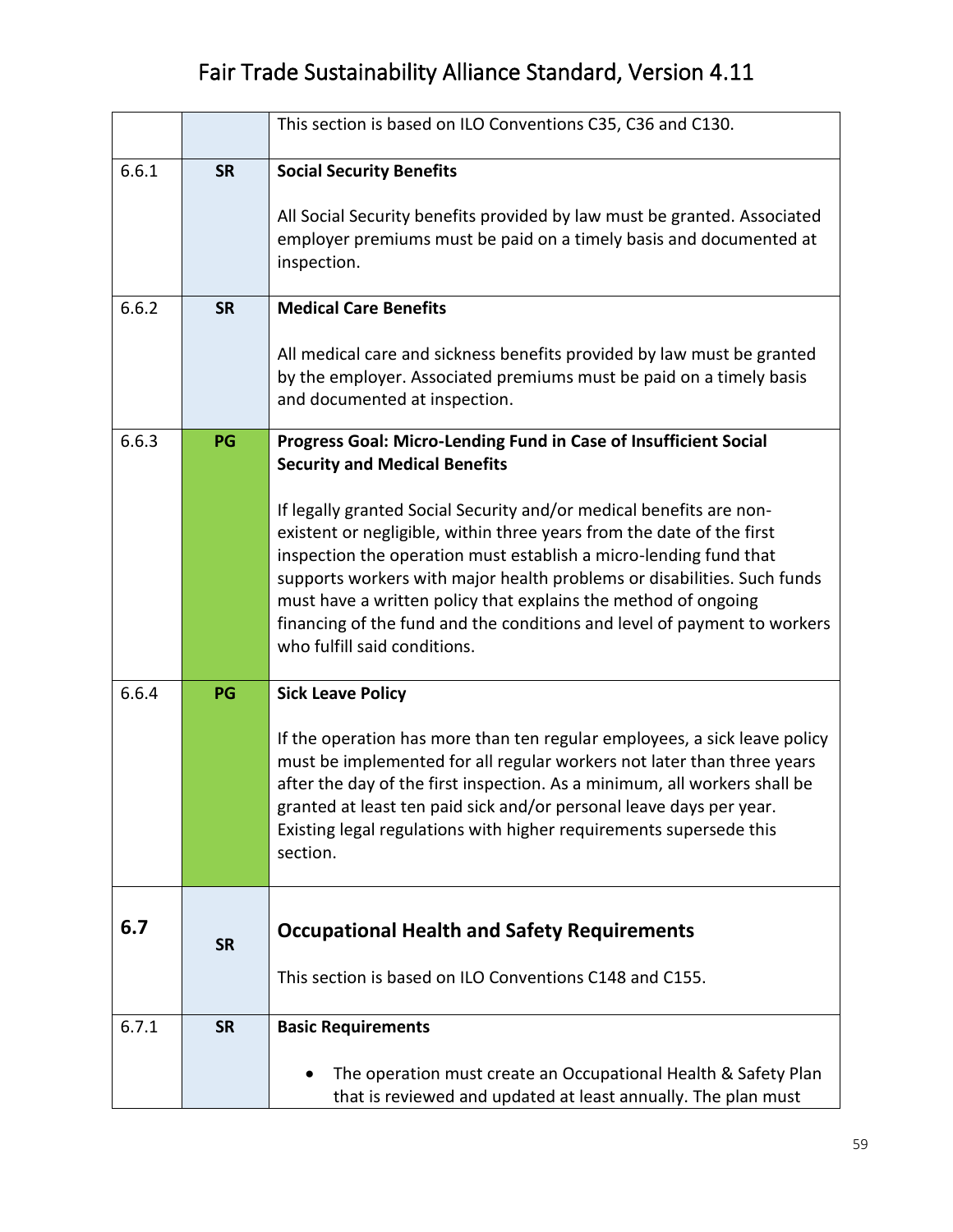| | | |
|---|---|---|
| | | This section is based on ILO Conventions C35, C36 and C130. |
| 6.6.1 | **SR** | **Social Security Benefits**<br><br>All Social Security benefits provided by law must be granted. Associated employer premiums must be paid on a timely basis and documented at inspection. |
| 6.6.2 | **SR** | **Medical Care Benefits**<br><br>All medical care and sickness benefits provided by law must be granted by the employer. Associated premiums must be paid on a timely basis and documented at inspection. |
| 6.6.3 | **PG** | **Progress Goal: Micro-Lending Fund in Case of Insufficient Social Security and Medical Benefits**<br><br>If legally granted Social Security and/or medical benefits are non-existent or negligible, within three years from the date of the first inspection the operation must establish a micro-lending fund that supports workers with major health problems or disabilities. Such funds must have a written policy that explains the method of ongoing financing of the fund and the conditions and level of payment to workers who fulfill said conditions. |
| 6.6.4 | **PG** | **Sick Leave Policy**<br><br>If the operation has more than ten regular employees, a sick leave policy must be implemented for all regular workers not later than three years after the day of the first inspection. As a minimum, all workers shall be granted at least ten paid sick and/or personal leave days per year. Existing legal regulations with higher requirements supersede this section. |
| **6.7** | **SR** | **Occupational Health and Safety Requirements**<br><br>This section is based on ILO Conventions C148 and C155. |
| 6.7.1 | **SR** | **Basic Requirements**<br><br>• The operation must create an Occupational Health & Safety Plan that is reviewed and updated at least annually. The plan must |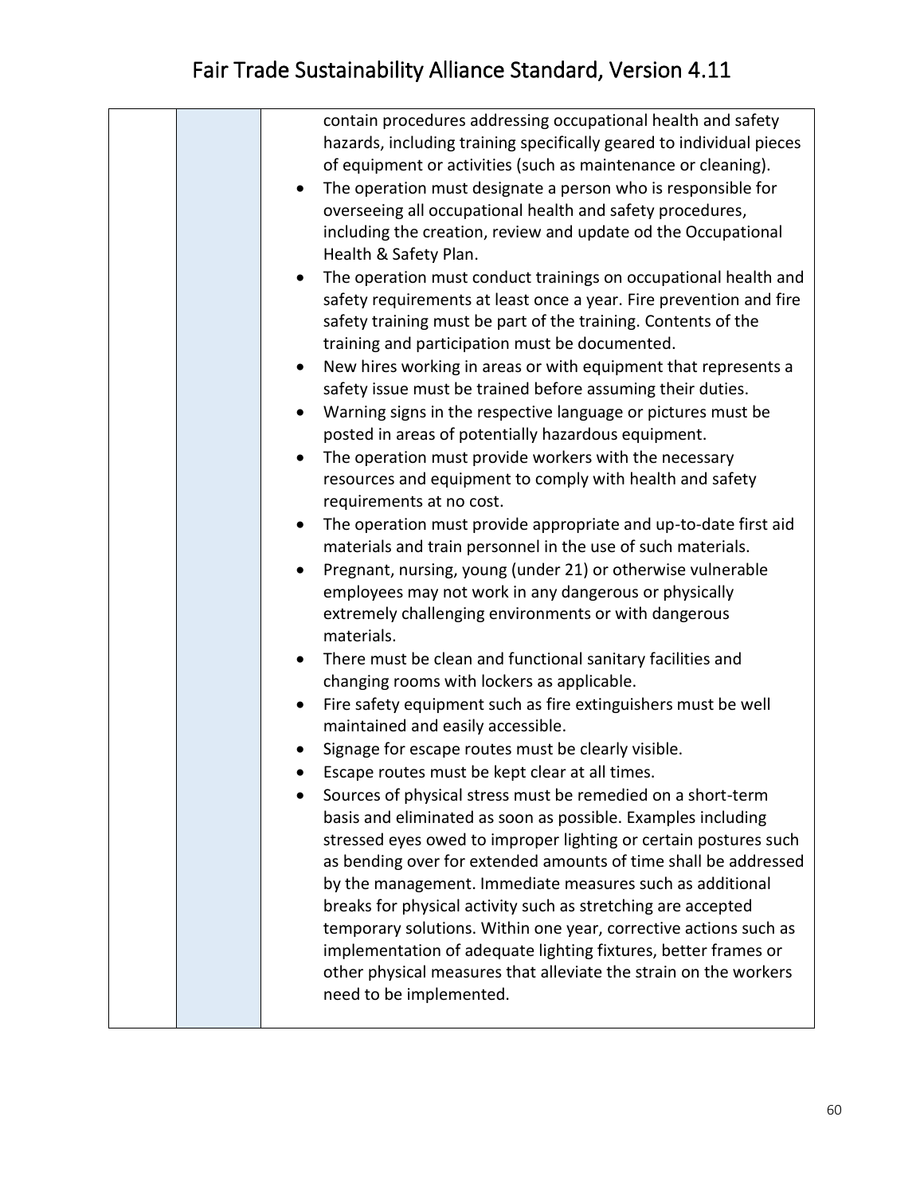| | | contain procedures addressing occupational health and safety hazards, including training specifically geared to individual pieces of equipment or activities (such as maintenance or cleaning).<br>• The operation must designate a person who is responsible for overseeing all occupational health and safety procedures, including the creation, review and update od the Occupational Health & Safety Plan.<br>• The operation must conduct trainings on occupational health and safety requirements at least once a year. Fire prevention and fire safety training must be part of the training. Contents of the training and participation must be documented.<br>• New hires working in areas or with equipment that represents a safety issue must be trained before assuming their duties.<br>• Warning signs in the respective language or pictures must be posted in areas of potentially hazardous equipment.<br>• The operation must provide workers with the necessary resources and equipment to comply with health and safety requirements at no cost.<br>• The operation must provide appropriate and up-to-date first aid materials and train personnel in the use of such materials.<br>• Pregnant, nursing, young (under 21) or otherwise vulnerable employees may not work in any dangerous or physically extremely challenging environments or with dangerous materials.<br>• There must be clean and functional sanitary facilities and changing rooms with lockers as applicable.<br>• Fire safety equipment such as fire extinguishers must be well maintained and easily accessible.<br>• Signage for escape routes must be clearly visible.<br>• Escape routes must be kept clear at all times.<br>• Sources of physical stress must be remedied on a short-term basis and eliminated as soon as possible. Examples including stressed eyes owed to improper lighting or certain postures such as bending over for extended amounts of time shall be addressed by the management. Immediate measures such as additional breaks for physical activity such as stretching are accepted temporary solutions. Within one year, corrective actions such as implementation of adequate lighting fixtures, better frames or other physical measures that alleviate the strain on the workers need to be implemented. |
|---|---|---|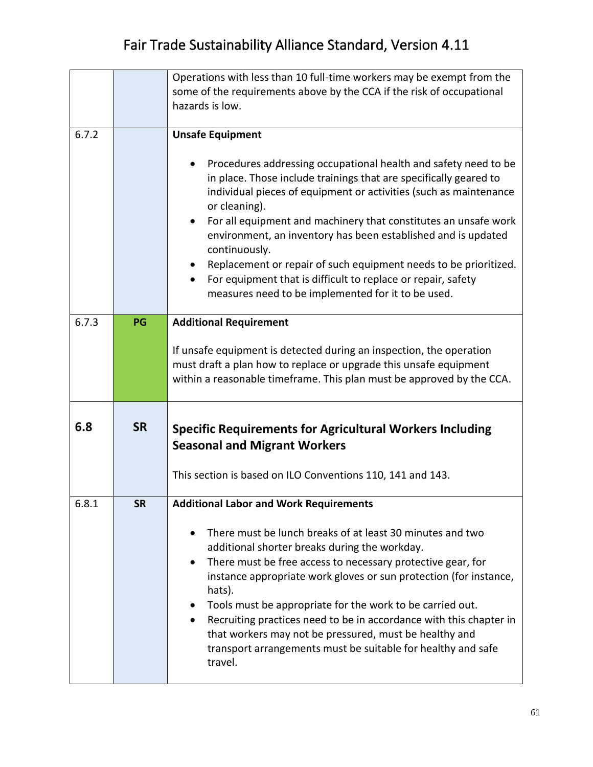| | | |
|---|---|---|
| | | Operations with less than 10 full-time workers may be exempt from the some of the requirements above by the CCA if the risk of occupational hazards is low. |
| 6.7.2 | | **Unsafe Equipment**<br><br>• Procedures addressing occupational health and safety need to be in place. Those include trainings that are specifically geared to individual pieces of equipment or activities (such as maintenance or cleaning).<br>• For all equipment and machinery that constitutes an unsafe work environment, an inventory has been established and is updated continuously.<br>• Replacement or repair of such equipment needs to be prioritized.<br>• For equipment that is difficult to replace or repair, safety measures need to be implemented for it to be used. |
| 6.7.3 | **PG** | **Additional Requirement**<br><br>If unsafe equipment is detected during an inspection, the operation must draft a plan how to replace or upgrade this unsafe equipment within a reasonable timeframe. This plan must be approved by the CCA. |
| **6.8** | **SR** | **Specific Requirements for Agricultural Workers Including Seasonal and Migrant Workers**<br><br>This section is based on ILO Conventions 110, 141 and 143. |
| 6.8.1 | **SR** | **Additional Labor and Work Requirements**<br><br>• There must be lunch breaks of at least 30 minutes and two additional shorter breaks during the workday.<br>• There must be free access to necessary protective gear, for instance appropriate work gloves or sun protection (for instance, hats).<br>• Tools must be appropriate for the work to be carried out.<br>• Recruiting practices need to be in accordance with this chapter in that workers may not be pressured, must be healthy and transport arrangements must be suitable for healthy and safe travel. |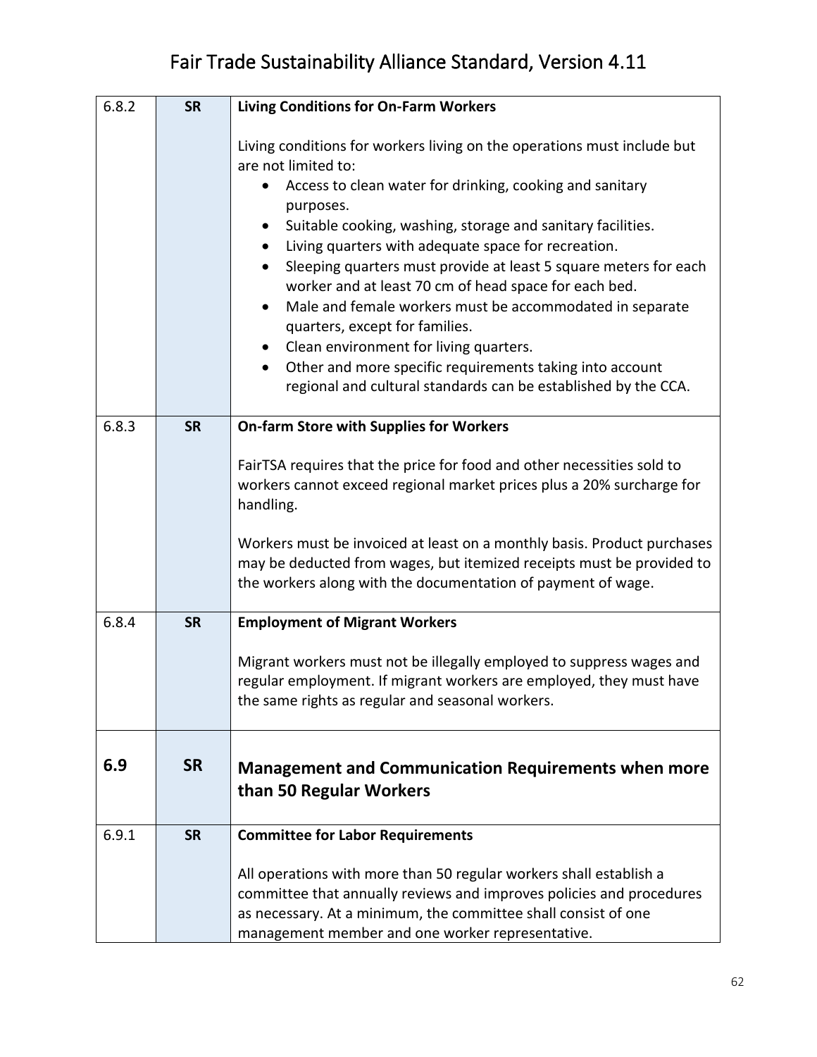| | | |
|---|---|---|
| 6.8.2 | **SR** | **Living Conditions for On-Farm Workers**<br><br>Living conditions for workers living on the operations must include but are not limited to:<br>• Access to clean water for drinking, cooking and sanitary purposes.<br>• Suitable cooking, washing, storage and sanitary facilities.<br>• Living quarters with adequate space for recreation.<br>• Sleeping quarters must provide at least 5 square meters for each worker and at least 70 cm of head space for each bed.<br>• Male and female workers must be accommodated in separate quarters, except for families.<br>• Clean environment for living quarters.<br>• Other and more specific requirements taking into account regional and cultural standards can be established by the CCA. |
| 6.8.3 | **SR** | **On-farm Store with Supplies for Workers**<br><br>FairTSA requires that the price for food and other necessities sold to workers cannot exceed regional market prices plus a 20% surcharge for handling.<br><br>Workers must be invoiced at least on a monthly basis. Product purchases may be deducted from wages, but itemized receipts must be provided to the workers along with the documentation of payment of wage. |
| 6.8.4 | **SR** | **Employment of Migrant Workers**<br><br>Migrant workers must not be illegally employed to suppress wages and regular employment. If migrant workers are employed, they must have the same rights as regular and seasonal workers. |
| **6.9** | **SR** | **Management and Communication Requirements when more than 50 Regular Workers** |
| 6.9.1 | **SR** | **Committee for Labor Requirements**<br><br>All operations with more than 50 regular workers shall establish a committee that annually reviews and improves policies and procedures as necessary. At a minimum, the committee shall consist of one management member and one worker representative. |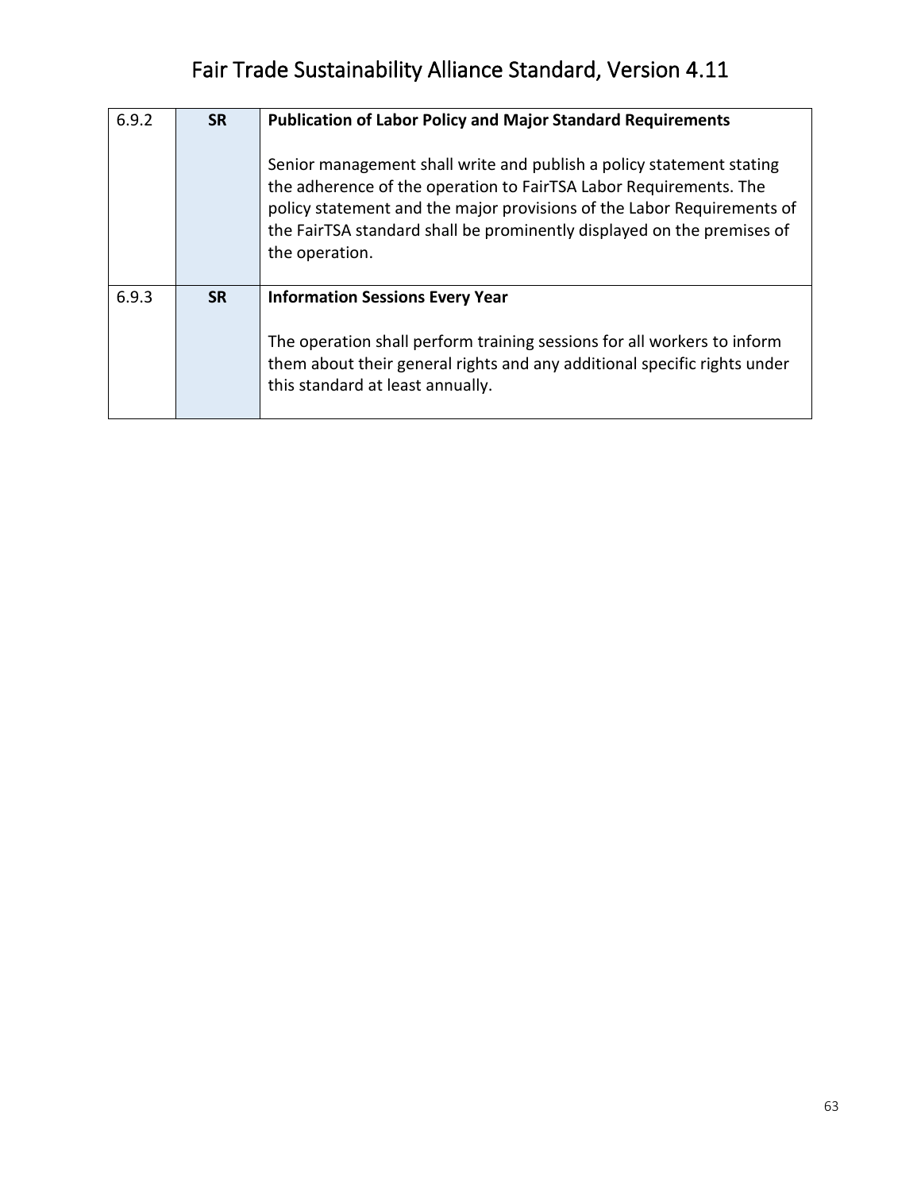| | | |
|---|---|---|
| 6.9.2 | **SR** | **Publication of Labor Policy and Major Standard Requirements**<br><br>Senior management shall write and publish a policy statement stating the adherence of the operation to FairTSA Labor Requirements. The policy statement and the major provisions of the Labor Requirements of the FairTSA standard shall be prominently displayed on the premises of the operation. |
| 6.9.3 | **SR** | **Information Sessions Every Year**<br><br>The operation shall perform training sessions for all workers to inform them about their general rights and any additional specific rights under this standard at least annually. |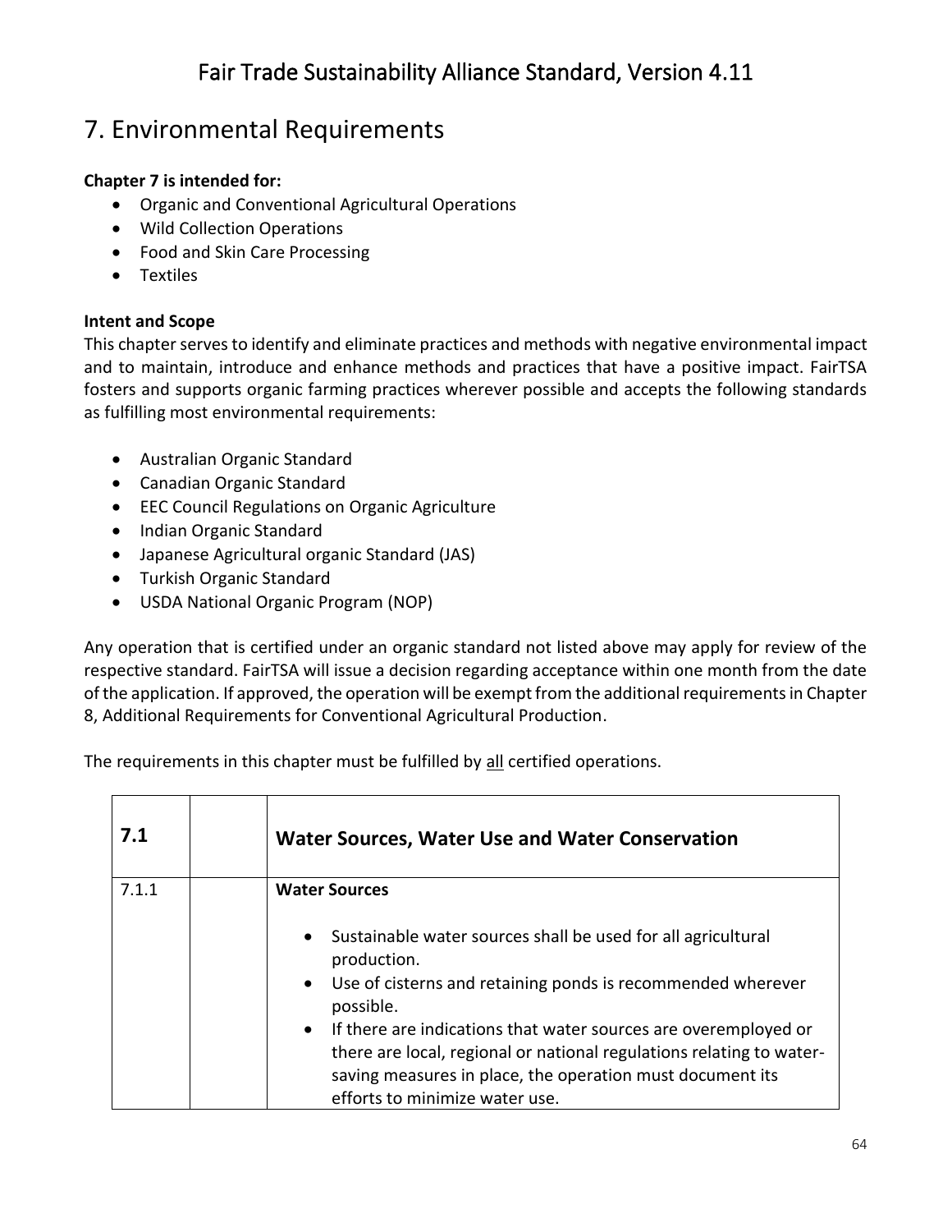# 7. Environmental Requirements

**Chapter 7 is intended for:**

- Organic and Conventional Agricultural Operations
- Wild Collection Operations
- Food and Skin Care Processing
- Textiles

**Intent and Scope**

This chapter serves to identify and eliminate practices and methods with negative environmental impact and to maintain, introduce and enhance methods and practices that have a positive impact. FairTSA fosters and supports organic farming practices wherever possible and accepts the following standards as fulfilling most environmental requirements:

- Australian Organic Standard
- Canadian Organic Standard
- EEC Council Regulations on Organic Agriculture
- Indian Organic Standard
- Japanese Agricultural organic Standard (JAS)
- Turkish Organic Standard
- USDA National Organic Program (NOP)

Any operation that is certified under an organic standard not listed above may apply for review of the respective standard. FairTSA will issue a decision regarding acceptance within one month from the date of the application. If approved, the operation will be exempt from the additional requirements in Chapter 8, Additional Requirements for Conventional Agricultural Production.

The requirements in this chapter must be fulfilled by <u>all</u> certified operations.

| **7.1** | | **Water Sources, Water Use and Water Conservation** |
|---|---|---|
| 7.1.1 | | **Water Sources**<br><br>• Sustainable water sources shall be used for all agricultural production.<br>• Use of cisterns and retaining ponds is recommended wherever possible.<br>• If there are indications that water sources are overemployed or there are local, regional or national regulations relating to water-saving measures in place, the operation must document its efforts to minimize water use. |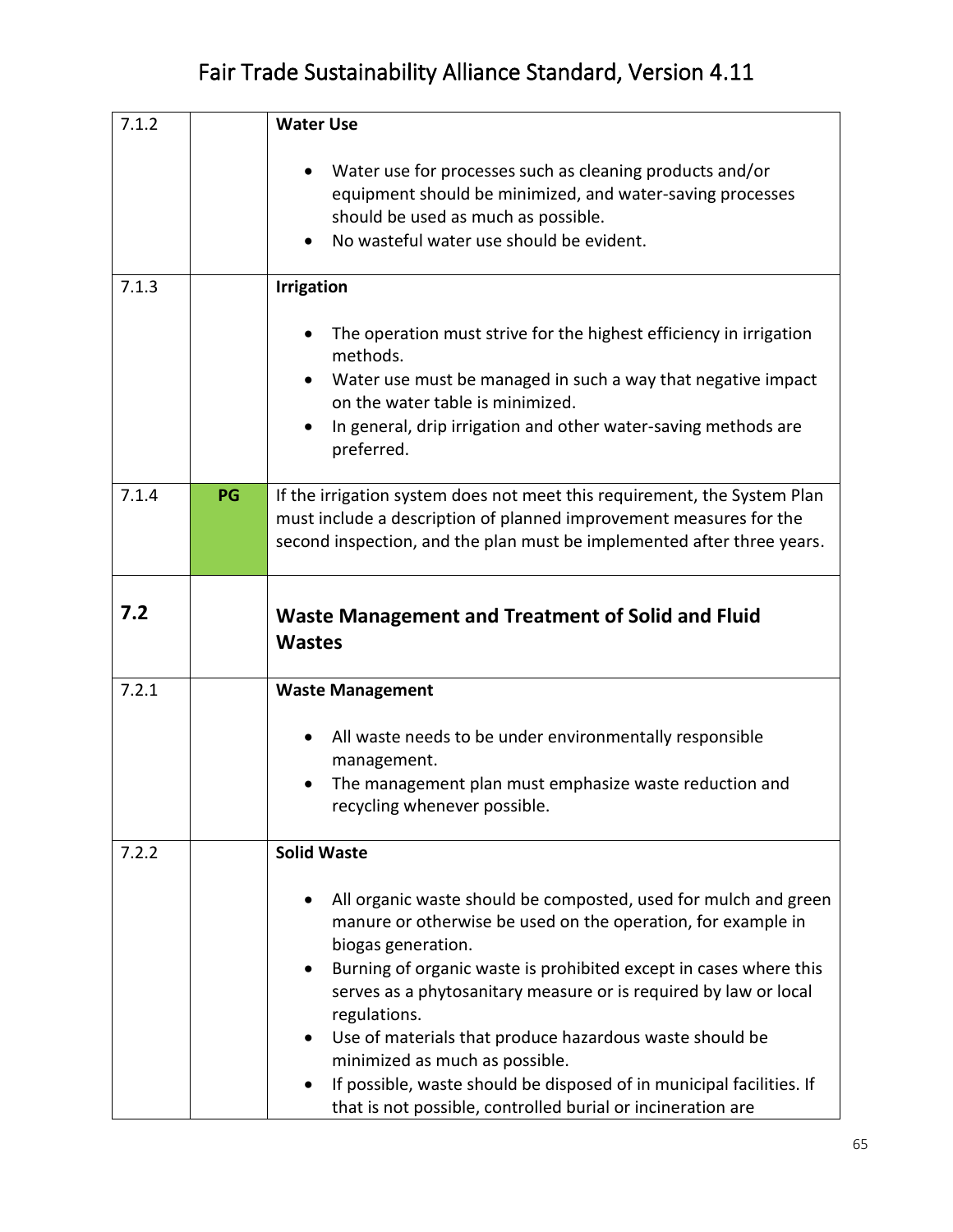| | | |
|---|---|---|
| 7.1.2 | | **Water Use**<br><br>• Water use for processes such as cleaning products and/or equipment should be minimized, and water-saving processes should be used as much as possible.<br>• No wasteful water use should be evident. |
| 7.1.3 | | **Irrigation**<br><br>• The operation must strive for the highest efficiency in irrigation methods.<br>• Water use must be managed in such a way that negative impact on the water table is minimized.<br>• In general, drip irrigation and other water-saving methods are preferred. |
| 7.1.4 | **PG** | If the irrigation system does not meet this requirement, the System Plan must include a description of planned improvement measures for the second inspection, and the plan must be implemented after three years. |
| **7.2** | | **Waste Management and Treatment of Solid and Fluid Wastes** |
| 7.2.1 | | **Waste Management**<br><br>• All waste needs to be under environmentally responsible management.<br>• The management plan must emphasize waste reduction and recycling whenever possible. |
| 7.2.2 | | **Solid Waste**<br><br>• All organic waste should be composted, used for mulch and green manure or otherwise be used on the operation, for example in biogas generation.<br>• Burning of organic waste is prohibited except in cases where this serves as a phytosanitary measure or is required by law or local regulations.<br>• Use of materials that produce hazardous waste should be minimized as much as possible.<br>• If possible, waste should be disposed of in municipal facilities. If that is not possible, controlled burial or incineration are |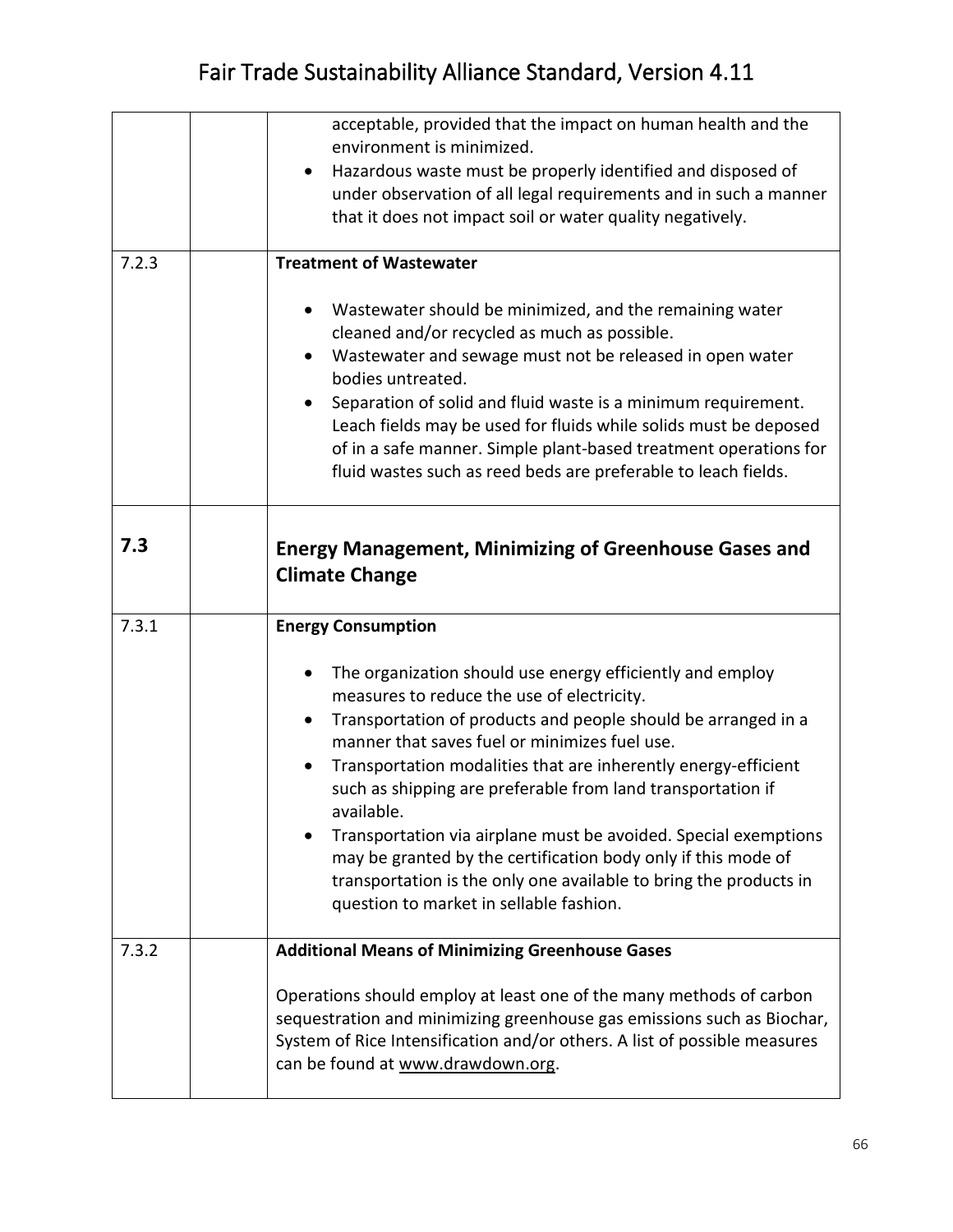| | | |
|---|---|---|
| | | acceptable, provided that the impact on human health and the environment is minimized.<br>• Hazardous waste must be properly identified and disposed of under observation of all legal requirements and in such a manner that it does not impact soil or water quality negatively. |
| 7.2.3 | | **Treatment of Wastewater**<br><br>• Wastewater should be minimized, and the remaining water cleaned and/or recycled as much as possible.<br>• Wastewater and sewage must not be released in open water bodies untreated.<br>• Separation of solid and fluid waste is a minimum requirement. Leach fields may be used for fluids while solids must be deposed of in a safe manner. Simple plant-based treatment operations for fluid wastes such as reed beds are preferable to leach fields. |
| **7.3** | | **Energy Management, Minimizing of Greenhouse Gases and Climate Change** |
| 7.3.1 | | **Energy Consumption**<br><br>• The organization should use energy efficiently and employ measures to reduce the use of electricity.<br>• Transportation of products and people should be arranged in a manner that saves fuel or minimizes fuel use.<br>• Transportation modalities that are inherently energy-efficient such as shipping are preferable from land transportation if available.<br>• Transportation via airplane must be avoided. Special exemptions may be granted by the certification body only if this mode of transportation is the only one available to bring the products in question to market in sellable fashion. |
| 7.3.2 | | **Additional Means of Minimizing Greenhouse Gases**<br><br>Operations should employ at least one of the many methods of carbon sequestration and minimizing greenhouse gas emissions such as Biochar, System of Rice Intensification and/or others. A list of possible measures can be found at www.drawdown.org. |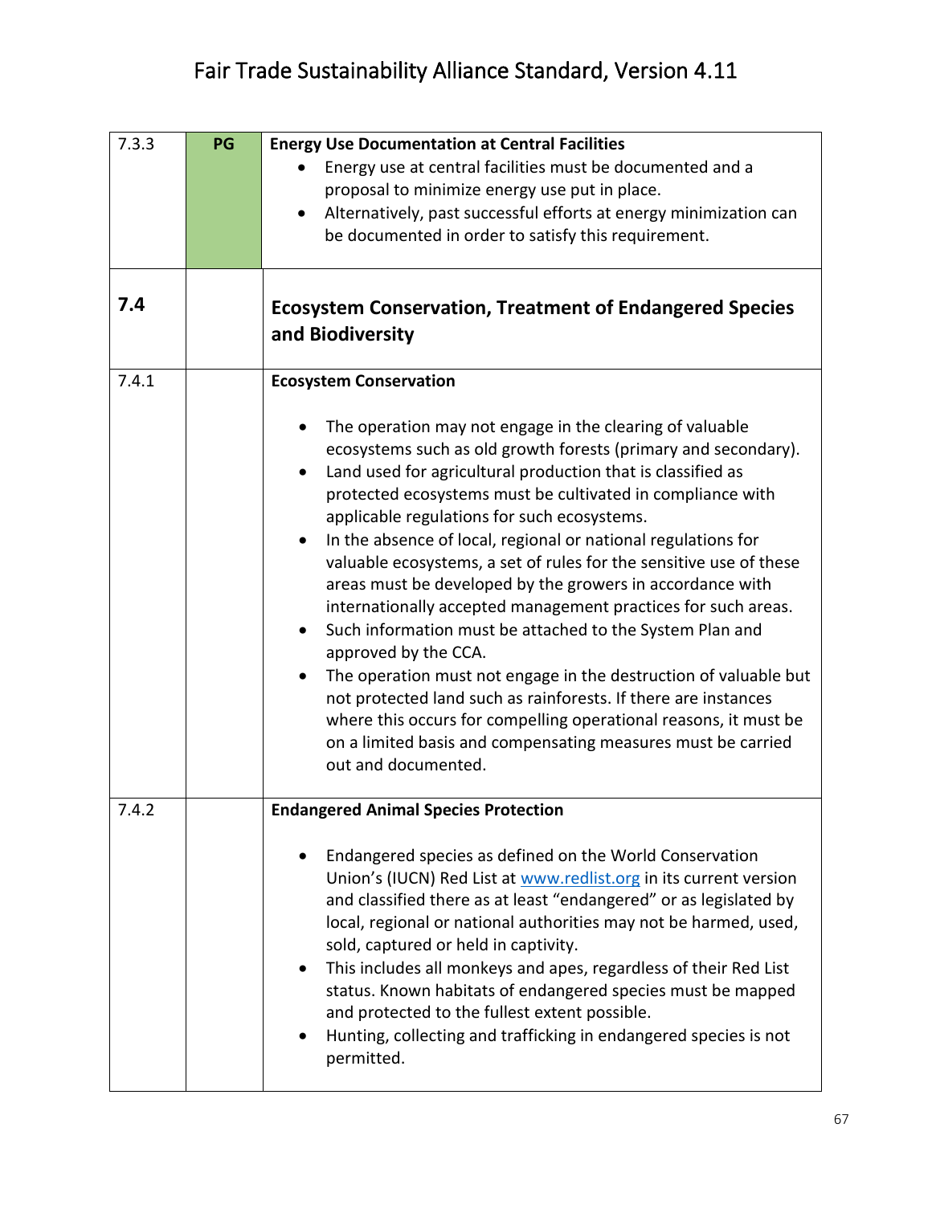| | | |
|---|---|---|
| 7.3.3 | PG | **Energy Use Documentation at Central Facilities**<br>• Energy use at central facilities must be documented and a proposal to minimize energy use put in place.<br>• Alternatively, past successful efforts at energy minimization can be documented in order to satisfy this requirement. |
| **7.4** | | **Ecosystem Conservation, Treatment of Endangered Species and Biodiversity** |
| 7.4.1 | | **Ecosystem Conservation**<br>• The operation may not engage in the clearing of valuable ecosystems such as old growth forests (primary and secondary).<br>• Land used for agricultural production that is classified as protected ecosystems must be cultivated in compliance with applicable regulations for such ecosystems.<br>• In the absence of local, regional or national regulations for valuable ecosystems, a set of rules for the sensitive use of these areas must be developed by the growers in accordance with internationally accepted management practices for such areas.<br>• Such information must be attached to the System Plan and approved by the CCA.<br>• The operation must not engage in the destruction of valuable but not protected land such as rainforests. If there are instances where this occurs for compelling operational reasons, it must be on a limited basis and compensating measures must be carried out and documented. |
| 7.4.2 | | **Endangered Animal Species Protection**<br>• Endangered species as defined on the World Conservation Union's (IUCN) Red List at www.redlist.org in its current version and classified there as at least "endangered" or as legislated by local, regional or national authorities may not be harmed, used, sold, captured or held in captivity.<br>• This includes all monkeys and apes, regardless of their Red List status. Known habitats of endangered species must be mapped and protected to the fullest extent possible.<br>• Hunting, collecting and trafficking in endangered species is not permitted. |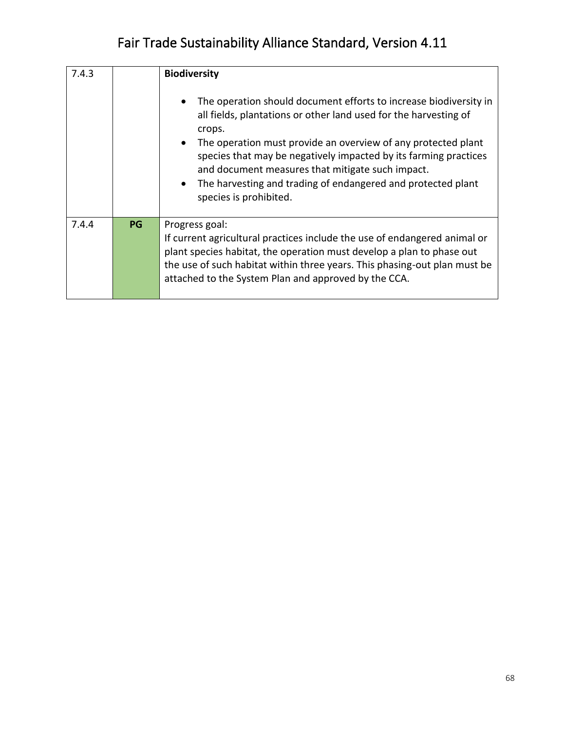| | | |
|---|---|---|
| 7.4.3 | | **Biodiversity**<br><br>• The operation should document efforts to increase biodiversity in all fields, plantations or other land used for the harvesting of crops.<br>• The operation must provide an overview of any protected plant species that may be negatively impacted by its farming practices and document measures that mitigate such impact.<br>• The harvesting and trading of endangered and protected plant species is prohibited. |
| 7.4.4 | **PG** | Progress goal:<br>If current agricultural practices include the use of endangered animal or plant species habitat, the operation must develop a plan to phase out the use of such habitat within three years. This phasing-out plan must be attached to the System Plan and approved by the CCA. |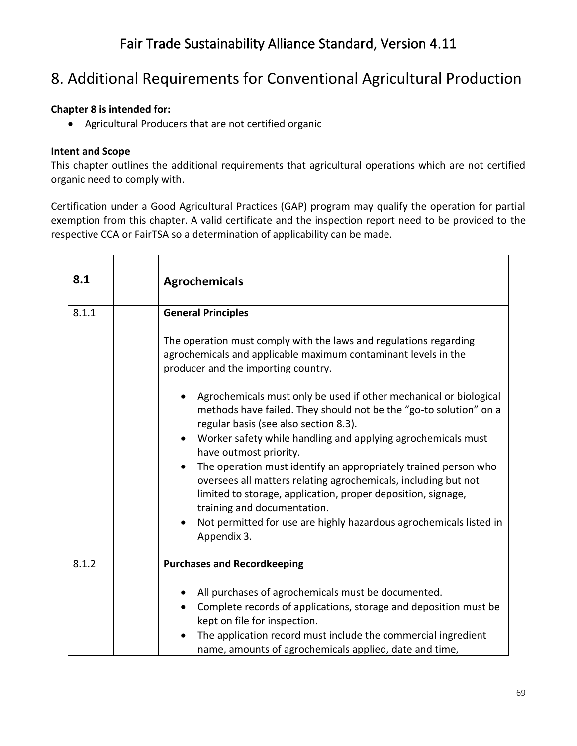# 8. Additional Requirements for Conventional Agricultural Production

**Chapter 8 is intended for:**

- Agricultural Producers that are not certified organic

**Intent and Scope**

This chapter outlines the additional requirements that agricultural operations which are not certified organic need to comply with.

Certification under a Good Agricultural Practices (GAP) program may qualify the operation for partial exemption from this chapter. A valid certificate and the inspection report need to be provided to the respective CCA or FairTSA so a determination of applicability can be made.

| **8.1** | | **Agrochemicals** |
|---|---|---|
| 8.1.1 | | **General Principles**<br><br>The operation must comply with the laws and regulations regarding agrochemicals and applicable maximum contaminant levels in the producer and the importing country.<br><br>• Agrochemicals must only be used if other mechanical or biological methods have failed. They should not be the "go-to solution" on a regular basis (see also section 8.3).<br>• Worker safety while handling and applying agrochemicals must have outmost priority.<br>• The operation must identify an appropriately trained person who oversees all matters relating agrochemicals, including but not limited to storage, application, proper deposition, signage, training and documentation.<br>• Not permitted for use are highly hazardous agrochemicals listed in Appendix 3. |
| 8.1.2 | | **Purchases and Recordkeeping**<br><br>• All purchases of agrochemicals must be documented.<br>• Complete records of applications, storage and deposition must be kept on file for inspection.<br>• The application record must include the commercial ingredient name, amounts of agrochemicals applied, date and time, |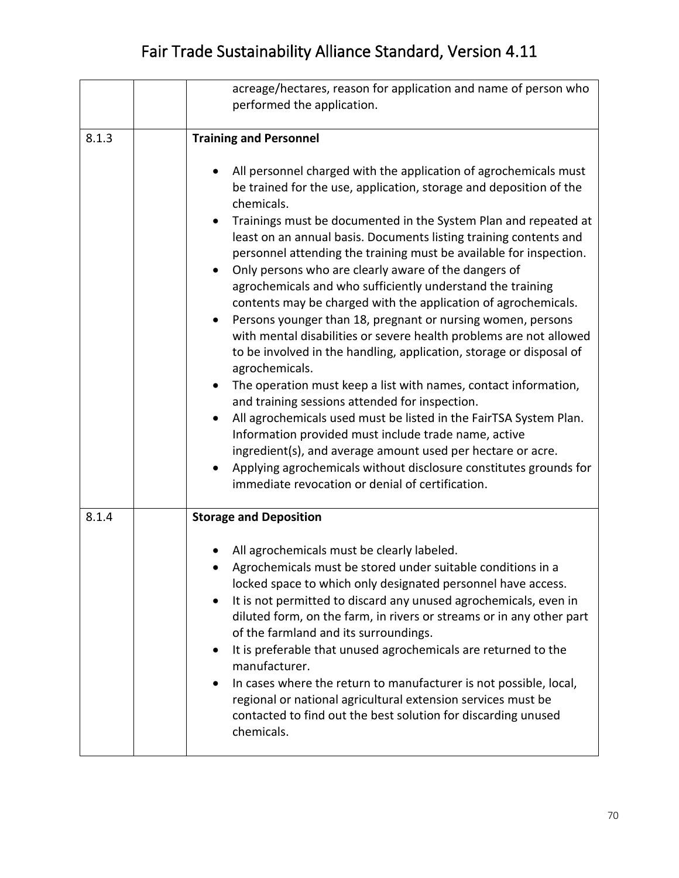| | | |
|---|---|---|
| | | acreage/hectares, reason for application and name of person who performed the application. |
| 8.1.3 | | **Training and Personnel**<br><br>• All personnel charged with the application of agrochemicals must be trained for the use, application, storage and deposition of the chemicals.<br>• Trainings must be documented in the System Plan and repeated at least on an annual basis. Documents listing training contents and personnel attending the training must be available for inspection.<br>• Only persons who are clearly aware of the dangers of agrochemicals and who sufficiently understand the training contents may be charged with the application of agrochemicals.<br>• Persons younger than 18, pregnant or nursing women, persons with mental disabilities or severe health problems are not allowed to be involved in the handling, application, storage or disposal of agrochemicals.<br>• The operation must keep a list with names, contact information, and training sessions attended for inspection.<br>• All agrochemicals used must be listed in the FairTSA System Plan. Information provided must include trade name, active ingredient(s), and average amount used per hectare or acre.<br>• Applying agrochemicals without disclosure constitutes grounds for immediate revocation or denial of certification. |
| 8.1.4 | | **Storage and Deposition**<br><br>• All agrochemicals must be clearly labeled.<br>• Agrochemicals must be stored under suitable conditions in a locked space to which only designated personnel have access.<br>• It is not permitted to discard any unused agrochemicals, even in diluted form, on the farm, in rivers or streams or in any other part of the farmland and its surroundings.<br>• It is preferable that unused agrochemicals are returned to the manufacturer.<br>• In cases where the return to manufacturer is not possible, local, regional or national agricultural extension services must be contacted to find out the best solution for discarding unused chemicals. |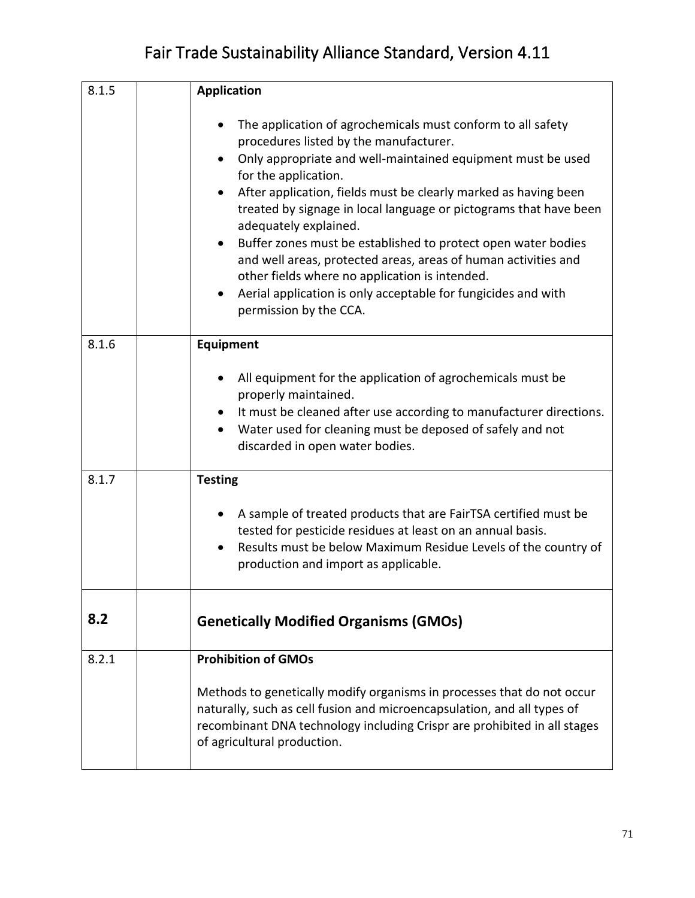| | | |
|---|---|---|
| 8.1.5 | | **Application**<br><br>• The application of agrochemicals must conform to all safety procedures listed by the manufacturer.<br>• Only appropriate and well-maintained equipment must be used for the application.<br>• After application, fields must be clearly marked as having been treated by signage in local language or pictograms that have been adequately explained.<br>• Buffer zones must be established to protect open water bodies and well areas, protected areas, areas of human activities and other fields where no application is intended.<br>• Aerial application is only acceptable for fungicides and with permission by the CCA. |
| 8.1.6 | | **Equipment**<br><br>• All equipment for the application of agrochemicals must be properly maintained.<br>• It must be cleaned after use according to manufacturer directions.<br>• Water used for cleaning must be deposed of safely and not discarded in open water bodies. |
| 8.1.7 | | **Testing**<br><br>• A sample of treated products that are FairTSA certified must be tested for pesticide residues at least on an annual basis.<br>• Results must be below Maximum Residue Levels of the country of production and import as applicable. |
| **8.2** | | **Genetically Modified Organisms (GMOs)** |
| 8.2.1 | | **Prohibition of GMOs**<br><br>Methods to genetically modify organisms in processes that do not occur naturally, such as cell fusion and microencapsulation, and all types of recombinant DNA technology including Crispr are prohibited in all stages of agricultural production. |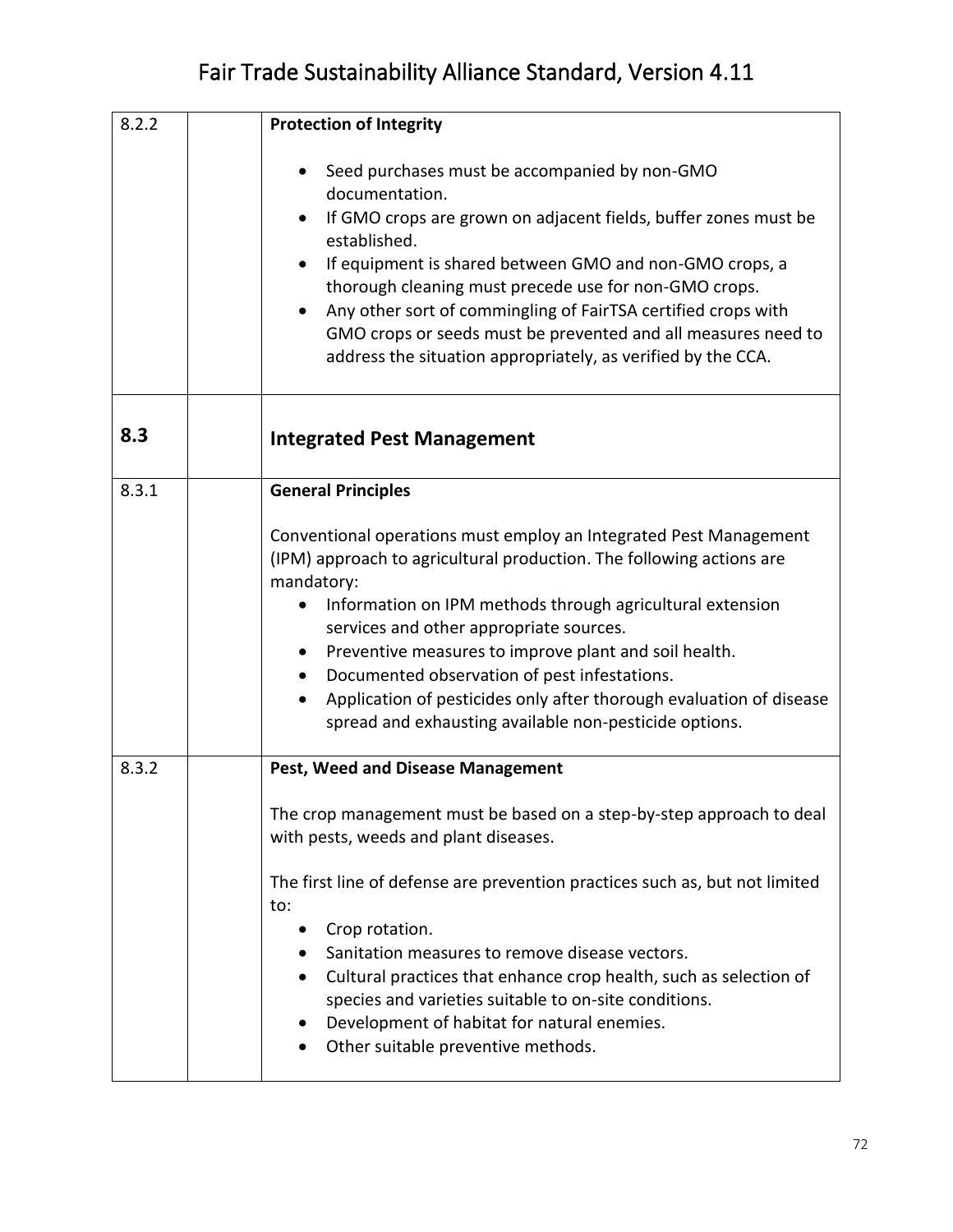| | | |
|---|---|---|
| 8.2.2 | | **Protection of Integrity**<br><br>• Seed purchases must be accompanied by non-GMO documentation.<br>• If GMO crops are grown on adjacent fields, buffer zones must be established.<br>• If equipment is shared between GMO and non-GMO crops, a thorough cleaning must precede use for non-GMO crops.<br>• Any other sort of commingling of FairTSA certified crops with GMO crops or seeds must be prevented and all measures need to address the situation appropriately, as verified by the CCA. |
| **8.3** | | **Integrated Pest Management** |
| 8.3.1 | | **General Principles**<br><br>Conventional operations must employ an Integrated Pest Management (IPM) approach to agricultural production. The following actions are mandatory:<br>• Information on IPM methods through agricultural extension services and other appropriate sources.<br>• Preventive measures to improve plant and soil health.<br>• Documented observation of pest infestations.<br>• Application of pesticides only after thorough evaluation of disease spread and exhausting available non-pesticide options. |
| 8.3.2 | | **Pest, Weed and Disease Management**<br><br>The crop management must be based on a step-by-step approach to deal with pests, weeds and plant diseases.<br><br>The first line of defense are prevention practices such as, but not limited to:<br>• Crop rotation.<br>• Sanitation measures to remove disease vectors.<br>• Cultural practices that enhance crop health, such as selection of species and varieties suitable to on-site conditions.<br>• Development of habitat for natural enemies.<br>• Other suitable preventive methods. |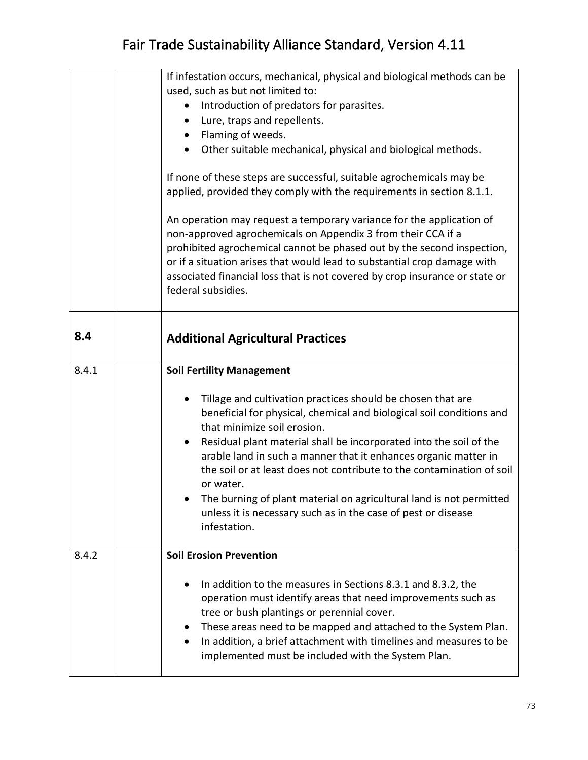| | | |
|---|---|---|
| | | If infestation occurs, mechanical, physical and biological methods can be used, such as but not limited to:<br>• Introduction of predators for parasites.<br>• Lure, traps and repellents.<br>• Flaming of weeds.<br>• Other suitable mechanical, physical and biological methods.<br><br>If none of these steps are successful, suitable agrochemicals may be applied, provided they comply with the requirements in section 8.1.1.<br><br>An operation may request a temporary variance for the application of non-approved agrochemicals on Appendix 3 from their CCA if a prohibited agrochemical cannot be phased out by the second inspection, or if a situation arises that would lead to substantial crop damage with associated financial loss that is not covered by crop insurance or state or federal subsidies. |
| **8.4** | | **Additional Agricultural Practices** |
| 8.4.1 | | **Soil Fertility Management**<br><br>• Tillage and cultivation practices should be chosen that are beneficial for physical, chemical and biological soil conditions and that minimize soil erosion.<br>• Residual plant material shall be incorporated into the soil of the arable land in such a manner that it enhances organic matter in the soil or at least does not contribute to the contamination of soil or water.<br>• The burning of plant material on agricultural land is not permitted unless it is necessary such as in the case of pest or disease infestation. |
| 8.4.2 | | **Soil Erosion Prevention**<br><br>• In addition to the measures in Sections 8.3.1 and 8.3.2, the operation must identify areas that need improvements such as tree or bush plantings or perennial cover.<br>• These areas need to be mapped and attached to the System Plan.<br>• In addition, a brief attachment with timelines and measures to be implemented must be included with the System Plan. |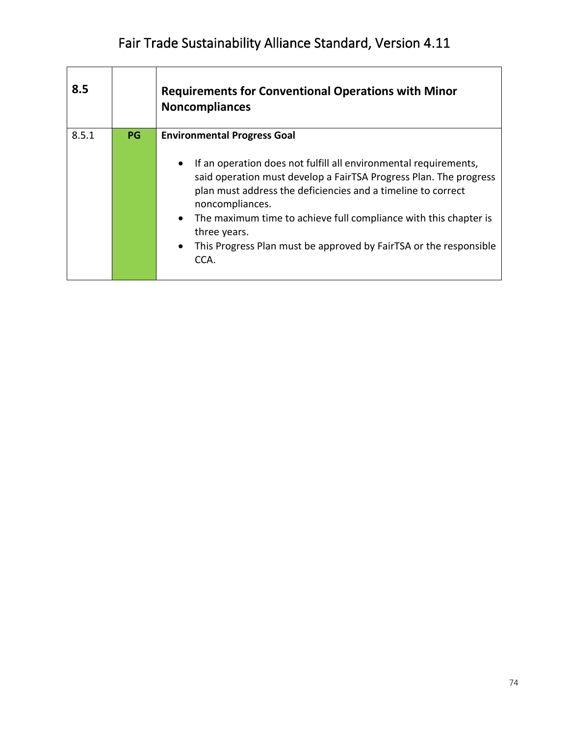| **8.5** | | **Requirements for Conventional Operations with Minor Noncompliances** |
|---|---|---|
| 8.5.1 | **PG** | **Environmental Progress Goal**<br><br>• If an operation does not fulfill all environmental requirements, said operation must develop a FairTSA Progress Plan. The progress plan must address the deficiencies and a timeline to correct noncompliances.<br>• The maximum time to achieve full compliance with this chapter is three years.<br>• This Progress Plan must be approved by FairTSA or the responsible CCA. |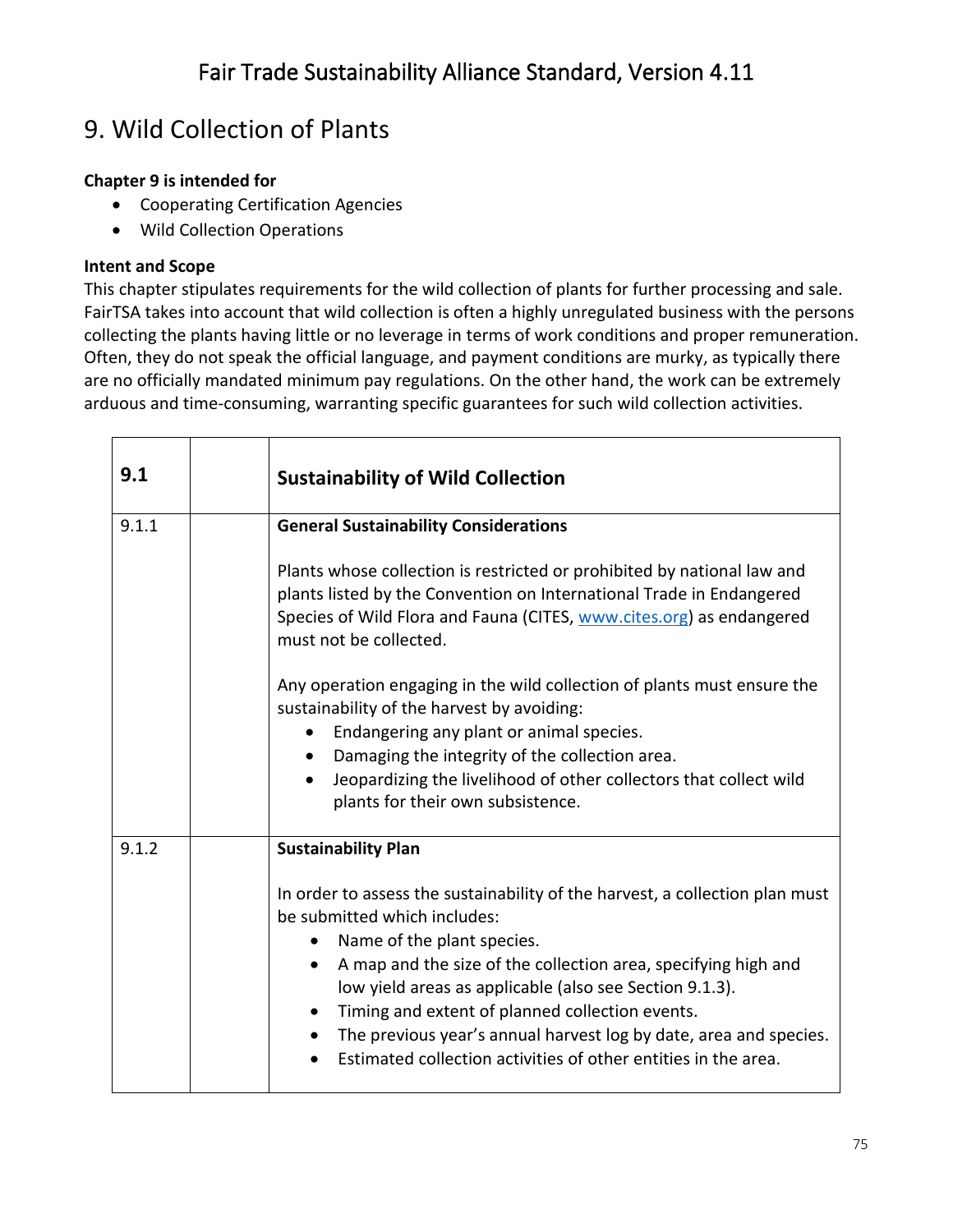# 9. Wild Collection of Plants

**Chapter 9 is intended for**

- Cooperating Certification Agencies
- Wild Collection Operations

**Intent and Scope**

This chapter stipulates requirements for the wild collection of plants for further processing and sale. FairTSA takes into account that wild collection is often a highly unregulated business with the persons collecting the plants having little or no leverage in terms of work conditions and proper remuneration. Often, they do not speak the official language, and payment conditions are murky, as typically there are no officially mandated minimum pay regulations. On the other hand, the work can be extremely arduous and time-consuming, warranting specific guarantees for such wild collection activities.

| **9.1** | | **Sustainability of Wild Collection** |
|---|---|---|
| 9.1.1 | | **General Sustainability Considerations**<br><br>Plants whose collection is restricted or prohibited by national law and plants listed by the Convention on International Trade in Endangered Species of Wild Flora and Fauna (CITES, www.cites.org) as endangered must not be collected.<br><br>Any operation engaging in the wild collection of plants must ensure the sustainability of the harvest by avoiding:<br>• Endangering any plant or animal species.<br>• Damaging the integrity of the collection area.<br>• Jeopardizing the livelihood of other collectors that collect wild plants for their own subsistence. |
| 9.1.2 | | **Sustainability Plan**<br><br>In order to assess the sustainability of the harvest, a collection plan must be submitted which includes:<br>• Name of the plant species.<br>• A map and the size of the collection area, specifying high and low yield areas as applicable (also see Section 9.1.3).<br>• Timing and extent of planned collection events.<br>• The previous year's annual harvest log by date, area and species.<br>• Estimated collection activities of other entities in the area. |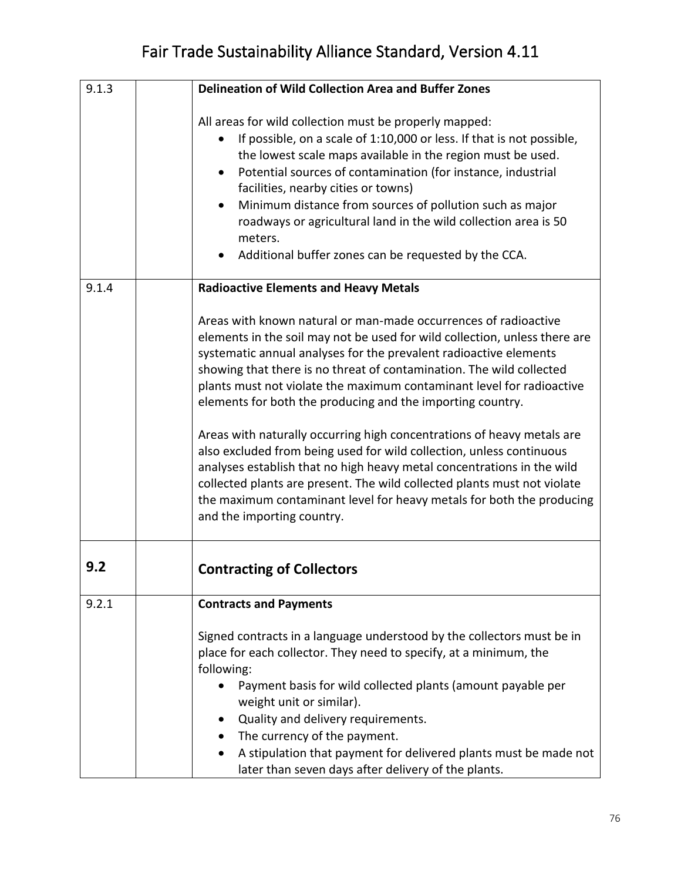| | | |
|---|---|---|
| 9.1.3 | | **Delineation of Wild Collection Area and Buffer Zones**<br><br>All areas for wild collection must be properly mapped:<br>• If possible, on a scale of 1:10,000 or less. If that is not possible, the lowest scale maps available in the region must be used.<br>• Potential sources of contamination (for instance, industrial facilities, nearby cities or towns)<br>• Minimum distance from sources of pollution such as major roadways or agricultural land in the wild collection area is 50 meters.<br>• Additional buffer zones can be requested by the CCA. |
| 9.1.4 | | **Radioactive Elements and Heavy Metals**<br><br>Areas with known natural or man-made occurrences of radioactive elements in the soil may not be used for wild collection, unless there are systematic annual analyses for the prevalent radioactive elements showing that there is no threat of contamination. The wild collected plants must not violate the maximum contaminant level for radioactive elements for both the producing and the importing country.<br><br>Areas with naturally occurring high concentrations of heavy metals are also excluded from being used for wild collection, unless continuous analyses establish that no high heavy metal concentrations in the wild collected plants are present. The wild collected plants must not violate the maximum contaminant level for heavy metals for both the producing and the importing country. |
| **9.2** | | **Contracting of Collectors** |
| 9.2.1 | | **Contracts and Payments**<br><br>Signed contracts in a language understood by the collectors must be in place for each collector. They need to specify, at a minimum, the following:<br>• Payment basis for wild collected plants (amount payable per weight unit or similar).<br>• Quality and delivery requirements.<br>• The currency of the payment.<br>• A stipulation that payment for delivered plants must be made not later than seven days after delivery of the plants. |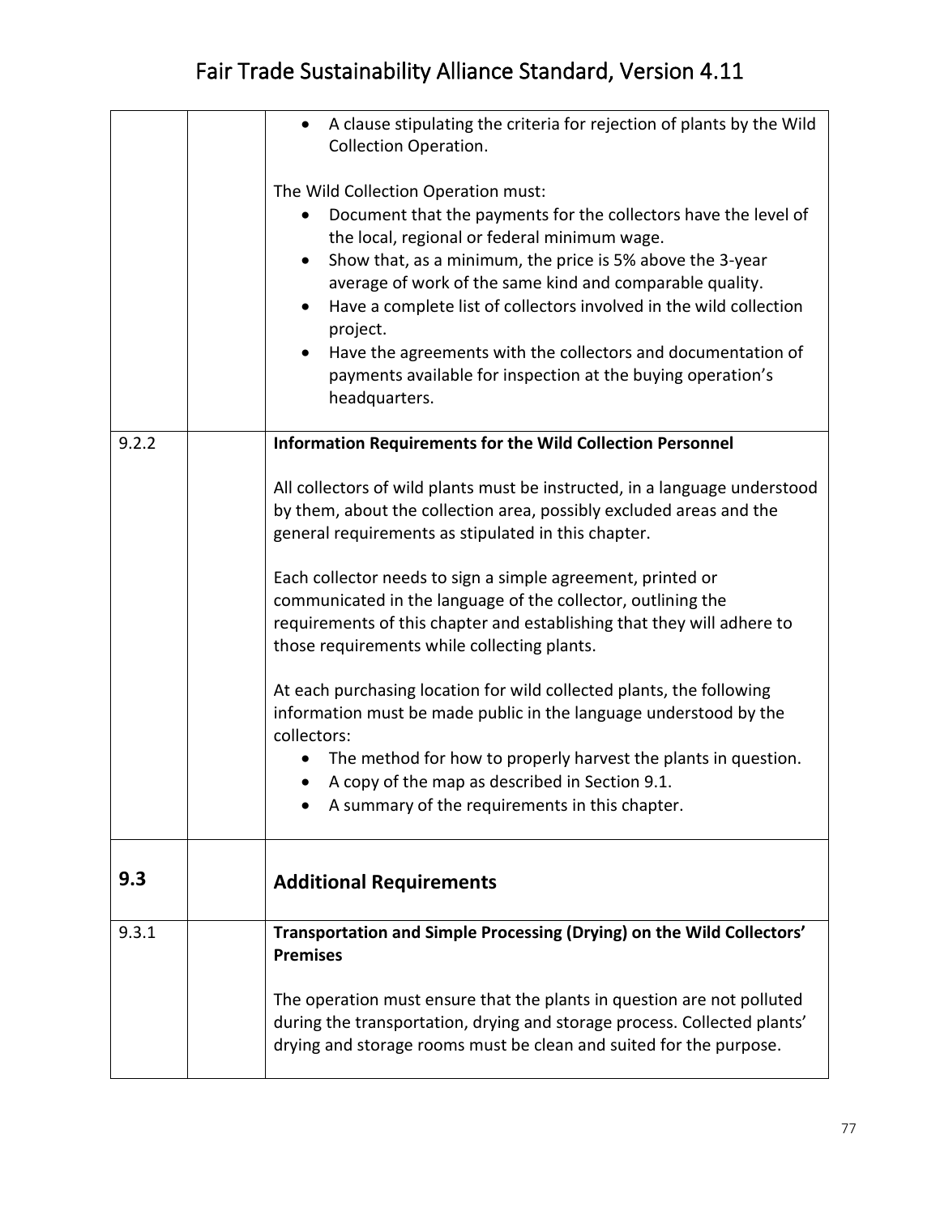| | | |
|---|---|---|
| | | • A clause stipulating the criteria for rejection of plants by the Wild Collection Operation.<br><br>The Wild Collection Operation must:<br>• Document that the payments for the collectors have the level of the local, regional or federal minimum wage.<br>• Show that, as a minimum, the price is 5% above the 3-year average of work of the same kind and comparable quality.<br>• Have a complete list of collectors involved in the wild collection project.<br>• Have the agreements with the collectors and documentation of payments available for inspection at the buying operation's headquarters. |
| 9.2.2 | | **Information Requirements for the Wild Collection Personnel**<br><br>All collectors of wild plants must be instructed, in a language understood by them, about the collection area, possibly excluded areas and the general requirements as stipulated in this chapter.<br><br>Each collector needs to sign a simple agreement, printed or communicated in the language of the collector, outlining the requirements of this chapter and establishing that they will adhere to those requirements while collecting plants.<br><br>At each purchasing location for wild collected plants, the following information must be made public in the language understood by the collectors:<br>• The method for how to properly harvest the plants in question.<br>• A copy of the map as described in Section 9.1.<br>• A summary of the requirements in this chapter. |
| **9.3** | | **Additional Requirements** |
| 9.3.1 | | **Transportation and Simple Processing (Drying) on the Wild Collectors' Premises**<br><br>The operation must ensure that the plants in question are not polluted during the transportation, drying and storage process. Collected plants' drying and storage rooms must be clean and suited for the purpose. |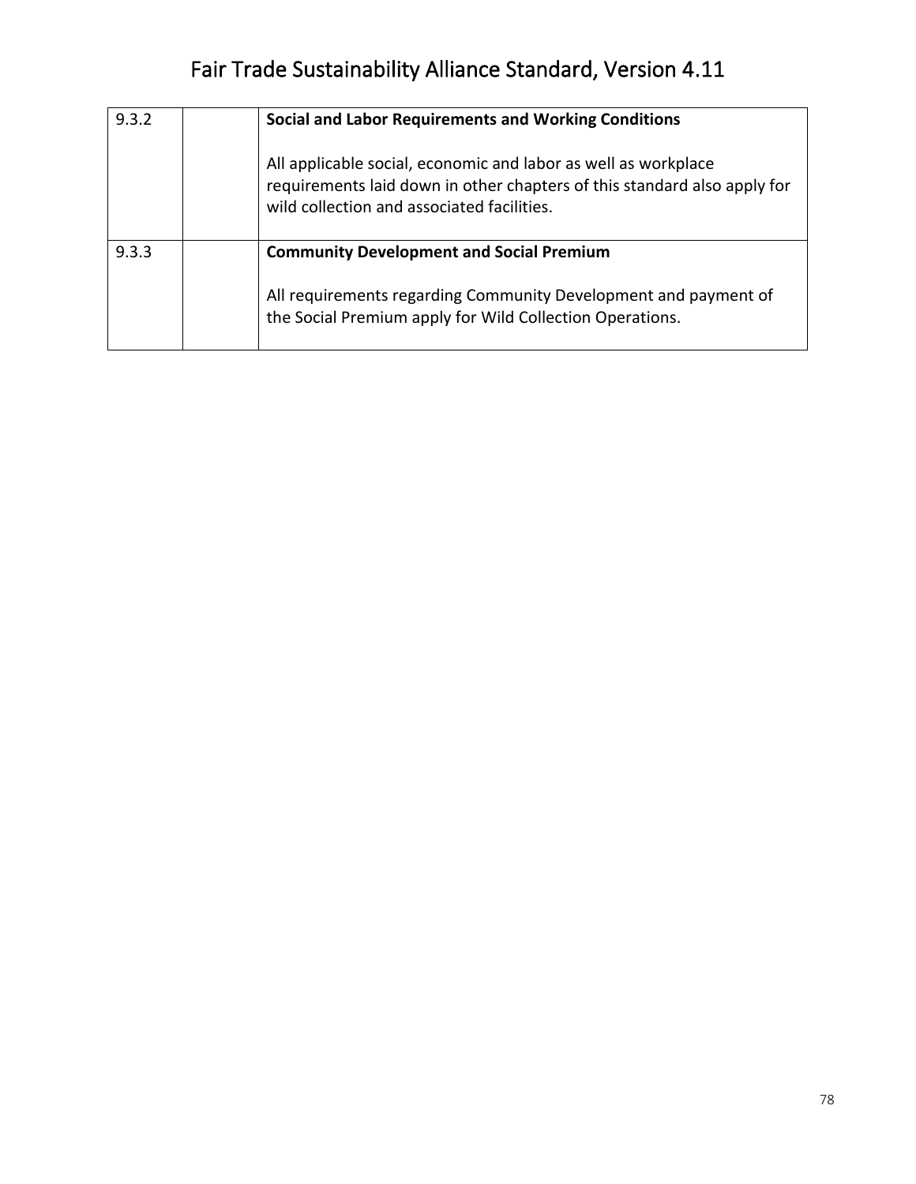| | | |
|---|---|---|
| 9.3.2 | | **Social and Labor Requirements and Working Conditions**<br><br>All applicable social, economic and labor as well as workplace requirements laid down in other chapters of this standard also apply for wild collection and associated facilities. |
| 9.3.3 | | **Community Development and Social Premium**<br><br>All requirements regarding Community Development and payment of the Social Premium apply for Wild Collection Operations. |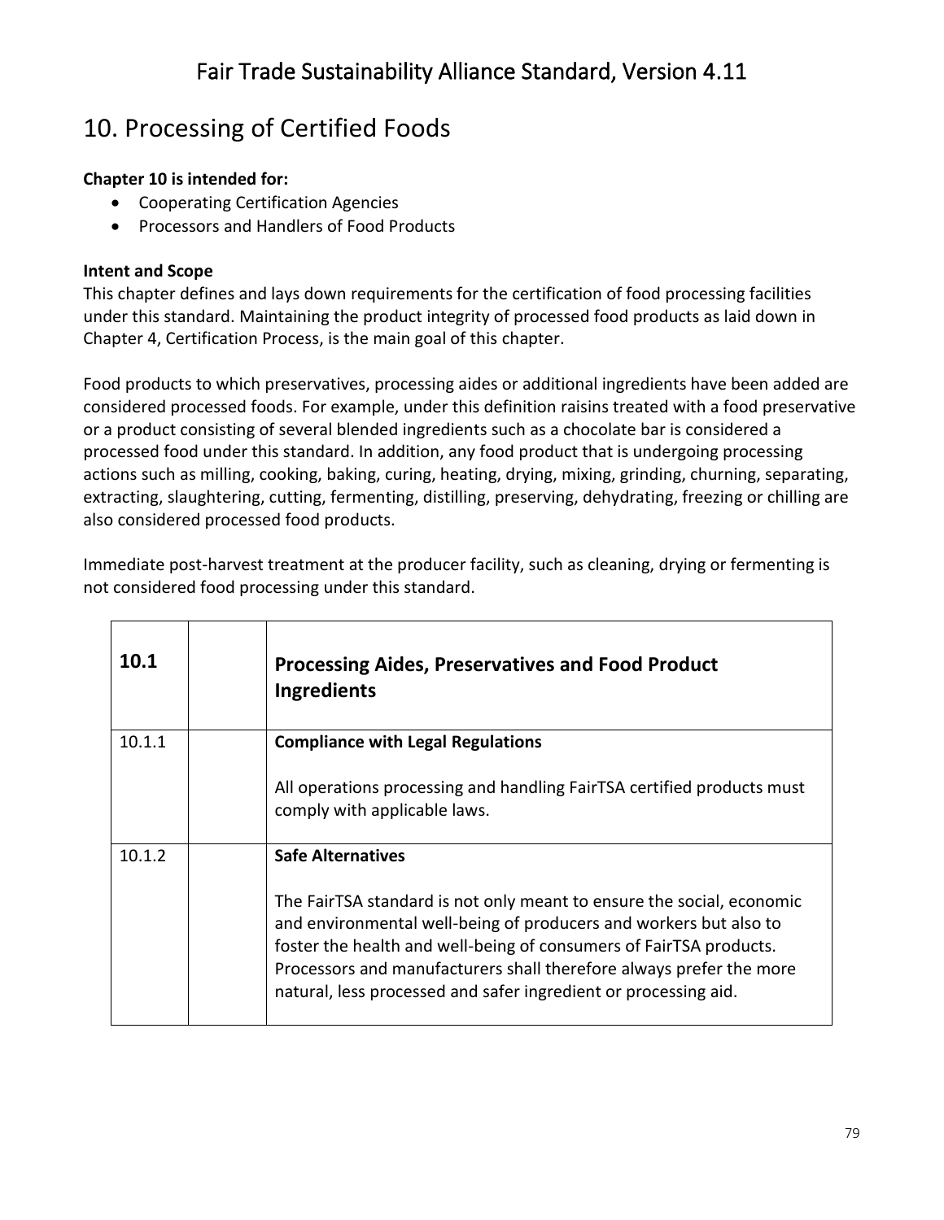# 10. Processing of Certified Foods

**Chapter 10 is intended for:**

- Cooperating Certification Agencies
- Processors and Handlers of Food Products

**Intent and Scope**

This chapter defines and lays down requirements for the certification of food processing facilities under this standard. Maintaining the product integrity of processed food products as laid down in Chapter 4, Certification Process, is the main goal of this chapter.

Food products to which preservatives, processing aides or additional ingredients have been added are considered processed foods. For example, under this definition raisins treated with a food preservative or a product consisting of several blended ingredients such as a chocolate bar is considered a processed food under this standard. In addition, any food product that is undergoing processing actions such as milling, cooking, baking, curing, heating, drying, mixing, grinding, churning, separating, extracting, slaughtering, cutting, fermenting, distilling, preserving, dehydrating, freezing or chilling are also considered processed food products.

Immediate post-harvest treatment at the producer facility, such as cleaning, drying or fermenting is not considered food processing under this standard.

| **10.1** | | **Processing Aides, Preservatives and Food Product Ingredients** |
|---|---|---|
| 10.1.1 | | **Compliance with Legal Regulations**<br><br>All operations processing and handling FairTSA certified products must comply with applicable laws. |
| 10.1.2 | | **Safe Alternatives**<br><br>The FairTSA standard is not only meant to ensure the social, economic and environmental well-being of producers and workers but also to foster the health and well-being of consumers of FairTSA products. Processors and manufacturers shall therefore always prefer the more natural, less processed and safer ingredient or processing aid. |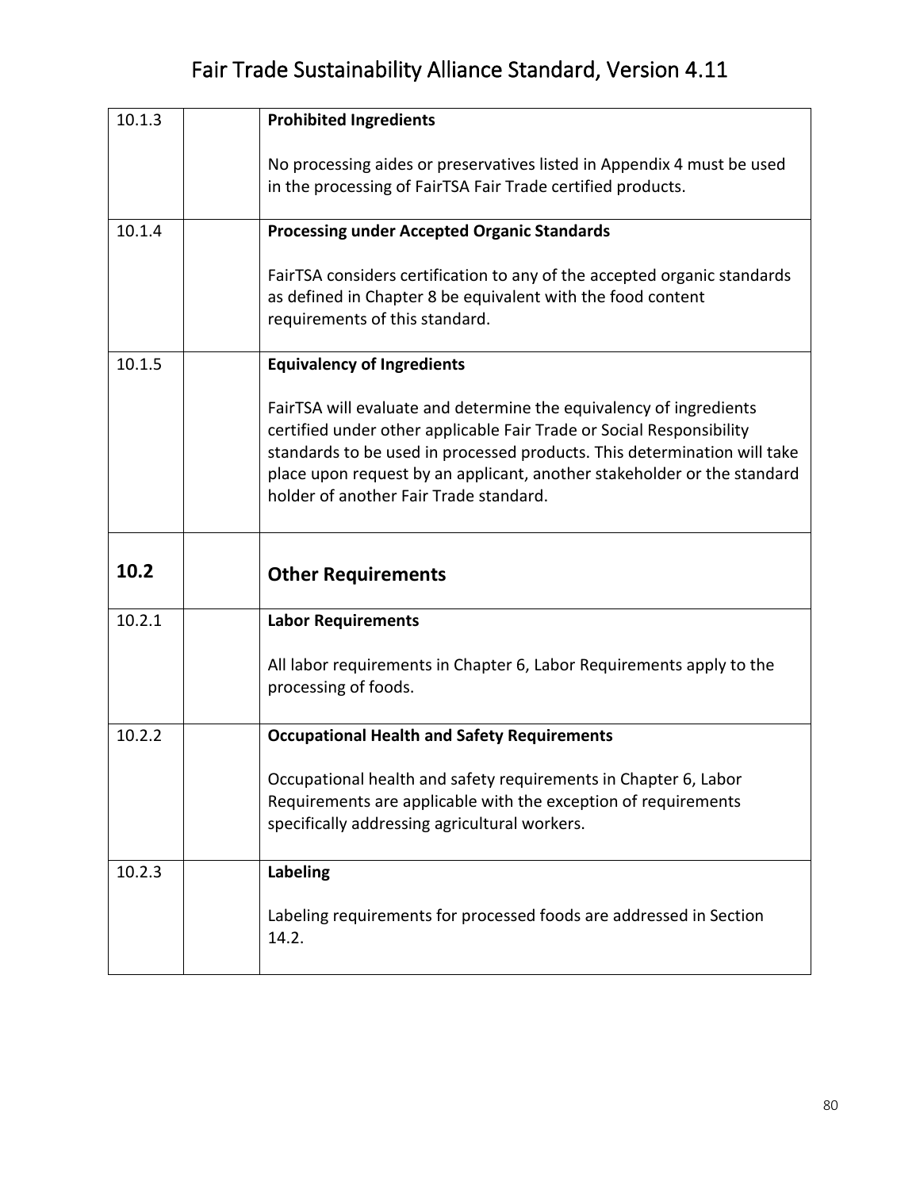| | | |
|---|---|---|
| 10.1.3 | | **Prohibited Ingredients**<br><br>No processing aides or preservatives listed in Appendix 4 must be used in the processing of FairTSA Fair Trade certified products. |
| 10.1.4 | | **Processing under Accepted Organic Standards**<br><br>FairTSA considers certification to any of the accepted organic standards as defined in Chapter 8 be equivalent with the food content requirements of this standard. |
| 10.1.5 | | **Equivalency of Ingredients**<br><br>FairTSA will evaluate and determine the equivalency of ingredients certified under other applicable Fair Trade or Social Responsibility standards to be used in processed products. This determination will take place upon request by an applicant, another stakeholder or the standard holder of another Fair Trade standard. |
| **10.2** | | **Other Requirements** |
| 10.2.1 | | **Labor Requirements**<br><br>All labor requirements in Chapter 6, Labor Requirements apply to the processing of foods. |
| 10.2.2 | | **Occupational Health and Safety Requirements**<br><br>Occupational health and safety requirements in Chapter 6, Labor Requirements are applicable with the exception of requirements specifically addressing agricultural workers. |
| 10.2.3 | | **Labeling**<br><br>Labeling requirements for processed foods are addressed in Section 14.2. |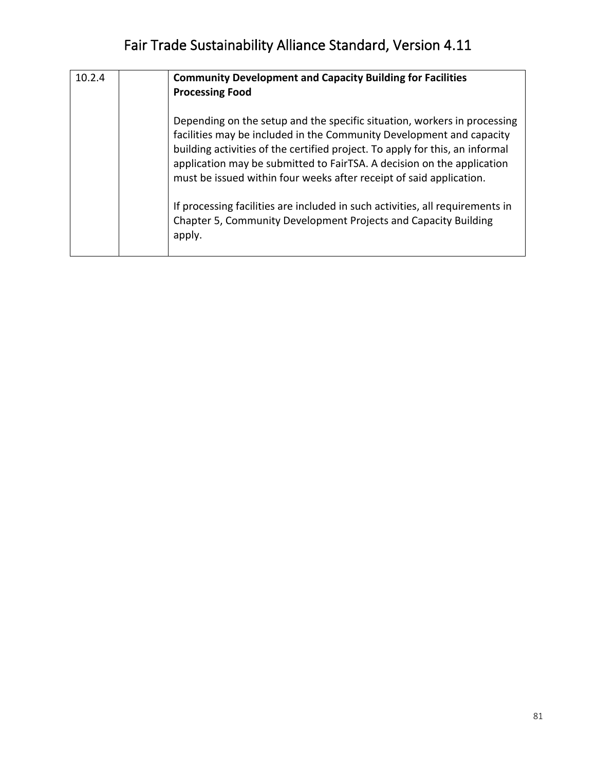| 10.2.4 | | **Community Development and Capacity Building for Facilities Processing Food**<br><br>Depending on the setup and the specific situation, workers in processing facilities may be included in the Community Development and capacity building activities of the certified project. To apply for this, an informal application may be submitted to FairTSA. A decision on the application must be issued within four weeks after receipt of said application.<br><br>If processing facilities are included in such activities, all requirements in Chapter 5, Community Development Projects and Capacity Building apply. |
|---|---|---|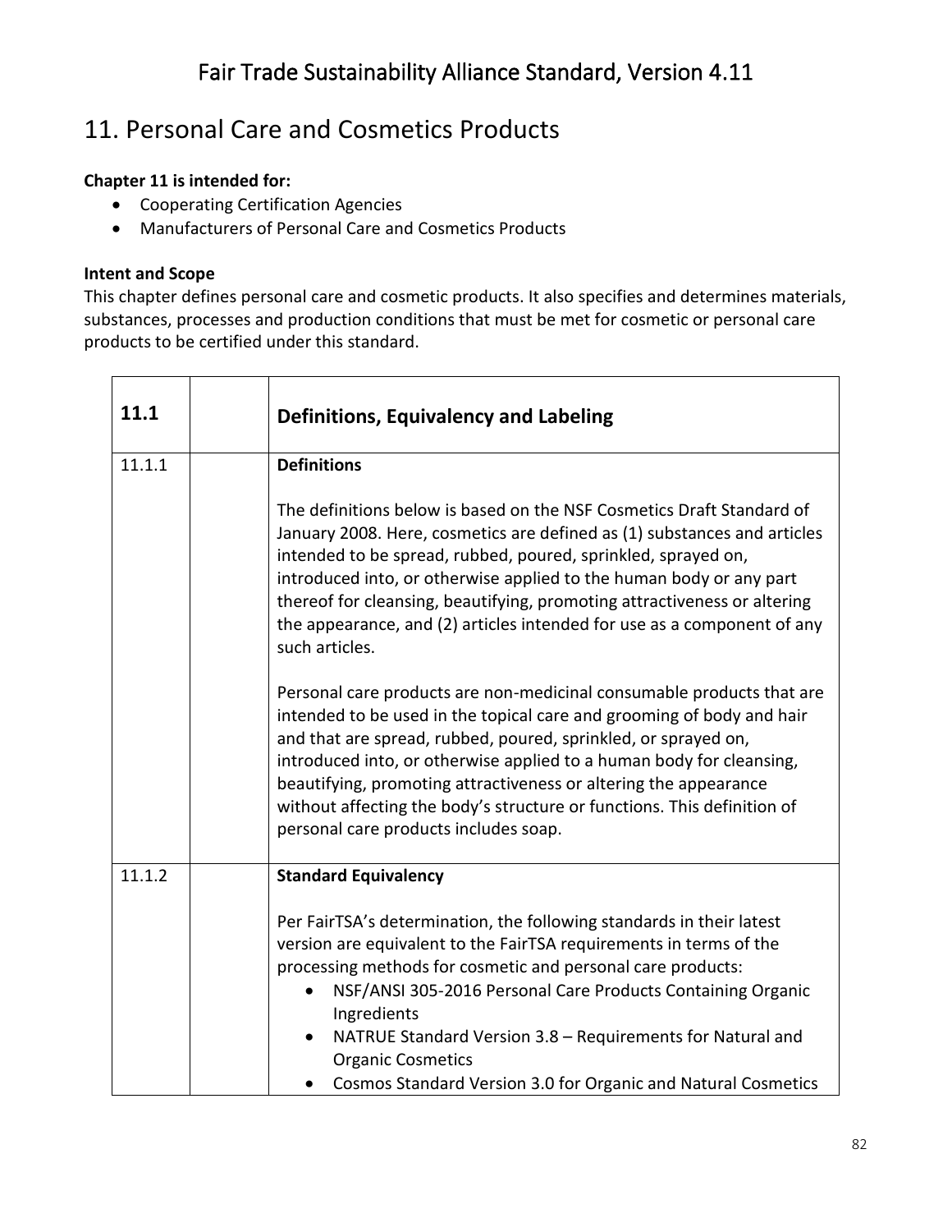# 11. Personal Care and Cosmetics Products

**Chapter 11 is intended for:**

- Cooperating Certification Agencies
- Manufacturers of Personal Care and Cosmetics Products

**Intent and Scope**

This chapter defines personal care and cosmetic products. It also specifies and determines materials, substances, processes and production conditions that must be met for cosmetic or personal care products to be certified under this standard.

| **11.1** | | **Definitions, Equivalency and Labeling** |
|---|---|---|
| 11.1.1 | | **Definitions**<br><br>The definitions below is based on the NSF Cosmetics Draft Standard of January 2008. Here, cosmetics are defined as (1) substances and articles intended to be spread, rubbed, poured, sprinkled, sprayed on, introduced into, or otherwise applied to the human body or any part thereof for cleansing, beautifying, promoting attractiveness or altering the appearance, and (2) articles intended for use as a component of any such articles.<br><br>Personal care products are non-medicinal consumable products that are intended to be used in the topical care and grooming of body and hair and that are spread, rubbed, poured, sprinkled, or sprayed on, introduced into, or otherwise applied to a human body for cleansing, beautifying, promoting attractiveness or altering the appearance without affecting the body's structure or functions. This definition of personal care products includes soap. |
| 11.1.2 | | **Standard Equivalency**<br><br>Per FairTSA's determination, the following standards in their latest version are equivalent to the FairTSA requirements in terms of the processing methods for cosmetic and personal care products:<br>• NSF/ANSI 305-2016 Personal Care Products Containing Organic Ingredients<br>• NATRUE Standard Version 3.8 – Requirements for Natural and Organic Cosmetics<br>• Cosmos Standard Version 3.0 for Organic and Natural Cosmetics |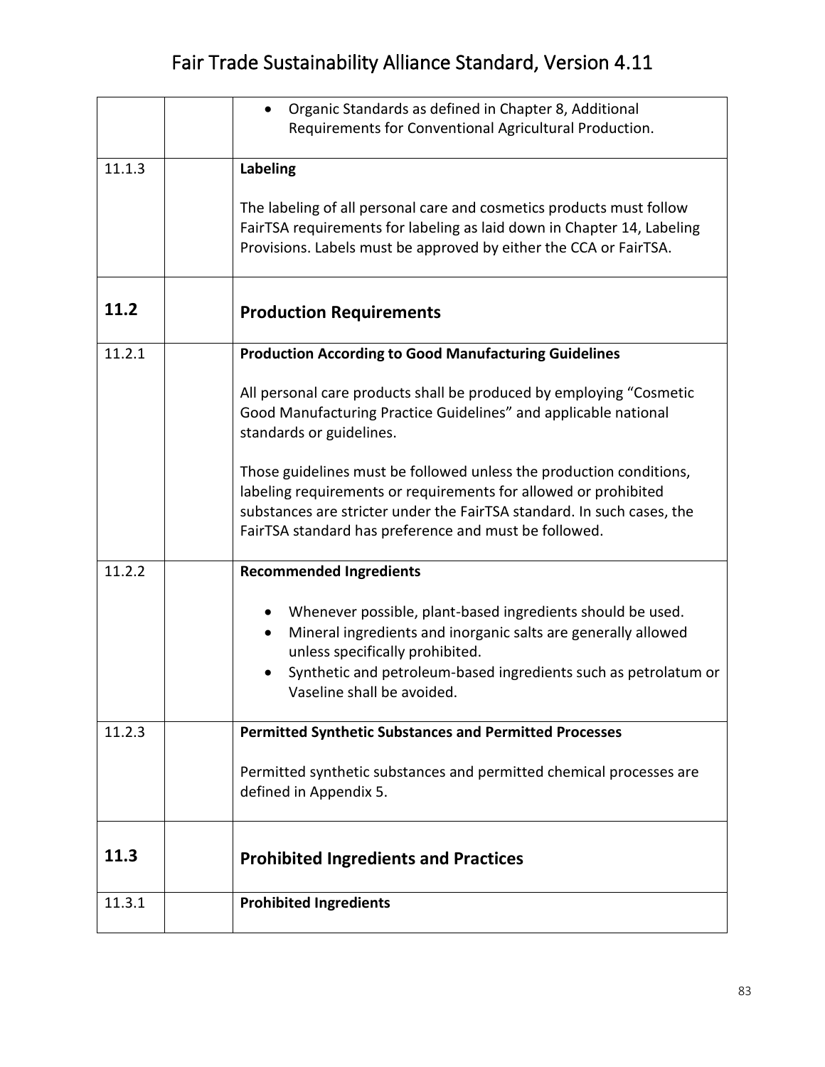| | | |
|---|---|---|
| | | • Organic Standards as defined in Chapter 8, Additional Requirements for Conventional Agricultural Production. |
| 11.1.3 | | **Labeling**<br><br>The labeling of all personal care and cosmetics products must follow FairTSA requirements for labeling as laid down in Chapter 14, Labeling Provisions. Labels must be approved by either the CCA or FairTSA. |
| **11.2** | | **Production Requirements** |
| 11.2.1 | | **Production According to Good Manufacturing Guidelines**<br><br>All personal care products shall be produced by employing "Cosmetic Good Manufacturing Practice Guidelines" and applicable national standards or guidelines.<br><br>Those guidelines must be followed unless the production conditions, labeling requirements or requirements for allowed or prohibited substances are stricter under the FairTSA standard. In such cases, the FairTSA standard has preference and must be followed. |
| 11.2.2 | | **Recommended Ingredients**<br><br>• Whenever possible, plant-based ingredients should be used.<br>• Mineral ingredients and inorganic salts are generally allowed unless specifically prohibited.<br>• Synthetic and petroleum-based ingredients such as petrolatum or Vaseline shall be avoided. |
| 11.2.3 | | **Permitted Synthetic Substances and Permitted Processes**<br><br>Permitted synthetic substances and permitted chemical processes are defined in Appendix 5. |
| **11.3** | | **Prohibited Ingredients and Practices** |
| 11.3.1 | | **Prohibited Ingredients** |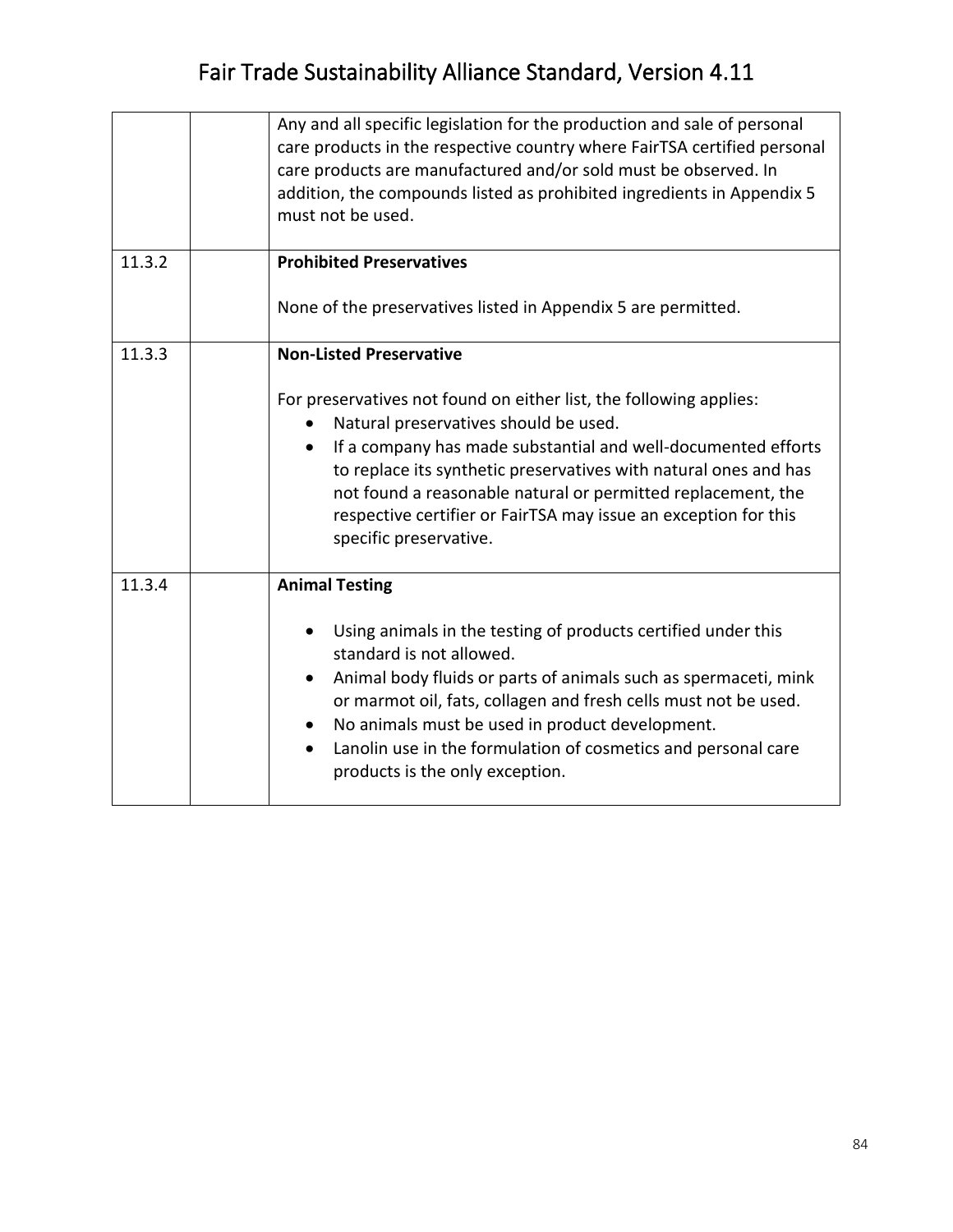| | | |
|---|---|---|
| | | Any and all specific legislation for the production and sale of personal care products in the respective country where FairTSA certified personal care products are manufactured and/or sold must be observed. In addition, the compounds listed as prohibited ingredients in Appendix 5 must not be used. |
| 11.3.2 | | **Prohibited Preservatives**<br><br>None of the preservatives listed in Appendix 5 are permitted. |
| 11.3.3 | | **Non-Listed Preservative**<br><br>For preservatives not found on either list, the following applies:<br>• Natural preservatives should be used.<br>• If a company has made substantial and well-documented efforts to replace its synthetic preservatives with natural ones and has not found a reasonable natural or permitted replacement, the respective certifier or FairTSA may issue an exception for this specific preservative. |
| 11.3.4 | | **Animal Testing**<br><br>• Using animals in the testing of products certified under this standard is not allowed.<br>• Animal body fluids or parts of animals such as spermaceti, mink or marmot oil, fats, collagen and fresh cells must not be used.<br>• No animals must be used in product development.<br>• Lanolin use in the formulation of cosmetics and personal care products is the only exception. |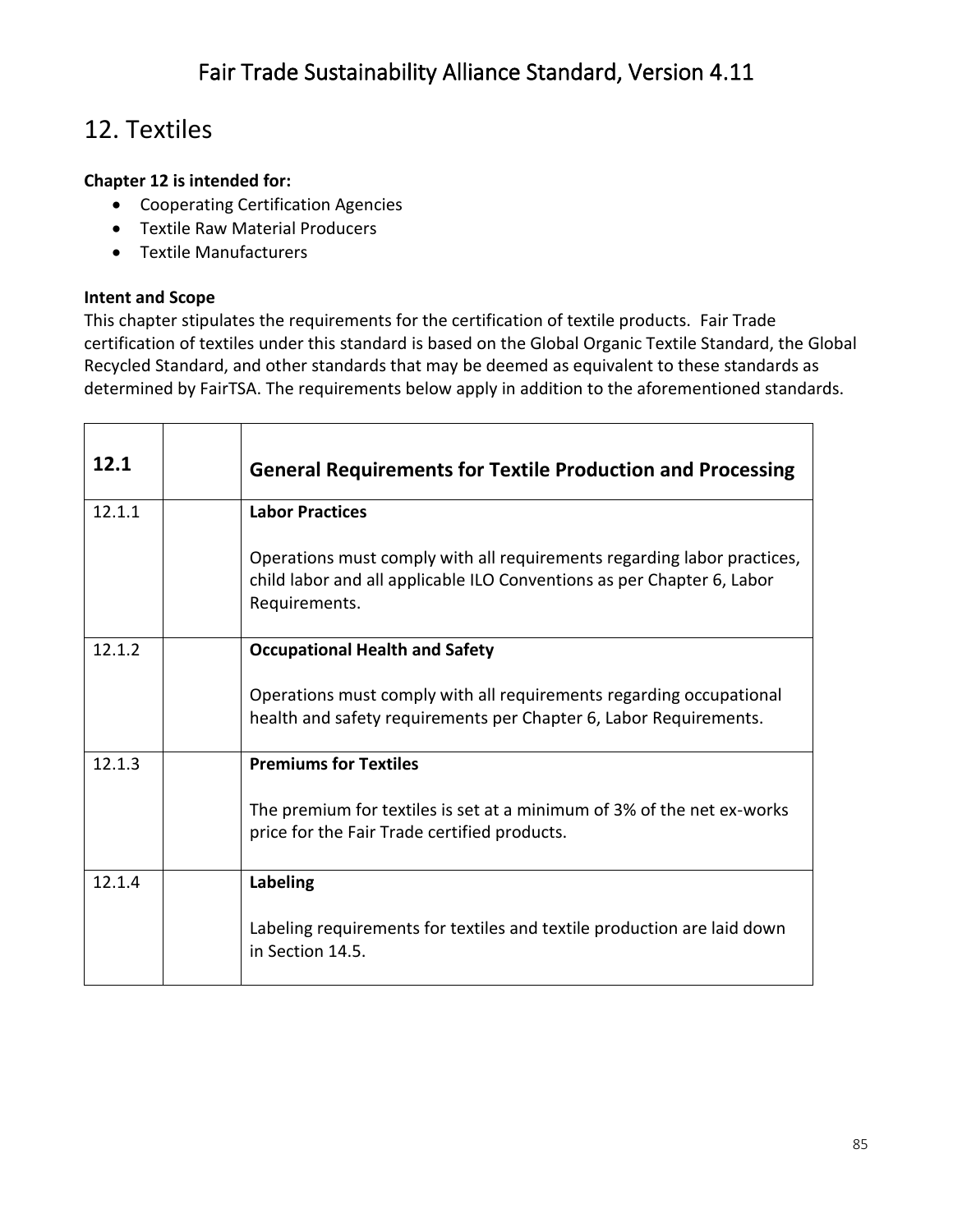# 12. Textiles

**Chapter 12 is intended for:**

- Cooperating Certification Agencies
- Textile Raw Material Producers
- Textile Manufacturers

**Intent and Scope**

This chapter stipulates the requirements for the certification of textile products. Fair Trade certification of textiles under this standard is based on the Global Organic Textile Standard, the Global Recycled Standard, and other standards that may be deemed as equivalent to these standards as determined by FairTSA. The requirements below apply in addition to the aforementioned standards.

| **12.1** | | **General Requirements for Textile Production and Processing** |
|---|---|---|
| 12.1.1 | | **Labor Practices**<br><br>Operations must comply with all requirements regarding labor practices, child labor and all applicable ILO Conventions as per Chapter 6, Labor Requirements. |
| 12.1.2 | | **Occupational Health and Safety**<br><br>Operations must comply with all requirements regarding occupational health and safety requirements per Chapter 6, Labor Requirements. |
| 12.1.3 | | **Premiums for Textiles**<br><br>The premium for textiles is set at a minimum of 3% of the net ex-works price for the Fair Trade certified products. |
| 12.1.4 | | **Labeling**<br><br>Labeling requirements for textiles and textile production are laid down in Section 14.5. |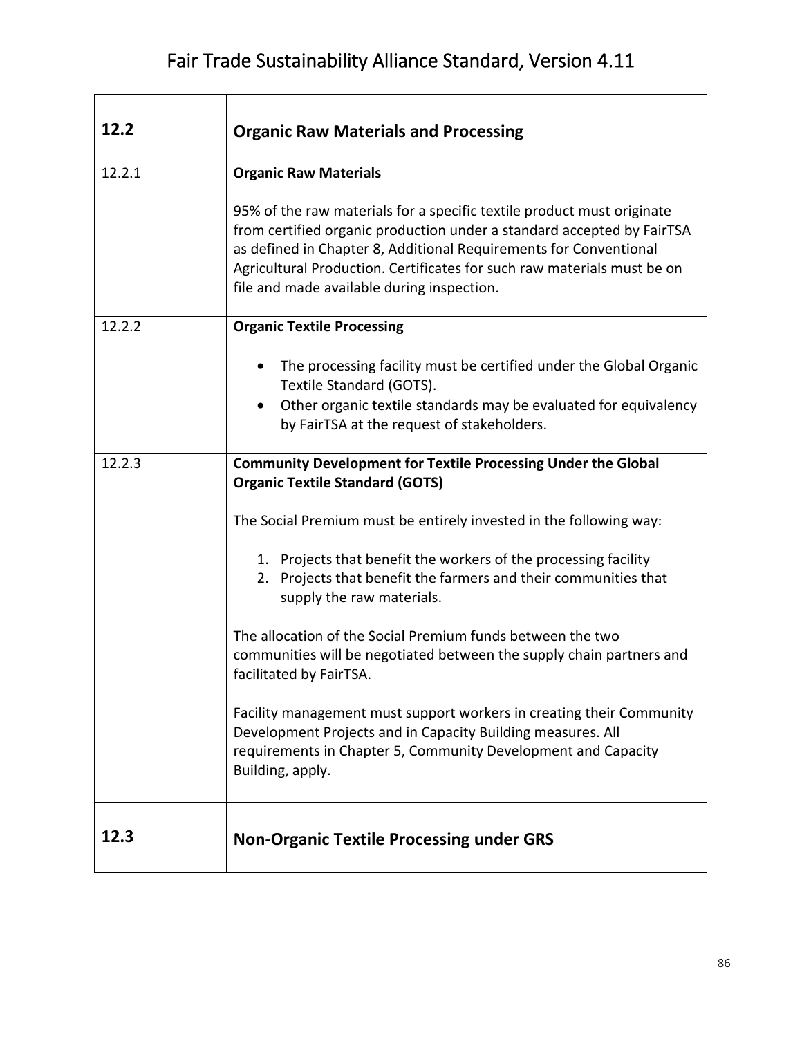| 12.2 | | **Organic Raw Materials and Processing** |
|---|---|---|
| 12.2.1 | | **Organic Raw Materials**<br><br>95% of the raw materials for a specific textile product must originate from certified organic production under a standard accepted by FairTSA as defined in Chapter 8, Additional Requirements for Conventional Agricultural Production. Certificates for such raw materials must be on file and made available during inspection. |
| 12.2.2 | | **Organic Textile Processing**<br><br>• The processing facility must be certified under the Global Organic Textile Standard (GOTS).<br>• Other organic textile standards may be evaluated for equivalency by FairTSA at the request of stakeholders. |
| 12.2.3 | | **Community Development for Textile Processing Under the Global Organic Textile Standard (GOTS)**<br><br>The Social Premium must be entirely invested in the following way:<br><br>1. Projects that benefit the workers of the processing facility<br>2. Projects that benefit the farmers and their communities that supply the raw materials.<br><br>The allocation of the Social Premium funds between the two communities will be negotiated between the supply chain partners and facilitated by FairTSA.<br><br>Facility management must support workers in creating their Community Development Projects and in Capacity Building measures. All requirements in Chapter 5, Community Development and Capacity Building, apply. |
| **12.3** | | **Non-Organic Textile Processing under GRS** |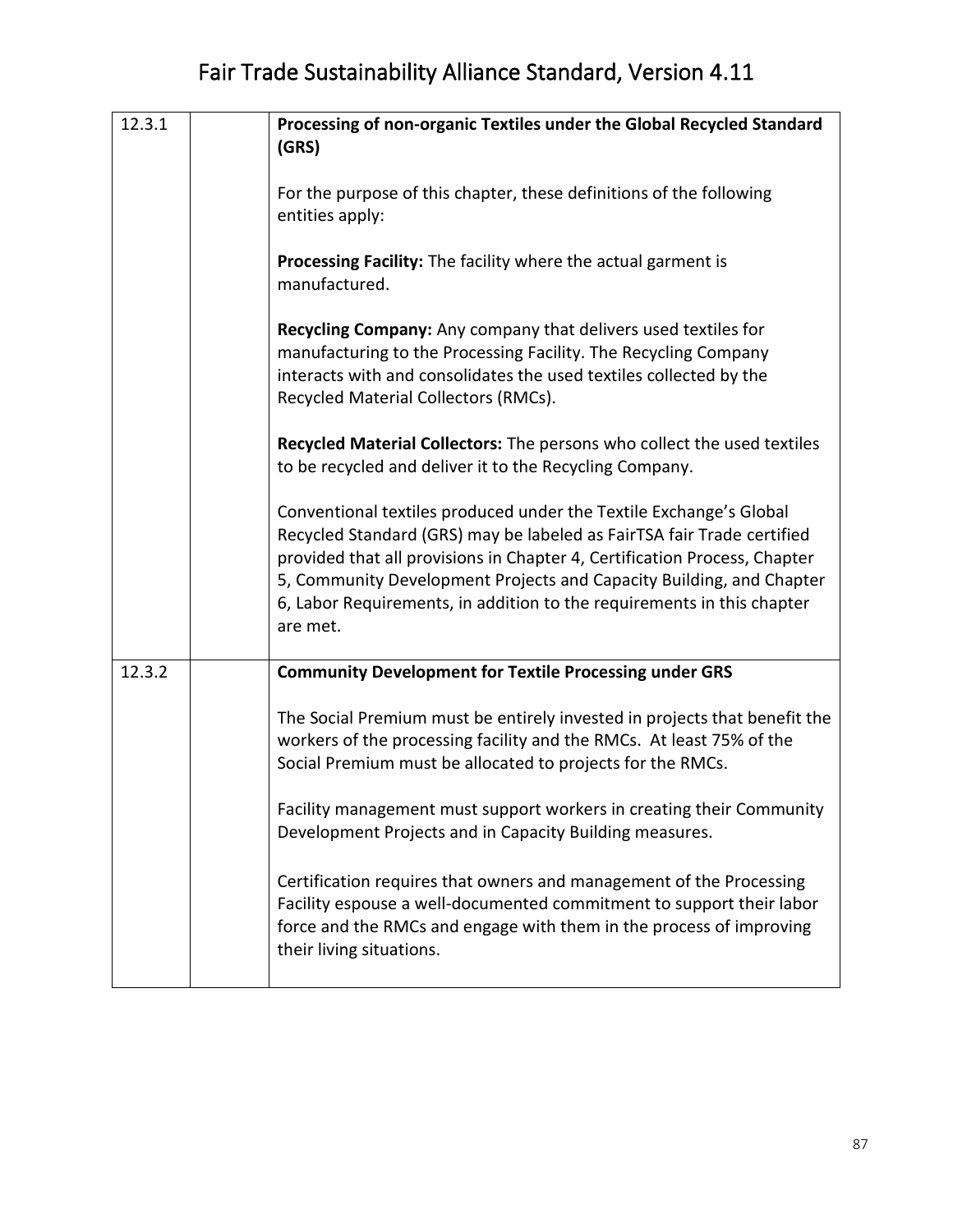| | | |
|---|---|---|
| 12.3.1 | | **Processing of non-organic Textiles under the Global Recycled Standard (GRS)**<br><br>For the purpose of this chapter, these definitions of the following entities apply:<br><br>**Processing Facility:** The facility where the actual garment is manufactured.<br><br>**Recycling Company:** Any company that delivers used textiles for manufacturing to the Processing Facility. The Recycling Company interacts with and consolidates the used textiles collected by the Recycled Material Collectors (RMCs).<br><br>**Recycled Material Collectors:** The persons who collect the used textiles to be recycled and deliver it to the Recycling Company.<br><br>Conventional textiles produced under the Textile Exchange's Global Recycled Standard (GRS) may be labeled as FairTSA fair Trade certified provided that all provisions in Chapter 4, Certification Process, Chapter 5, Community Development Projects and Capacity Building, and Chapter 6, Labor Requirements, in addition to the requirements in this chapter are met. |
| 12.3.2 | | **Community Development for Textile Processing under GRS**<br><br>The Social Premium must be entirely invested in projects that benefit the workers of the processing facility and the RMCs. At least 75% of the Social Premium must be allocated to projects for the RMCs.<br><br>Facility management must support workers in creating their Community Development Projects and in Capacity Building measures.<br><br>Certification requires that owners and management of the Processing Facility espouse a well-documented commitment to support their labor force and the RMCs and engage with them in the process of improving their living situations. |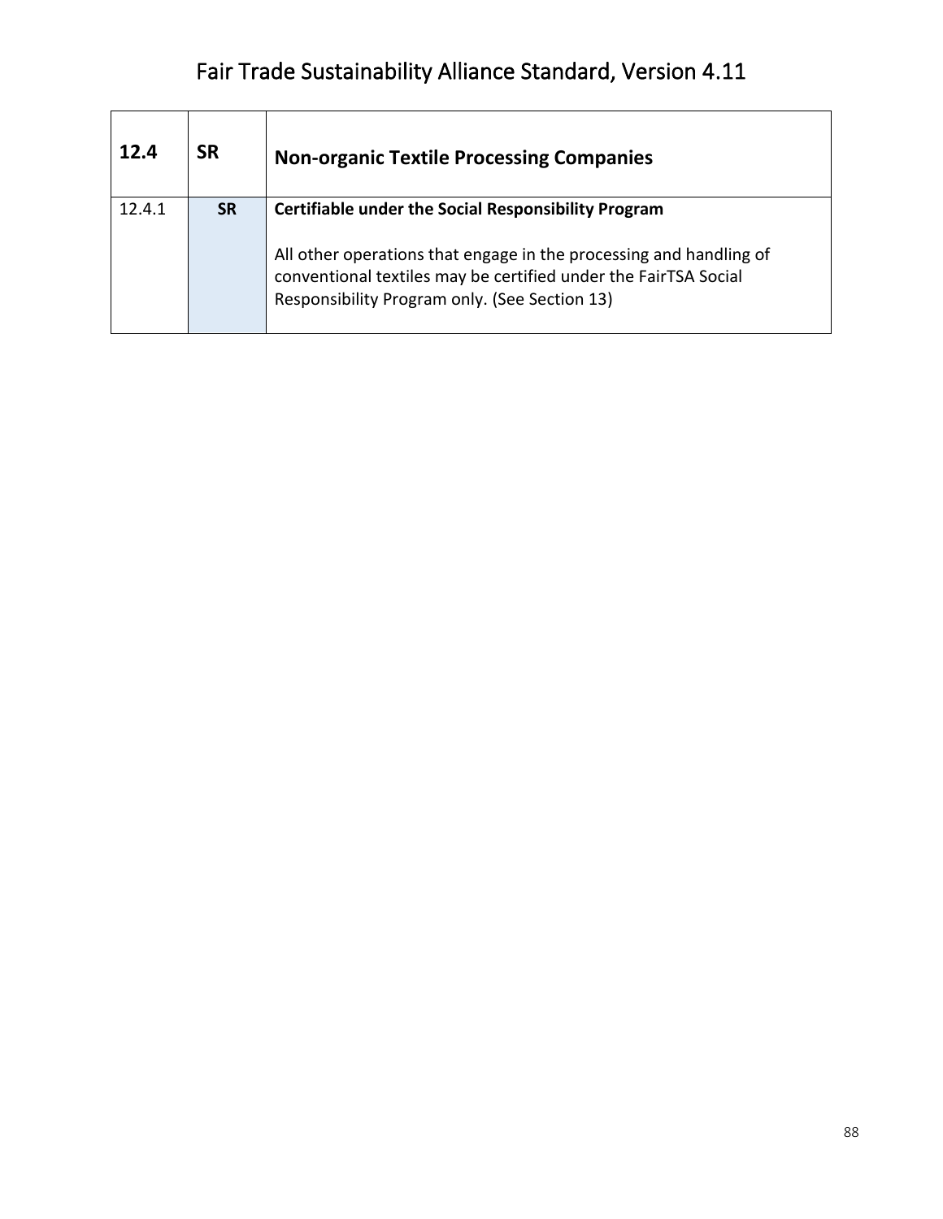| 12.4 | SR | Non-organic Textile Processing Companies |
|---|---|---|
| 12.4.1 | SR | **Certifiable under the Social Responsibility Program**<br><br>All other operations that engage in the processing and handling of conventional textiles may be certified under the FairTSA Social Responsibility Program only. (See Section 13) |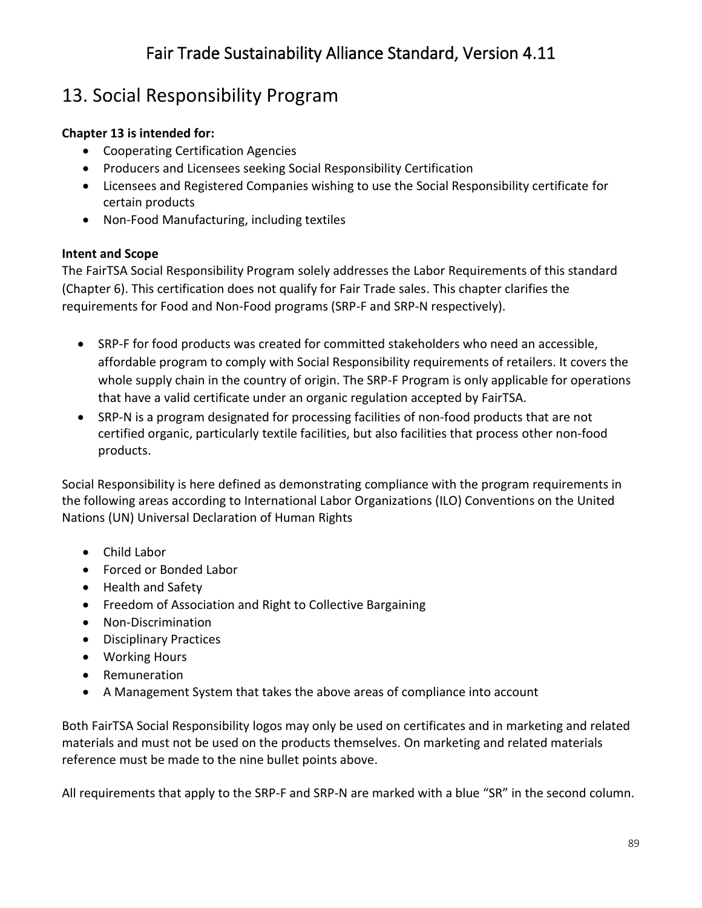# 13. Social Responsibility Program

**Chapter 13 is intended for:**

- Cooperating Certification Agencies
- Producers and Licensees seeking Social Responsibility Certification
- Licensees and Registered Companies wishing to use the Social Responsibility certificate for certain products
- Non-Food Manufacturing, including textiles

**Intent and Scope**

The FairTSA Social Responsibility Program solely addresses the Labor Requirements of this standard (Chapter 6). This certification does not qualify for Fair Trade sales. This chapter clarifies the requirements for Food and Non-Food programs (SRP-F and SRP-N respectively).

- SRP-F for food products was created for committed stakeholders who need an accessible, affordable program to comply with Social Responsibility requirements of retailers. It covers the whole supply chain in the country of origin. The SRP-F Program is only applicable for operations that have a valid certificate under an organic regulation accepted by FairTSA.
- SRP-N is a program designated for processing facilities of non-food products that are not certified organic, particularly textile facilities, but also facilities that process other non-food products.

Social Responsibility is here defined as demonstrating compliance with the program requirements in the following areas according to International Labor Organizations (ILO) Conventions on the United Nations (UN) Universal Declaration of Human Rights

- Child Labor
- Forced or Bonded Labor
- Health and Safety
- Freedom of Association and Right to Collective Bargaining
- Non-Discrimination
- Disciplinary Practices
- Working Hours
- Remuneration
- A Management System that takes the above areas of compliance into account

Both FairTSA Social Responsibility logos may only be used on certificates and in marketing and related materials and must not be used on the products themselves. On marketing and related materials reference must be made to the nine bullet points above.

All requirements that apply to the SRP-F and SRP-N are marked with a blue "SR" in the second column.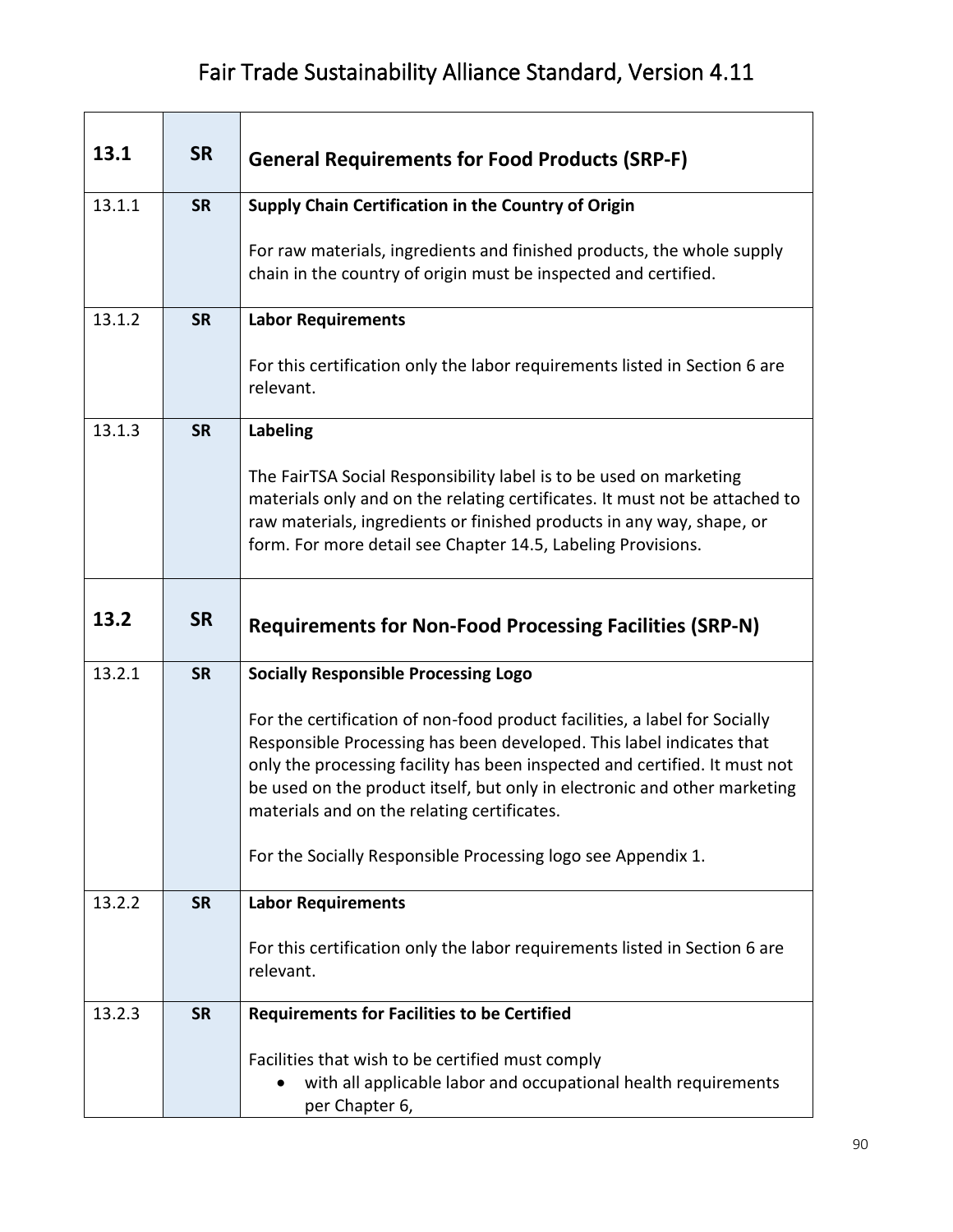| | | |
|---|---|---|
| **13.1** | **SR** | **General Requirements for Food Products (SRP-F)** |
| 13.1.1 | **SR** | **Supply Chain Certification in the Country of Origin**<br><br>For raw materials, ingredients and finished products, the whole supply chain in the country of origin must be inspected and certified. |
| 13.1.2 | **SR** | **Labor Requirements**<br><br>For this certification only the labor requirements listed in Section 6 are relevant. |
| 13.1.3 | **SR** | **Labeling**<br><br>The FairTSA Social Responsibility label is to be used on marketing materials only and on the relating certificates. It must not be attached to raw materials, ingredients or finished products in any way, shape, or form. For more detail see Chapter 14.5, Labeling Provisions. |
| **13.2** | **SR** | **Requirements for Non-Food Processing Facilities (SRP-N)** |
| 13.2.1 | **SR** | **Socially Responsible Processing Logo**<br><br>For the certification of non-food product facilities, a label for Socially Responsible Processing has been developed. This label indicates that only the processing facility has been inspected and certified. It must not be used on the product itself, but only in electronic and other marketing materials and on the relating certificates.<br><br>For the Socially Responsible Processing logo see Appendix 1. |
| 13.2.2 | **SR** | **Labor Requirements**<br><br>For this certification only the labor requirements listed in Section 6 are relevant. |
| 13.2.3 | **SR** | **Requirements for Facilities to be Certified**<br><br>Facilities that wish to be certified must comply<br>• with all applicable labor and occupational health requirements per Chapter 6, |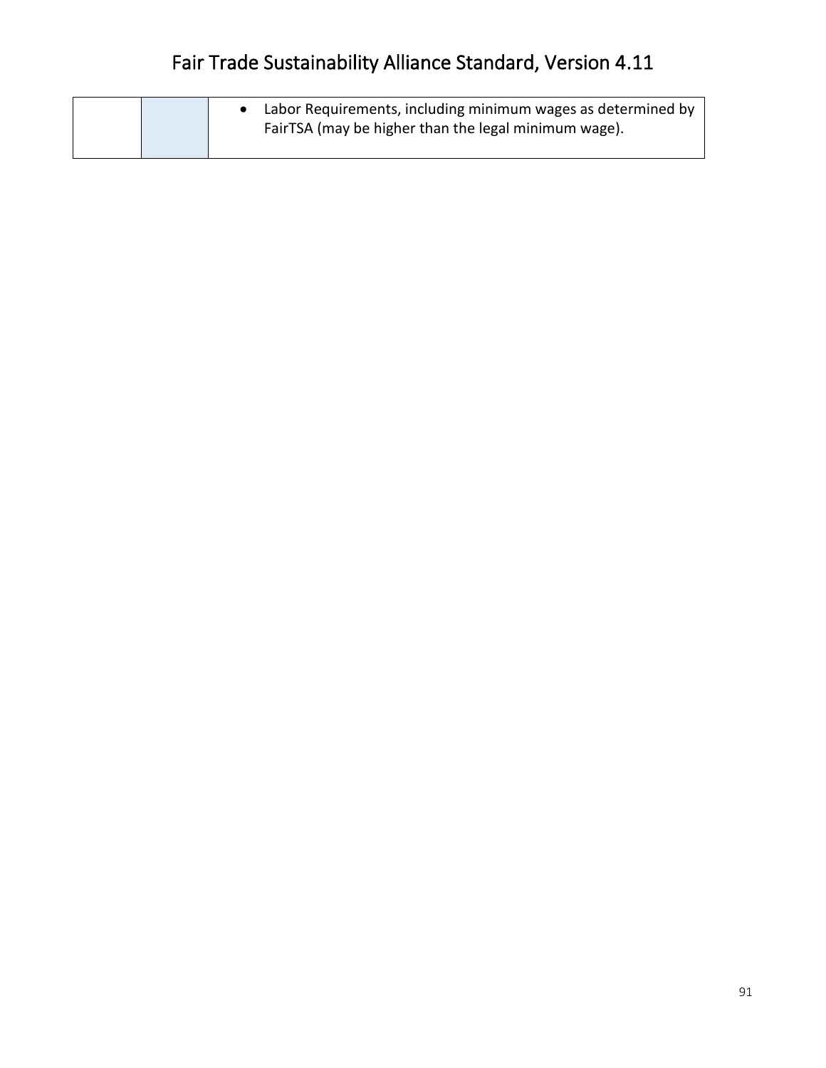| | | |
|---|---|---|
| | | • Labor Requirements, including minimum wages as determined by FairTSA (may be higher than the legal minimum wage). |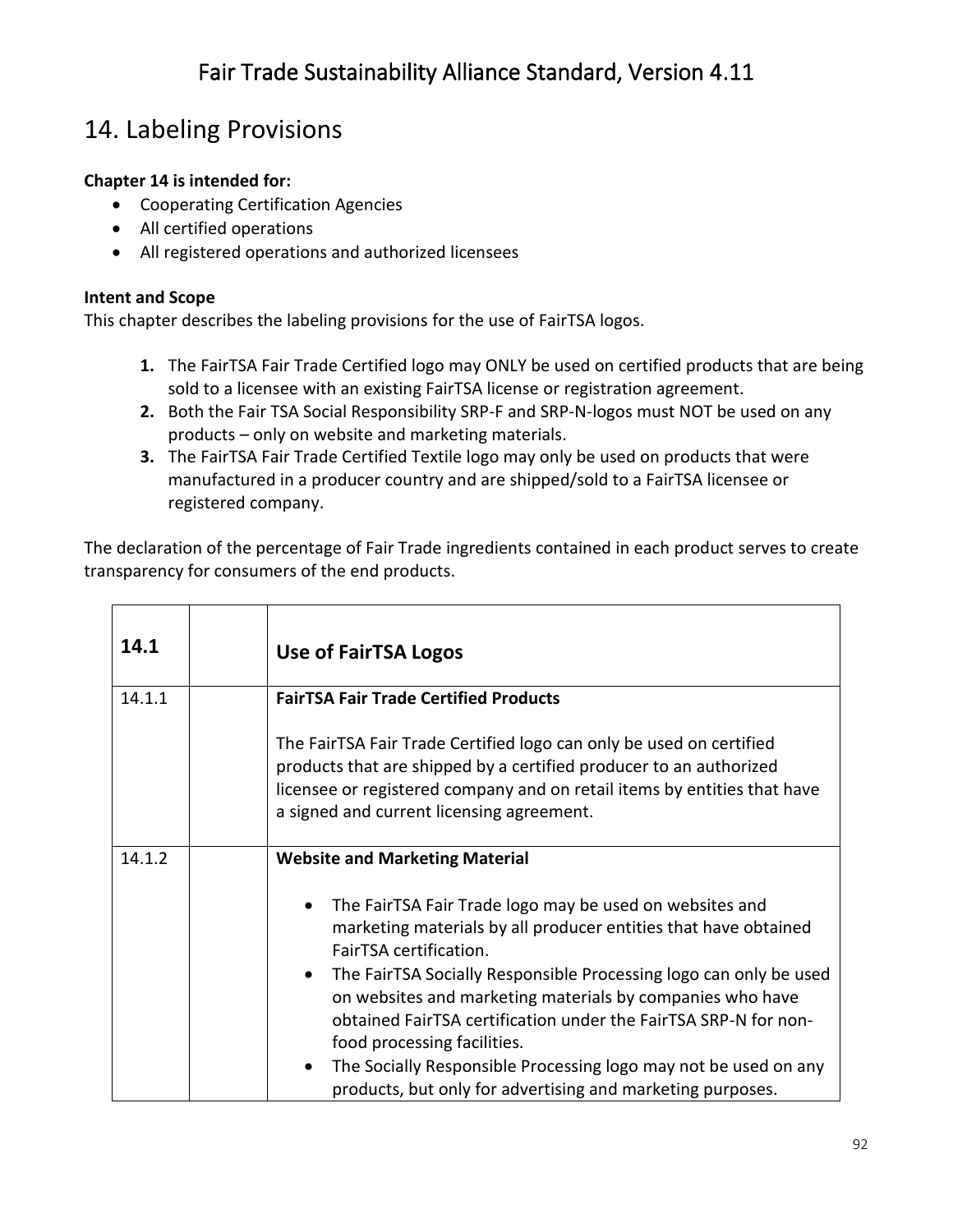# 14. Labeling Provisions

**Chapter 14 is intended for:**

- Cooperating Certification Agencies
- All certified operations
- All registered operations and authorized licensees

**Intent and Scope**
This chapter describes the labeling provisions for the use of FairTSA logos.

1. The FairTSA Fair Trade Certified logo may ONLY be used on certified products that are being sold to a licensee with an existing FairTSA license or registration agreement.
2. Both the Fair TSA Social Responsibility SRP-F and SRP-N-logos must NOT be used on any products – only on website and marketing materials.
3. The FairTSA Fair Trade Certified Textile logo may only be used on products that were manufactured in a producer country and are shipped/sold to a FairTSA licensee or registered company.

The declaration of the percentage of Fair Trade ingredients contained in each product serves to create transparency for consumers of the end products.

| 14.1 | | Use of FairTSA Logos |
|---|---|---|
| 14.1.1 | | **FairTSA Fair Trade Certified Products**<br><br>The FairTSA Fair Trade Certified logo can only be used on certified products that are shipped by a certified producer to an authorized licensee or registered company and on retail items by entities that have a signed and current licensing agreement. |
| 14.1.2 | | **Website and Marketing Material**<br><br>• The FairTSA Fair Trade logo may be used on websites and marketing materials by all producer entities that have obtained FairTSA certification.<br>• The FairTSA Socially Responsible Processing logo can only be used on websites and marketing materials by companies who have obtained FairTSA certification under the FairTSA SRP-N for non-food processing facilities.<br>• The Socially Responsible Processing logo may not be used on any products, but only for advertising and marketing purposes. |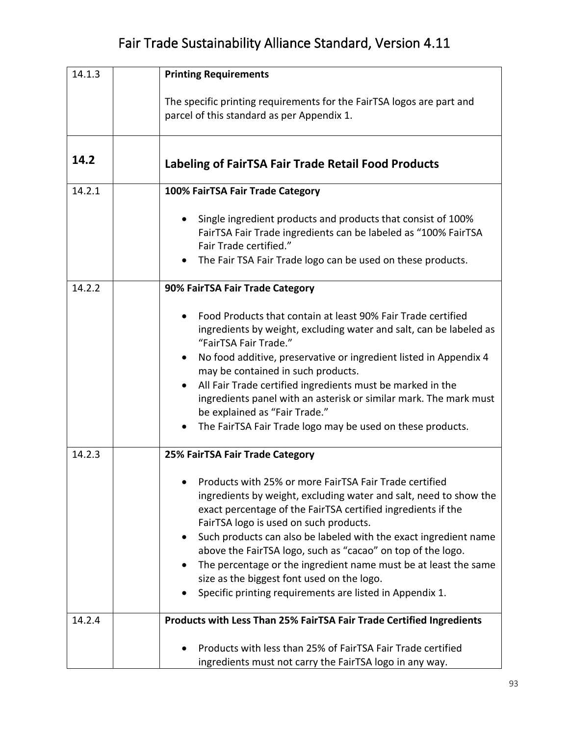| | | |
|---|---|---|
| 14.1.3 | | **Printing Requirements**<br><br>The specific printing requirements for the FairTSA logos are part and parcel of this standard as per Appendix 1. |
| **14.2** | | **Labeling of FairTSA Fair Trade Retail Food Products** |
| 14.2.1 | | **100% FairTSA Fair Trade Category**<br><br>• Single ingredient products and products that consist of 100% FairTSA Fair Trade ingredients can be labeled as "100% FairTSA Fair Trade certified."<br>• The Fair TSA Fair Trade logo can be used on these products. |
| 14.2.2 | | **90% FairTSA Fair Trade Category**<br><br>• Food Products that contain at least 90% Fair Trade certified ingredients by weight, excluding water and salt, can be labeled as "FairTSA Fair Trade."<br>• No food additive, preservative or ingredient listed in Appendix 4 may be contained in such products.<br>• All Fair Trade certified ingredients must be marked in the ingredients panel with an asterisk or similar mark. The mark must be explained as "Fair Trade."<br>• The FairTSA Fair Trade logo may be used on these products. |
| 14.2.3 | | **25% FairTSA Fair Trade Category**<br><br>• Products with 25% or more FairTSA Fair Trade certified ingredients by weight, excluding water and salt, need to show the exact percentage of the FairTSA certified ingredients if the FairTSA logo is used on such products.<br>• Such products can also be labeled with the exact ingredient name above the FairTSA logo, such as "cacao" on top of the logo.<br>• The percentage or the ingredient name must be at least the same size as the biggest font used on the logo.<br>• Specific printing requirements are listed in Appendix 1. |
| 14.2.4 | | **Products with Less Than 25% FairTSA Fair Trade Certified Ingredients**<br><br>• Products with less than 25% of FairTSA Fair Trade certified ingredients must not carry the FairTSA logo in any way. |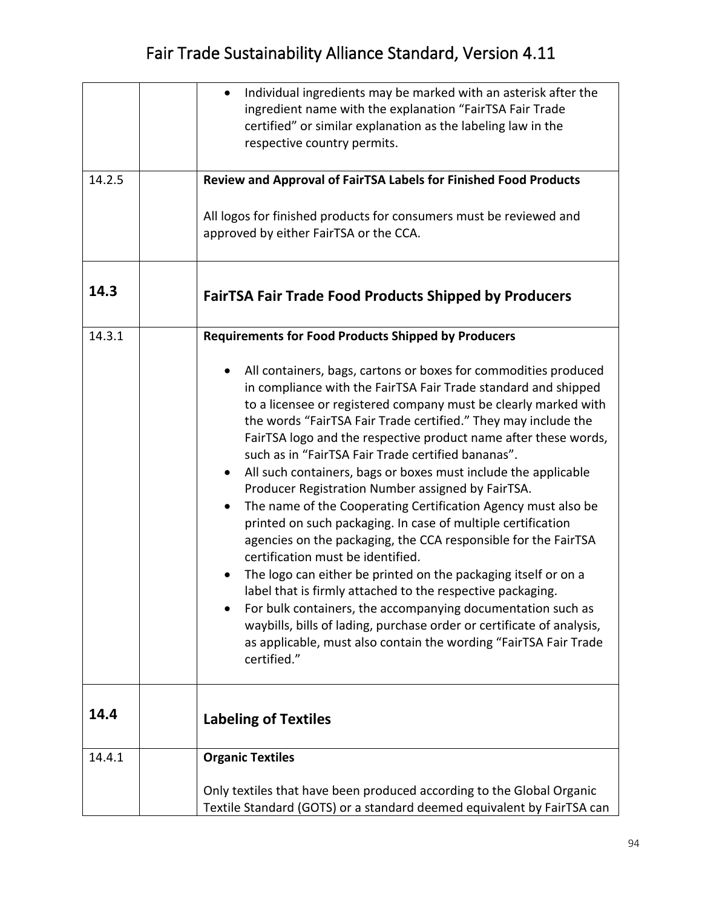| | | |
|---|---|---|
| | | • Individual ingredients may be marked with an asterisk after the ingredient name with the explanation "FairTSA Fair Trade certified" or similar explanation as the labeling law in the respective country permits. |
| 14.2.5 | | **Review and Approval of FairTSA Labels for Finished Food Products**<br><br>All logos for finished products for consumers must be reviewed and approved by either FairTSA or the CCA. |
| **14.3** | | **FairTSA Fair Trade Food Products Shipped by Producers** |
| 14.3.1 | | **Requirements for Food Products Shipped by Producers**<br><br>• All containers, bags, cartons or boxes for commodities produced in compliance with the FairTSA Fair Trade standard and shipped to a licensee or registered company must be clearly marked with the words "FairTSA Fair Trade certified." They may include the FairTSA logo and the respective product name after these words, such as in "FairTSA Fair Trade certified bananas".<br>• All such containers, bags or boxes must include the applicable Producer Registration Number assigned by FairTSA.<br>• The name of the Cooperating Certification Agency must also be printed on such packaging. In case of multiple certification agencies on the packaging, the CCA responsible for the FairTSA certification must be identified.<br>• The logo can either be printed on the packaging itself or on a label that is firmly attached to the respective packaging.<br>• For bulk containers, the accompanying documentation such as waybills, bills of lading, purchase order or certificate of analysis, as applicable, must also contain the wording "FairTSA Fair Trade certified." |
| **14.4** | | **Labeling of Textiles** |
| 14.4.1 | | **Organic Textiles**<br><br>Only textiles that have been produced according to the Global Organic Textile Standard (GOTS) or a standard deemed equivalent by FairTSA can |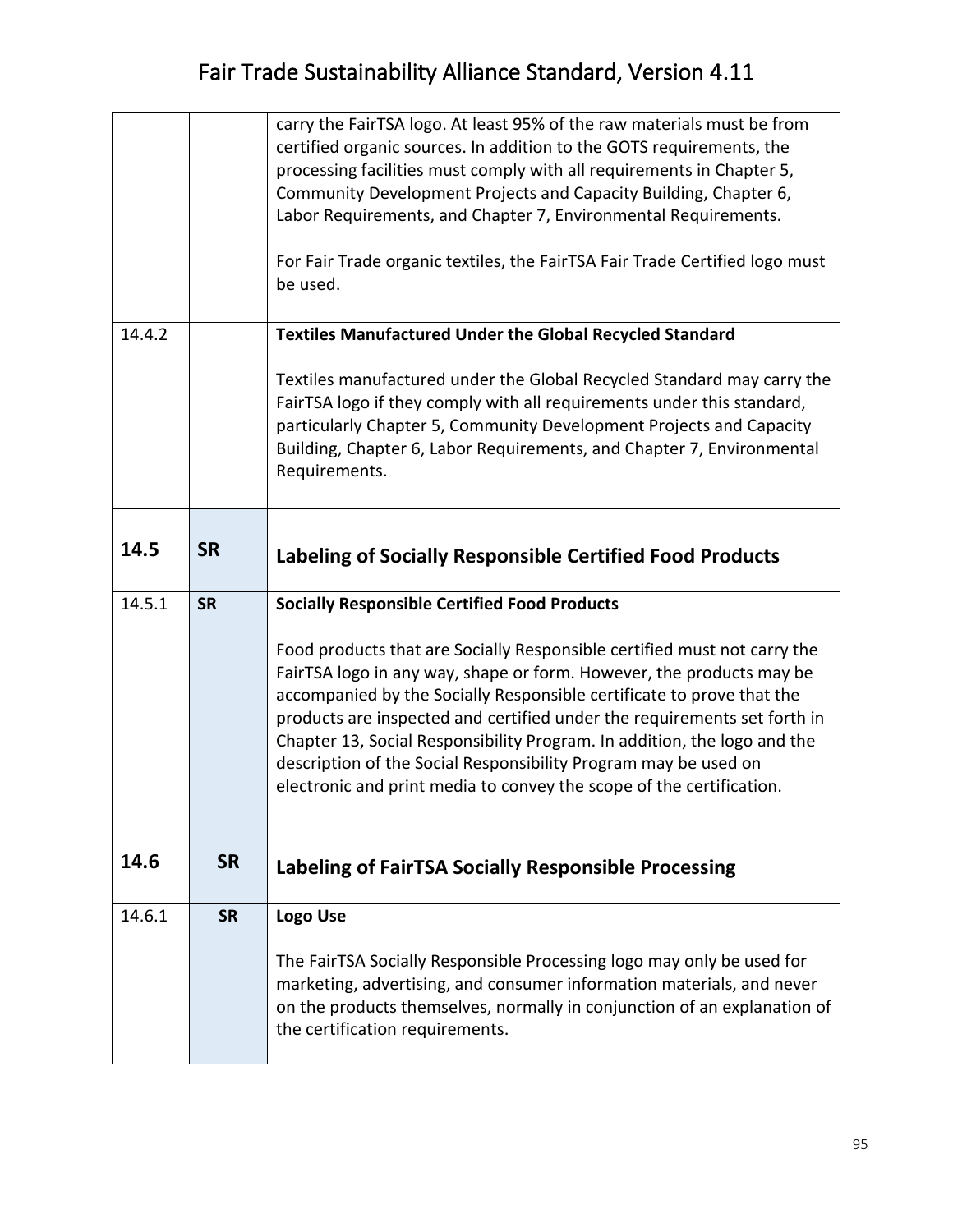| | | |
|---|---|---|
| | | carry the FairTSA logo. At least 95% of the raw materials must be from certified organic sources. In addition to the GOTS requirements, the processing facilities must comply with all requirements in Chapter 5, Community Development Projects and Capacity Building, Chapter 6, Labor Requirements, and Chapter 7, Environmental Requirements.<br><br>For Fair Trade organic textiles, the FairTSA Fair Trade Certified logo must be used. |
| 14.4.2 | | **Textiles Manufactured Under the Global Recycled Standard**<br><br>Textiles manufactured under the Global Recycled Standard may carry the FairTSA logo if they comply with all requirements under this standard, particularly Chapter 5, Community Development Projects and Capacity Building, Chapter 6, Labor Requirements, and Chapter 7, Environmental Requirements. |
| **14.5** | **SR** | **Labeling of Socially Responsible Certified Food Products** |
| 14.5.1 | **SR** | **Socially Responsible Certified Food Products**<br><br>Food products that are Socially Responsible certified must not carry the FairTSA logo in any way, shape or form. However, the products may be accompanied by the Socially Responsible certificate to prove that the products are inspected and certified under the requirements set forth in Chapter 13, Social Responsibility Program. In addition, the logo and the description of the Social Responsibility Program may be used on electronic and print media to convey the scope of the certification. |
| **14.6** | **SR** | **Labeling of FairTSA Socially Responsible Processing** |
| 14.6.1 | **SR** | **Logo Use**<br><br>The FairTSA Socially Responsible Processing logo may only be used for marketing, advertising, and consumer information materials, and never on the products themselves, normally in conjunction of an explanation of the certification requirements. |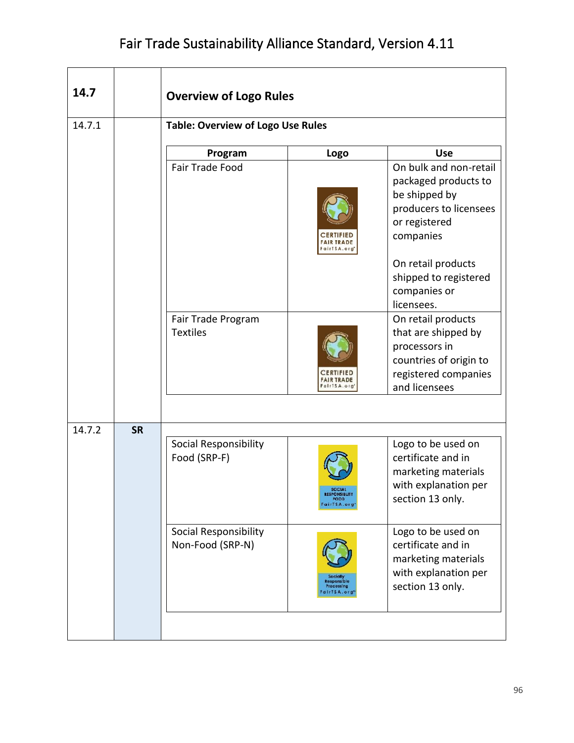## 14.7 Overview of Logo Rules

**14.7.1**

**Table: Overview of Logo Use Rules**

| Program | Logo | Use |
|---|---|---|
| Fair Trade Food | CERTIFIED FAIR TRADE FairTSA.org | On bulk and non-retail packaged products to be shipped by producers to licensees or registered companies<br><br>On retail products shipped to registered companies or licensees. |
| Fair Trade Program Textiles | CERTIFIED FAIR TRADE FairTSA.org | On retail products that are shipped by processors in countries of origin to registered companies and licensees |

**14.7.2** **SR**

| Program | Logo | Use |
|---|---|---|
| Social Responsibility Food (SRP-F) | SOCIAL RESPONSIBILITY FOOD FairTSA.org | Logo to be used on certificate and in marketing materials with explanation per section 13 only. |
| Social Responsibility Non-Food (SRP-N) | Socially Responsible Processing FairTSA.org | Logo to be used on certificate and in marketing materials with explanation per section 13 only. |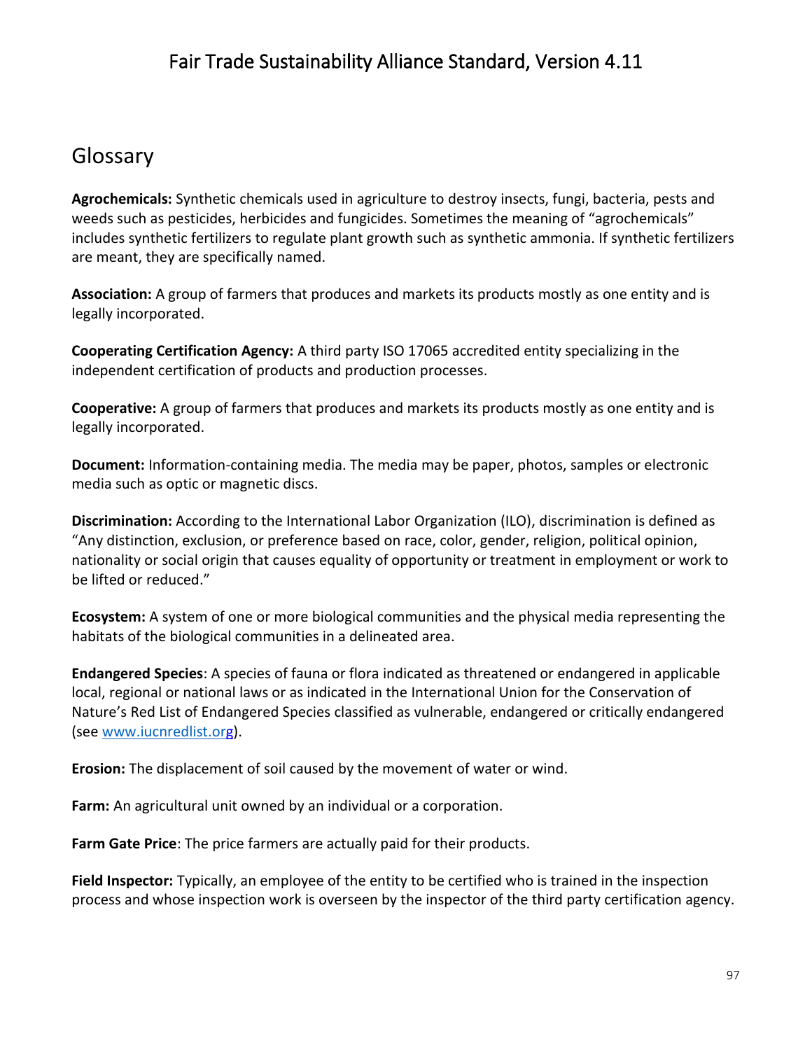## Glossary

**Agrochemicals:** Synthetic chemicals used in agriculture to destroy insects, fungi, bacteria, pests and weeds such as pesticides, herbicides and fungicides. Sometimes the meaning of "agrochemicals" includes synthetic fertilizers to regulate plant growth such as synthetic ammonia. If synthetic fertilizers are meant, they are specifically named.

**Association:** A group of farmers that produces and markets its products mostly as one entity and is legally incorporated.

**Cooperating Certification Agency:** A third party ISO 17065 accredited entity specializing in the independent certification of products and production processes.

**Cooperative:** A group of farmers that produces and markets its products mostly as one entity and is legally incorporated.

**Document:** Information-containing media. The media may be paper, photos, samples or electronic media such as optic or magnetic discs.

**Discrimination:** According to the International Labor Organization (ILO), discrimination is defined as "Any distinction, exclusion, or preference based on race, color, gender, religion, political opinion, nationality or social origin that causes equality of opportunity or treatment in employment or work to be lifted or reduced."

**Ecosystem:** A system of one or more biological communities and the physical media representing the habitats of the biological communities in a delineated area.

**Endangered Species**: A species of fauna or flora indicated as threatened or endangered in applicable local, regional or national laws or as indicated in the International Union for the Conservation of Nature's Red List of Endangered Species classified as vulnerable, endangered or critically endangered (see [www.iucnredlist.org](http://www.iucnredlist.org)).

**Erosion:** The displacement of soil caused by the movement of water or wind.

**Farm:** An agricultural unit owned by an individual or a corporation.

**Farm Gate Price**: The price farmers are actually paid for their products.

**Field Inspector:** Typically, an employee of the entity to be certified who is trained in the inspection process and whose inspection work is overseen by the inspector of the third party certification agency.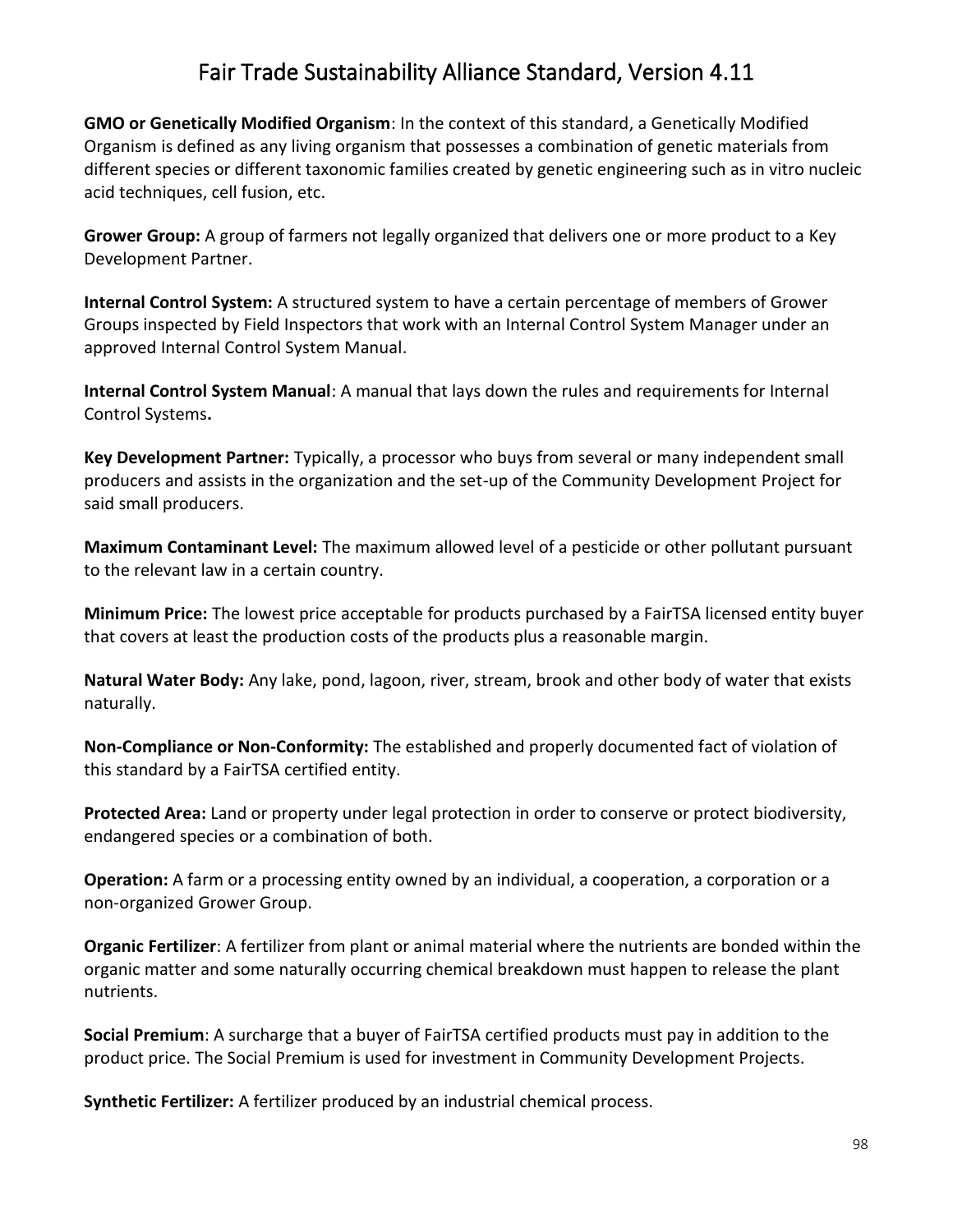**GMO or Genetically Modified Organism**: In the context of this standard, a Genetically Modified Organism is defined as any living organism that possesses a combination of genetic materials from different species or different taxonomic families created by genetic engineering such as in vitro nucleic acid techniques, cell fusion, etc.

**Grower Group:** A group of farmers not legally organized that delivers one or more product to a Key Development Partner.

**Internal Control System:** A structured system to have a certain percentage of members of Grower Groups inspected by Field Inspectors that work with an Internal Control System Manager under an approved Internal Control System Manual.

**Internal Control System Manual**: A manual that lays down the rules and requirements for Internal Control Systems**.**

**Key Development Partner:** Typically, a processor who buys from several or many independent small producers and assists in the organization and the set-up of the Community Development Project for said small producers.

**Maximum Contaminant Level:** The maximum allowed level of a pesticide or other pollutant pursuant to the relevant law in a certain country.

**Minimum Price:** The lowest price acceptable for products purchased by a FairTSA licensed entity buyer that covers at least the production costs of the products plus a reasonable margin.

**Natural Water Body:** Any lake, pond, lagoon, river, stream, brook and other body of water that exists naturally.

**Non-Compliance or Non-Conformity:** The established and properly documented fact of violation of this standard by a FairTSA certified entity.

**Protected Area:** Land or property under legal protection in order to conserve or protect biodiversity, endangered species or a combination of both.

**Operation:** A farm or a processing entity owned by an individual, a cooperation, a corporation or a non-organized Grower Group.

**Organic Fertilizer**: A fertilizer from plant or animal material where the nutrients are bonded within the organic matter and some naturally occurring chemical breakdown must happen to release the plant nutrients.

**Social Premium**: A surcharge that a buyer of FairTSA certified products must pay in addition to the product price. The Social Premium is used for investment in Community Development Projects.

**Synthetic Fertilizer:** A fertilizer produced by an industrial chemical process.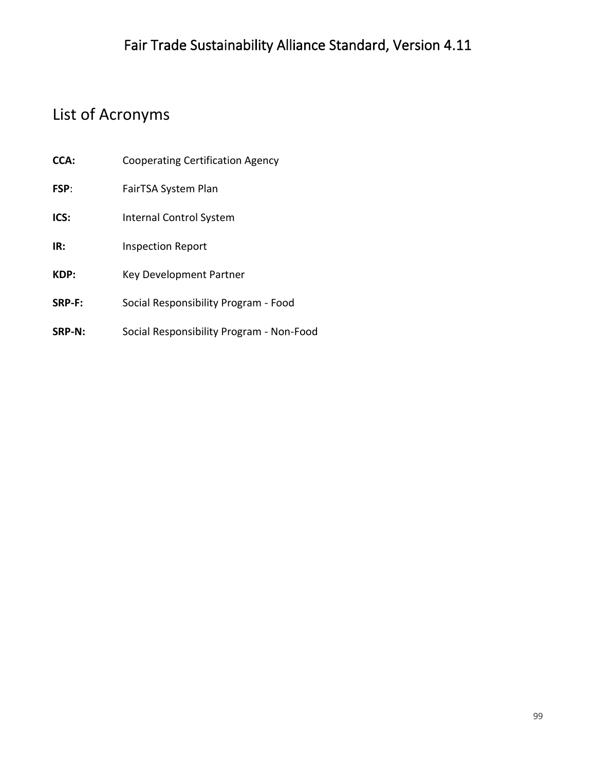## List of Acronyms

**CCA:** Cooperating Certification Agency

**FSP**: FairTSA System Plan

**ICS:** Internal Control System

**IR:** Inspection Report

**KDP:** Key Development Partner

**SRP-F:** Social Responsibility Program - Food

**SRP-N:** Social Responsibility Program - Non-Food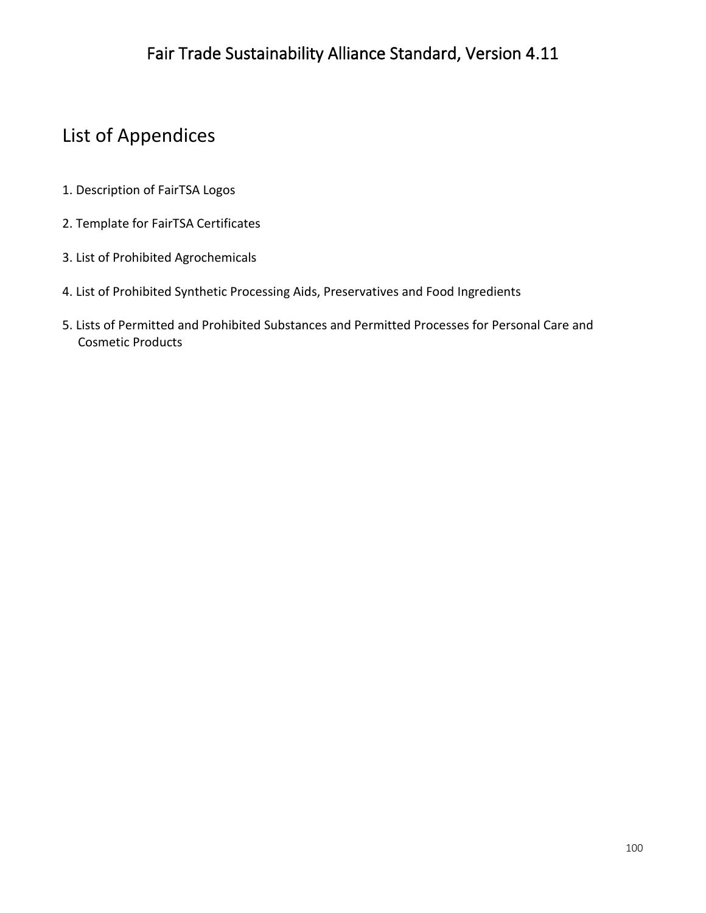# List of Appendices

1. Description of FairTSA Logos
2. Template for FairTSA Certificates
3. List of Prohibited Agrochemicals
4. List of Prohibited Synthetic Processing Aids, Preservatives and Food Ingredients
5. Lists of Permitted and Prohibited Substances and Permitted Processes for Personal Care and Cosmetic Products